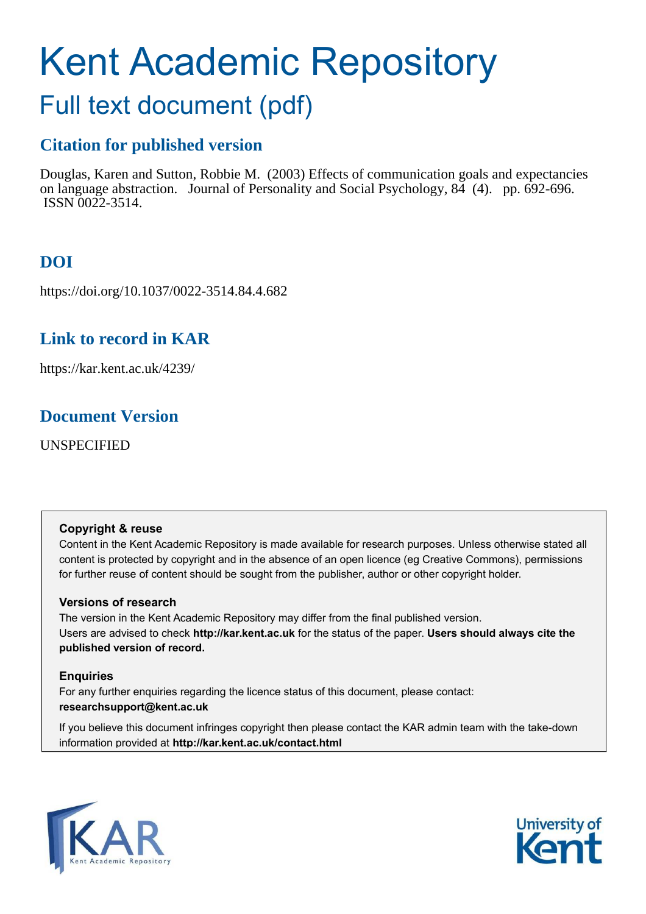# Kent Academic Repository

## Full text document (pdf)

### Citation for published version

Douglas, Karen and Sutton, Robbie M. (2003) Effects of communication goals and expectancies on language abstraction. Journal of Personality and Social Psychology, 84 (4). pp. 692-696. ISSN 0022-3514.

### DOI

https://doi.org/10.1037/0022-3514.84.4.682

### Link to record in KAR

https://kar.kent.ac.uk/4239/

### Document Version

UNSPECIFIED

**Copyright & reuse**

Content in the Kent Academic Repository is made available for research purposes. Unless otherwise stated all content is protected by copyright and in the absence of an open licence (eg Creative Commons), permissions for further reuse of content should be sought from the publisher, author or other copyright holder.

**Versions of research**

The version in the Kent Academic Repository may differ from the final published version. Users are advised to check **http://kar.kent.ac.uk** for the status of the paper. **Users should always cite the published version of record.**

**Enquiries**

For any further enquiries regarding the licence status of this document, please contact: **researchsupport@kent.ac.uk**

If you believe this document infringes copyright then please contact the KAR admin team with the take-down information provided at **http://kar.kent.ac.uk/contact.html**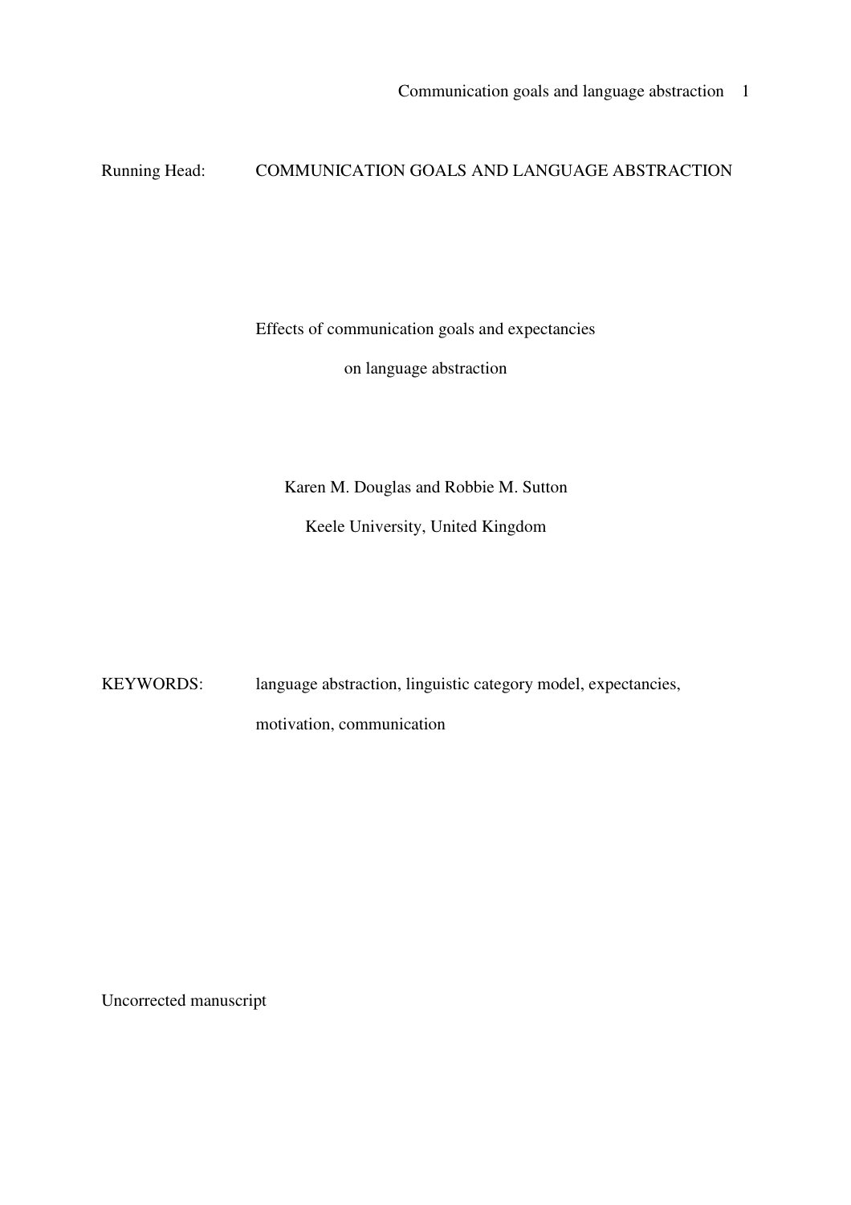Running Head: COMMUNICATION GOALS AND LANGUAGE ABSTRACTION

# Effects of communication goals and expectancies on language abstraction

Karen M. Douglas and Robbie M. Sutton

Keele University, United Kingdom

KEYWORDS: language abstraction, linguistic category model, expectancies, motivation, communication

Uncorrected manuscript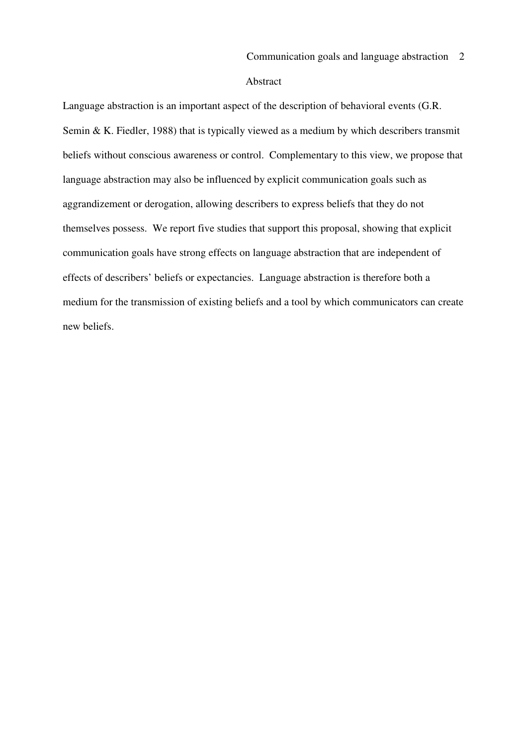# Abstract

Language abstraction is an important aspect of the description of behavioral events (G.R. Semin & K. Fiedler, 1988) that is typically viewed as a medium by which describers transmit beliefs without conscious awareness or control. Complementary to this view, we propose that language abstraction may also be influenced by explicit communication goals such as aggrandizement or derogation, allowing describers to express beliefs that they do not themselves possess. We report five studies that support this proposal, showing that explicit communication goals have strong effects on language abstraction that are independent of effects of describers' beliefs or expectancies. Language abstraction is therefore both a medium for the transmission of existing beliefs and a tool by which communicators can create new beliefs.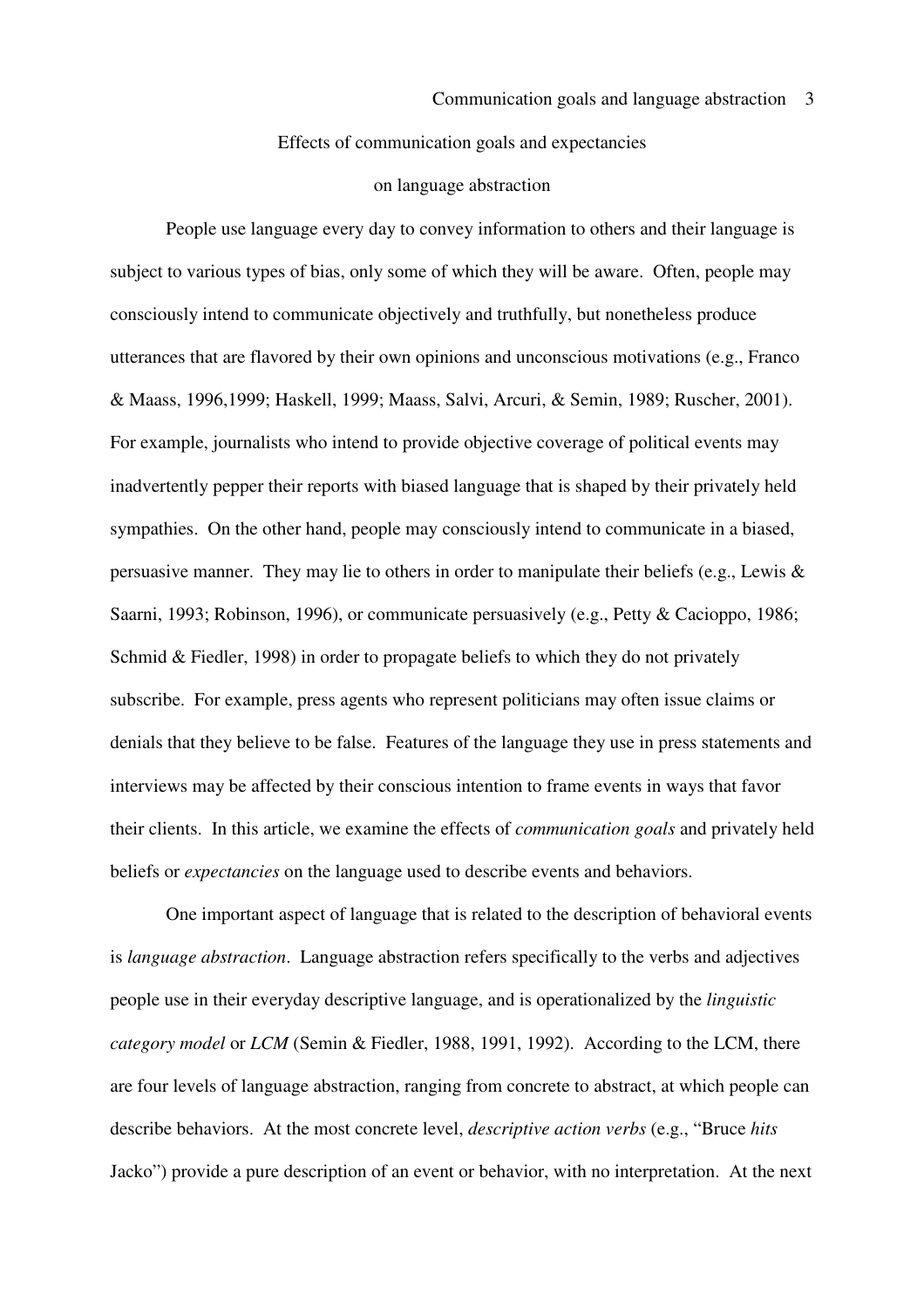# Effects of communication goals and expectancies on language abstraction

People use language every day to convey information to others and their language is subject to various types of bias, only some of which they will be aware. Often, people may consciously intend to communicate objectively and truthfully, but nonetheless produce utterances that are flavored by their own opinions and unconscious motivations (e.g., Franco & Maass, 1996,1999; Haskell, 1999; Maass, Salvi, Arcuri, & Semin, 1989; Ruscher, 2001). For example, journalists who intend to provide objective coverage of political events may inadvertently pepper their reports with biased language that is shaped by their privately held sympathies. On the other hand, people may consciously intend to communicate in a biased, persuasive manner. They may lie to others in order to manipulate their beliefs (e.g., Lewis & Saarni, 1993; Robinson, 1996), or communicate persuasively (e.g., Petty & Cacioppo, 1986; Schmid & Fiedler, 1998) in order to propagate beliefs to which they do not privately subscribe. For example, press agents who represent politicians may often issue claims or denials that they believe to be false. Features of the language they use in press statements and interviews may be affected by their conscious intention to frame events in ways that favor their clients. In this article, we examine the effects of *communication goals* and privately held beliefs or *expectancies* on the language used to describe events and behaviors.

One important aspect of language that is related to the description of behavioral events is *language abstraction*. Language abstraction refers specifically to the verbs and adjectives people use in their everyday descriptive language, and is operationalized by the *linguistic category model* or *LCM* (Semin & Fiedler, 1988, 1991, 1992). According to the LCM, there are four levels of language abstraction, ranging from concrete to abstract, at which people can describe behaviors. At the most concrete level, *descriptive action verbs* (e.g., "Bruce *hits* Jacko") provide a pure description of an event or behavior, with no interpretation. At the next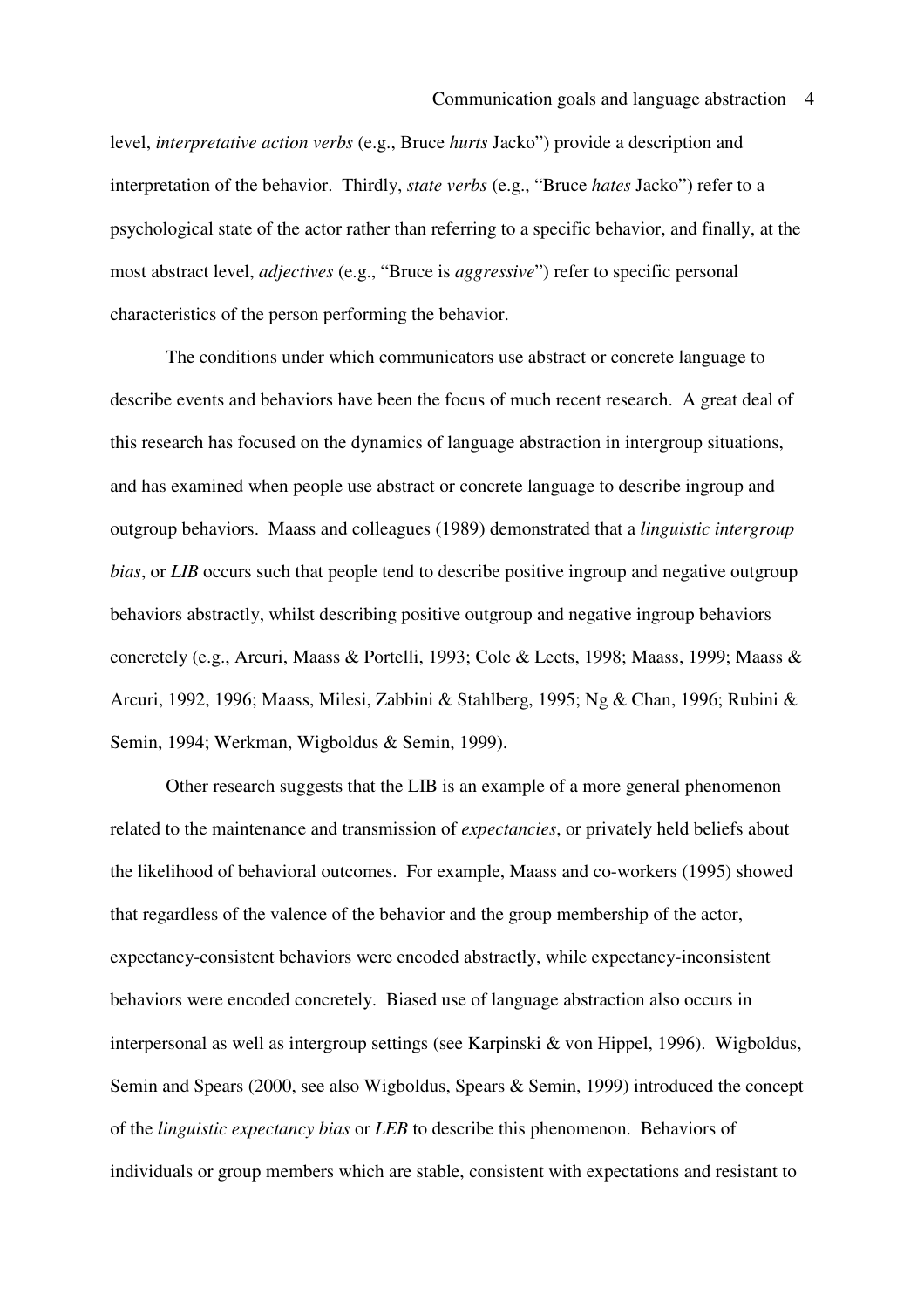level, *interpretative action verbs* (e.g., Bruce *hurts* Jacko") provide a description and interpretation of the behavior. Thirdly, *state verbs* (e.g., "Bruce *hates* Jacko") refer to a psychological state of the actor rather than referring to a specific behavior, and finally, at the most abstract level, *adjectives* (e.g., "Bruce is *aggressive*") refer to specific personal characteristics of the person performing the behavior.

The conditions under which communicators use abstract or concrete language to describe events and behaviors have been the focus of much recent research. A great deal of this research has focused on the dynamics of language abstraction in intergroup situations, and has examined when people use abstract or concrete language to describe ingroup and outgroup behaviors. Maass and colleagues (1989) demonstrated that a *linguistic intergroup bias*, or *LIB* occurs such that people tend to describe positive ingroup and negative outgroup behaviors abstractly, whilst describing positive outgroup and negative ingroup behaviors concretely (e.g., Arcuri, Maass & Portelli, 1993; Cole & Leets, 1998; Maass, 1999; Maass & Arcuri, 1992, 1996; Maass, Milesi, Zabbini & Stahlberg, 1995; Ng & Chan, 1996; Rubini & Semin, 1994; Werkman, Wigboldus & Semin, 1999).

Other research suggests that the LIB is an example of a more general phenomenon related to the maintenance and transmission of *expectancies*, or privately held beliefs about the likelihood of behavioral outcomes. For example, Maass and co-workers (1995) showed that regardless of the valence of the behavior and the group membership of the actor, expectancy-consistent behaviors were encoded abstractly, while expectancy-inconsistent behaviors were encoded concretely. Biased use of language abstraction also occurs in interpersonal as well as intergroup settings (see Karpinski & von Hippel, 1996). Wigboldus, Semin and Spears (2000, see also Wigboldus, Spears & Semin, 1999) introduced the concept of the *linguistic expectancy bias* or *LEB* to describe this phenomenon. Behaviors of individuals or group members which are stable, consistent with expectations and resistant to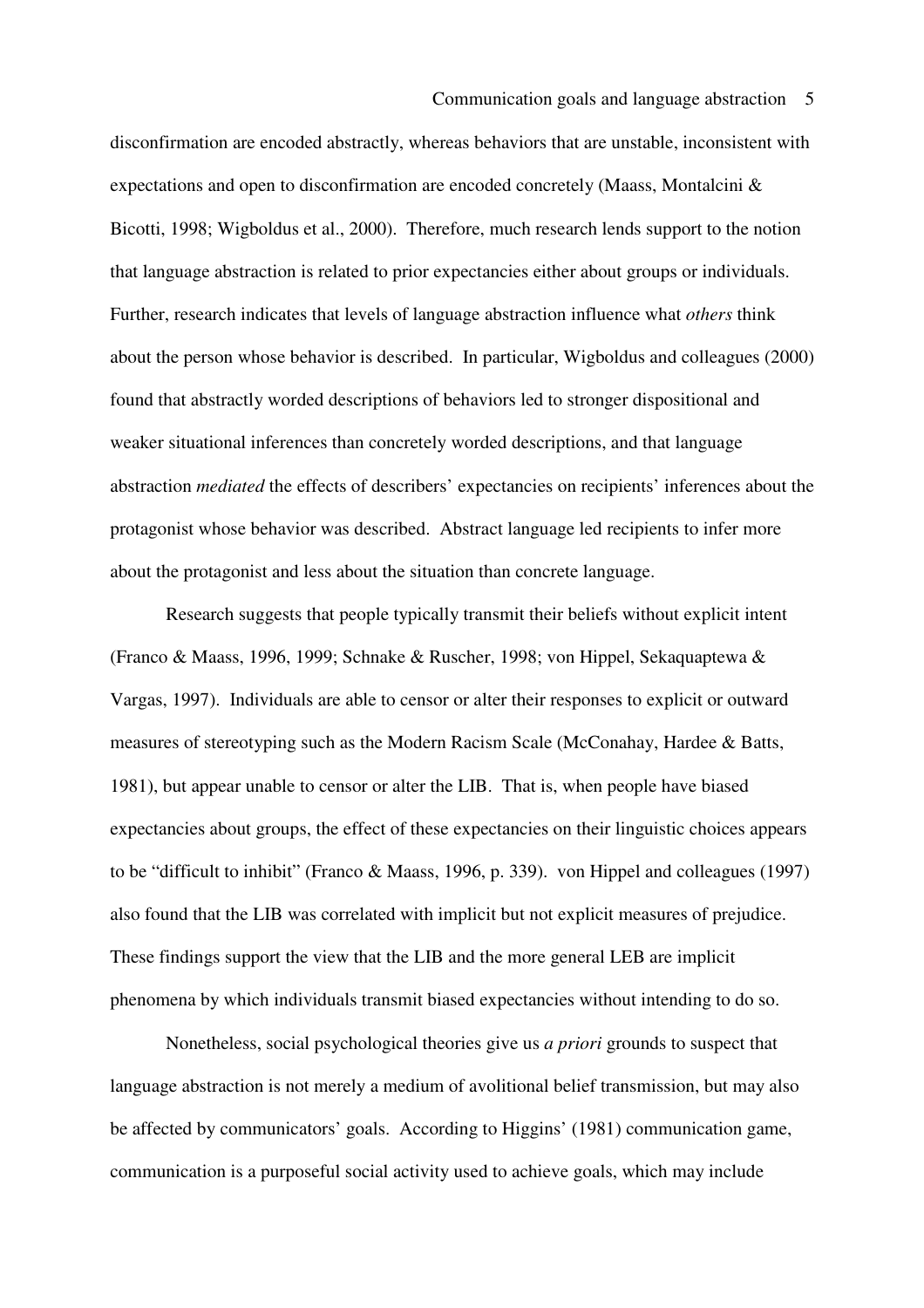disconfirmation are encoded abstractly, whereas behaviors that are unstable, inconsistent with expectations and open to disconfirmation are encoded concretely (Maass, Montalcini & Bicotti, 1998; Wigboldus et al., 2000). Therefore, much research lends support to the notion that language abstraction is related to prior expectancies either about groups or individuals. Further, research indicates that levels of language abstraction influence what *others* think about the person whose behavior is described. In particular, Wigboldus and colleagues (2000) found that abstractly worded descriptions of behaviors led to stronger dispositional and weaker situational inferences than concretely worded descriptions, and that language abstraction *mediated* the effects of describers' expectancies on recipients' inferences about the protagonist whose behavior was described. Abstract language led recipients to infer more about the protagonist and less about the situation than concrete language.

Research suggests that people typically transmit their beliefs without explicit intent (Franco & Maass, 1996, 1999; Schnake & Ruscher, 1998; von Hippel, Sekaquaptewa & Vargas, 1997). Individuals are able to censor or alter their responses to explicit or outward measures of stereotyping such as the Modern Racism Scale (McConahay, Hardee & Batts, 1981), but appear unable to censor or alter the LIB. That is, when people have biased expectancies about groups, the effect of these expectancies on their linguistic choices appears to be "difficult to inhibit" (Franco & Maass, 1996, p. 339). von Hippel and colleagues (1997) also found that the LIB was correlated with implicit but not explicit measures of prejudice. These findings support the view that the LIB and the more general LEB are implicit phenomena by which individuals transmit biased expectancies without intending to do so.

Nonetheless, social psychological theories give us *a priori* grounds to suspect that language abstraction is not merely a medium of avolitional belief transmission, but may also be affected by communicators' goals. According to Higgins' (1981) communication game, communication is a purposeful social activity used to achieve goals, which may include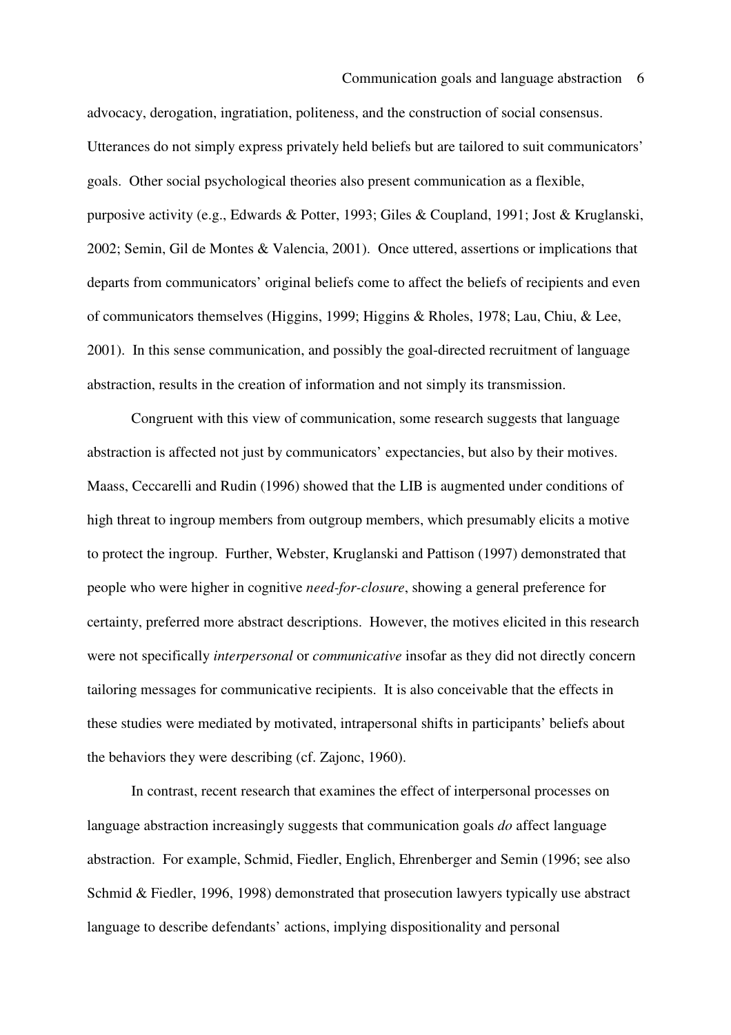advocacy, derogation, ingratiation, politeness, and the construction of social consensus. Utterances do not simply express privately held beliefs but are tailored to suit communicators' goals. Other social psychological theories also present communication as a flexible, purposive activity (e.g., Edwards & Potter, 1993; Giles & Coupland, 1991; Jost & Kruglanski, 2002; Semin, Gil de Montes & Valencia, 2001). Once uttered, assertions or implications that departs from communicators' original beliefs come to affect the beliefs of recipients and even of communicators themselves (Higgins, 1999; Higgins & Rholes, 1978; Lau, Chiu, & Lee, 2001). In this sense communication, and possibly the goal-directed recruitment of language abstraction, results in the creation of information and not simply its transmission.

Congruent with this view of communication, some research suggests that language abstraction is affected not just by communicators' expectancies, but also by their motives. Maass, Ceccarelli and Rudin (1996) showed that the LIB is augmented under conditions of high threat to ingroup members from outgroup members, which presumably elicits a motive to protect the ingroup. Further, Webster, Kruglanski and Pattison (1997) demonstrated that people who were higher in cognitive *need-for-closure*, showing a general preference for certainty, preferred more abstract descriptions. However, the motives elicited in this research were not specifically *interpersonal* or *communicative* insofar as they did not directly concern tailoring messages for communicative recipients. It is also conceivable that the effects in these studies were mediated by motivated, intrapersonal shifts in participants' beliefs about the behaviors they were describing (cf. Zajonc, 1960).

In contrast, recent research that examines the effect of interpersonal processes on language abstraction increasingly suggests that communication goals *do* affect language abstraction. For example, Schmid, Fiedler, Englich, Ehrenberger and Semin (1996; see also Schmid & Fiedler, 1996, 1998) demonstrated that prosecution lawyers typically use abstract language to describe defendants' actions, implying dispositionality and personal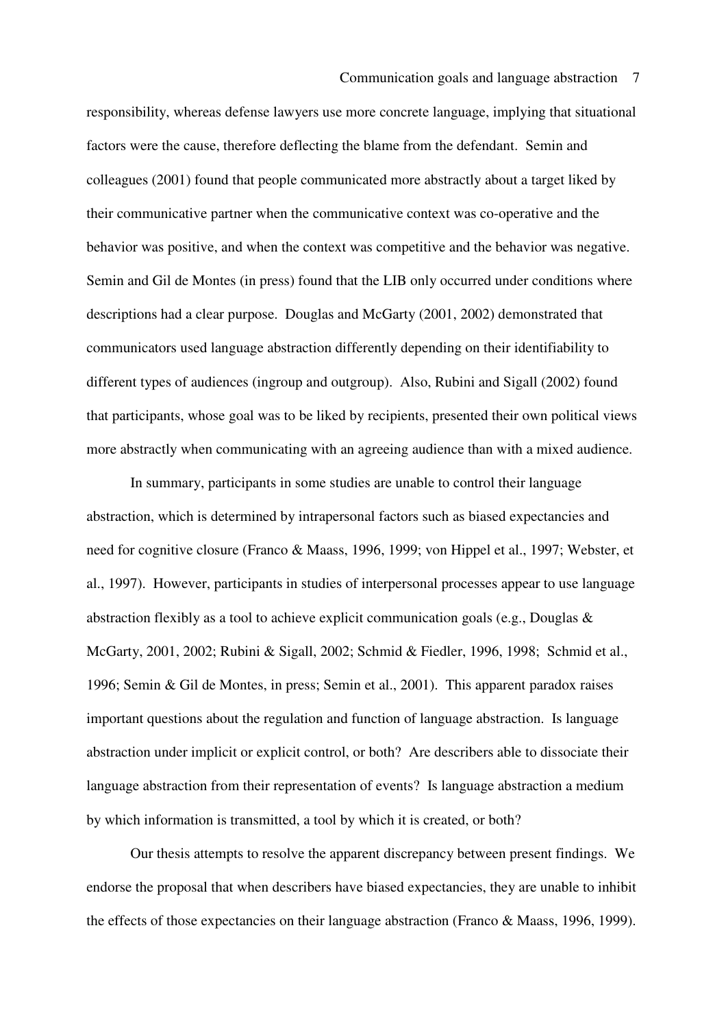responsibility, whereas defense lawyers use more concrete language, implying that situational factors were the cause, therefore deflecting the blame from the defendant. Semin and colleagues (2001) found that people communicated more abstractly about a target liked by their communicative partner when the communicative context was co-operative and the behavior was positive, and when the context was competitive and the behavior was negative. Semin and Gil de Montes (in press) found that the LIB only occurred under conditions where descriptions had a clear purpose. Douglas and McGarty (2001, 2002) demonstrated that communicators used language abstraction differently depending on their identifiability to different types of audiences (ingroup and outgroup). Also, Rubini and Sigall (2002) found that participants, whose goal was to be liked by recipients, presented their own political views more abstractly when communicating with an agreeing audience than with a mixed audience.

In summary, participants in some studies are unable to control their language abstraction, which is determined by intrapersonal factors such as biased expectancies and need for cognitive closure (Franco & Maass, 1996, 1999; von Hippel et al., 1997; Webster, et al., 1997). However, participants in studies of interpersonal processes appear to use language abstraction flexibly as a tool to achieve explicit communication goals (e.g., Douglas & McGarty, 2001, 2002; Rubini & Sigall, 2002; Schmid & Fiedler, 1996, 1998; Schmid et al., 1996; Semin & Gil de Montes, in press; Semin et al., 2001). This apparent paradox raises important questions about the regulation and function of language abstraction. Is language abstraction under implicit or explicit control, or both? Are describers able to dissociate their language abstraction from their representation of events? Is language abstraction a medium by which information is transmitted, a tool by which it is created, or both?

Our thesis attempts to resolve the apparent discrepancy between present findings. We endorse the proposal that when describers have biased expectancies, they are unable to inhibit the effects of those expectancies on their language abstraction (Franco & Maass, 1996, 1999).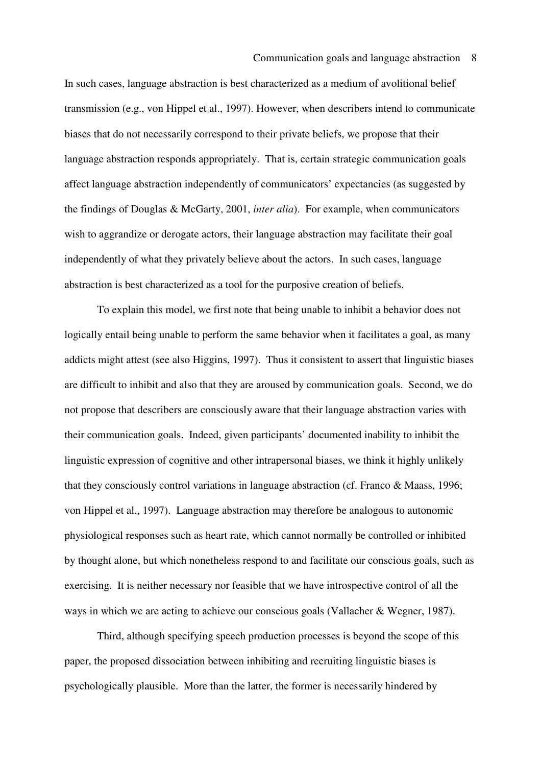In such cases, language abstraction is best characterized as a medium of avolitional belief transmission (e.g., von Hippel et al., 1997). However, when describers intend to communicate biases that do not necessarily correspond to their private beliefs, we propose that their language abstraction responds appropriately. That is, certain strategic communication goals affect language abstraction independently of communicators' expectancies (as suggested by the findings of Douglas & McGarty, 2001, *inter alia*). For example, when communicators wish to aggrandize or derogate actors, their language abstraction may facilitate their goal independently of what they privately believe about the actors. In such cases, language abstraction is best characterized as a tool for the purposive creation of beliefs.

To explain this model, we first note that being unable to inhibit a behavior does not logically entail being unable to perform the same behavior when it facilitates a goal, as many addicts might attest (see also Higgins, 1997). Thus it consistent to assert that linguistic biases are difficult to inhibit and also that they are aroused by communication goals. Second, we do not propose that describers are consciously aware that their language abstraction varies with their communication goals. Indeed, given participants' documented inability to inhibit the linguistic expression of cognitive and other intrapersonal biases, we think it highly unlikely that they consciously control variations in language abstraction (cf. Franco & Maass, 1996; von Hippel et al., 1997). Language abstraction may therefore be analogous to autonomic physiological responses such as heart rate, which cannot normally be controlled or inhibited by thought alone, but which nonetheless respond to and facilitate our conscious goals, such as exercising. It is neither necessary nor feasible that we have introspective control of all the ways in which we are acting to achieve our conscious goals (Vallacher & Wegner, 1987).

Third, although specifying speech production processes is beyond the scope of this paper, the proposed dissociation between inhibiting and recruiting linguistic biases is psychologically plausible. More than the latter, the former is necessarily hindered by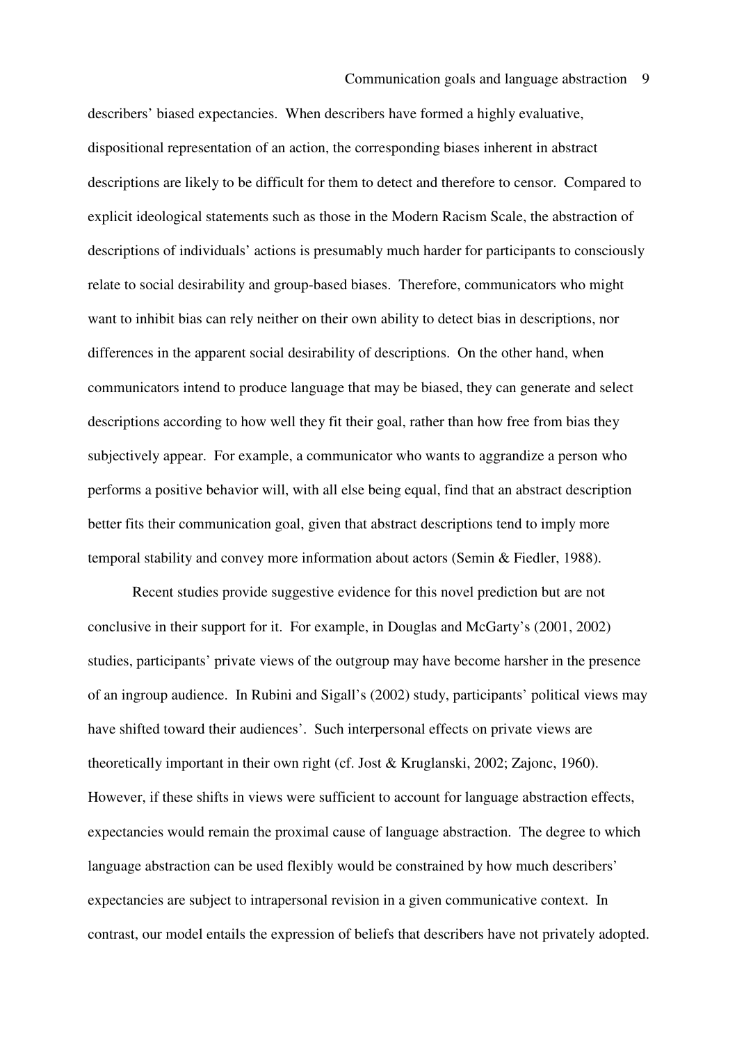describers' biased expectancies. When describers have formed a highly evaluative, dispositional representation of an action, the corresponding biases inherent in abstract descriptions are likely to be difficult for them to detect and therefore to censor. Compared to explicit ideological statements such as those in the Modern Racism Scale, the abstraction of descriptions of individuals' actions is presumably much harder for participants to consciously relate to social desirability and group-based biases. Therefore, communicators who might want to inhibit bias can rely neither on their own ability to detect bias in descriptions, nor differences in the apparent social desirability of descriptions. On the other hand, when communicators intend to produce language that may be biased, they can generate and select descriptions according to how well they fit their goal, rather than how free from bias they subjectively appear. For example, a communicator who wants to aggrandize a person who performs a positive behavior will, with all else being equal, find that an abstract description better fits their communication goal, given that abstract descriptions tend to imply more temporal stability and convey more information about actors (Semin & Fiedler, 1988).

Recent studies provide suggestive evidence for this novel prediction but are not conclusive in their support for it. For example, in Douglas and McGarty's (2001, 2002) studies, participants' private views of the outgroup may have become harsher in the presence of an ingroup audience. In Rubini and Sigall's (2002) study, participants' political views may have shifted toward their audiences'. Such interpersonal effects on private views are theoretically important in their own right (cf. Jost & Kruglanski, 2002; Zajonc, 1960). However, if these shifts in views were sufficient to account for language abstraction effects, expectancies would remain the proximal cause of language abstraction. The degree to which language abstraction can be used flexibly would be constrained by how much describers' expectancies are subject to intrapersonal revision in a given communicative context. In contrast, our model entails the expression of beliefs that describers have not privately adopted.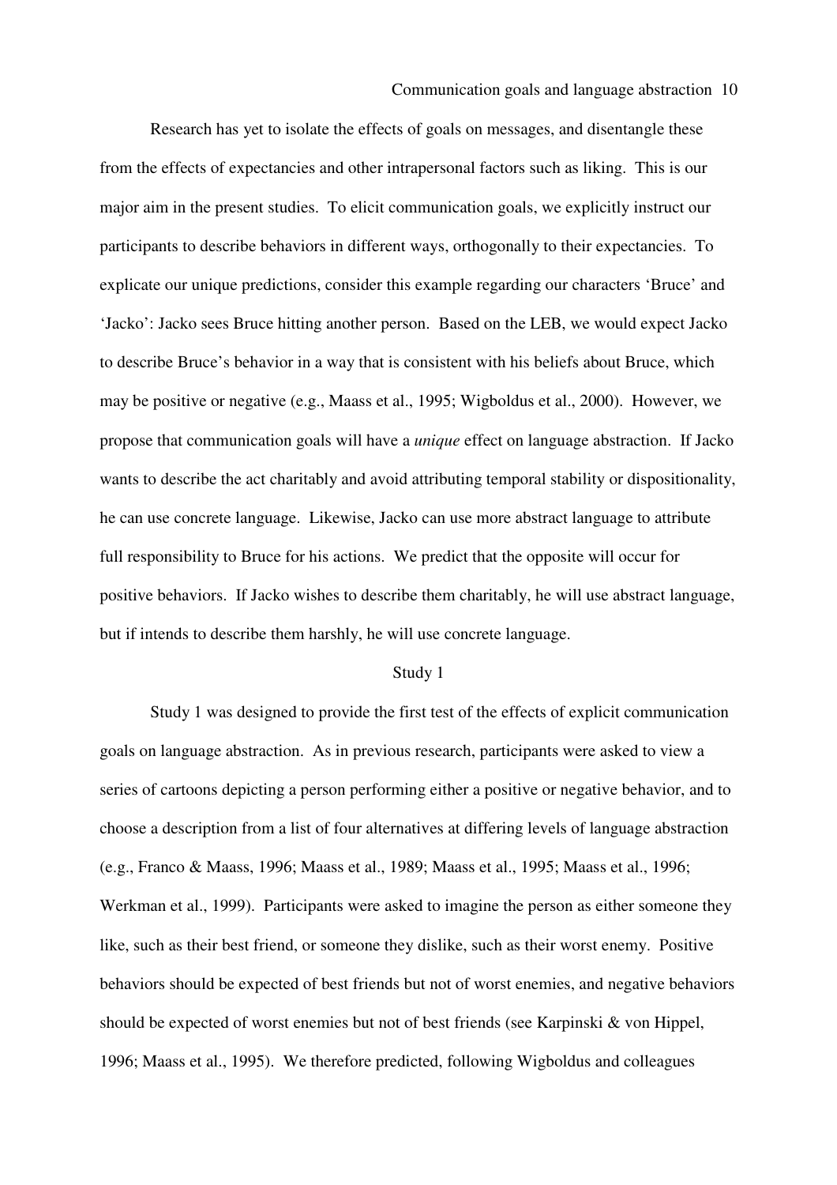Research has yet to isolate the effects of goals on messages, and disentangle these from the effects of expectancies and other intrapersonal factors such as liking. This is our major aim in the present studies. To elicit communication goals, we explicitly instruct our participants to describe behaviors in different ways, orthogonally to their expectancies. To explicate our unique predictions, consider this example regarding our characters 'Bruce' and 'Jacko': Jacko sees Bruce hitting another person. Based on the LEB, we would expect Jacko to describe Bruce's behavior in a way that is consistent with his beliefs about Bruce, which may be positive or negative (e.g., Maass et al., 1995; Wigboldus et al., 2000). However, we propose that communication goals will have a *unique* effect on language abstraction. If Jacko wants to describe the act charitably and avoid attributing temporal stability or dispositionality, he can use concrete language. Likewise, Jacko can use more abstract language to attribute full responsibility to Bruce for his actions. We predict that the opposite will occur for positive behaviors. If Jacko wishes to describe them charitably, he will use abstract language, but if intends to describe them harshly, he will use concrete language.

## Study 1

Study 1 was designed to provide the first test of the effects of explicit communication goals on language abstraction. As in previous research, participants were asked to view a series of cartoons depicting a person performing either a positive or negative behavior, and to choose a description from a list of four alternatives at differing levels of language abstraction (e.g., Franco & Maass, 1996; Maass et al., 1989; Maass et al., 1995; Maass et al., 1996; Werkman et al., 1999). Participants were asked to imagine the person as either someone they like, such as their best friend, or someone they dislike, such as their worst enemy. Positive behaviors should be expected of best friends but not of worst enemies, and negative behaviors should be expected of worst enemies but not of best friends (see Karpinski & von Hippel, 1996; Maass et al., 1995). We therefore predicted, following Wigboldus and colleagues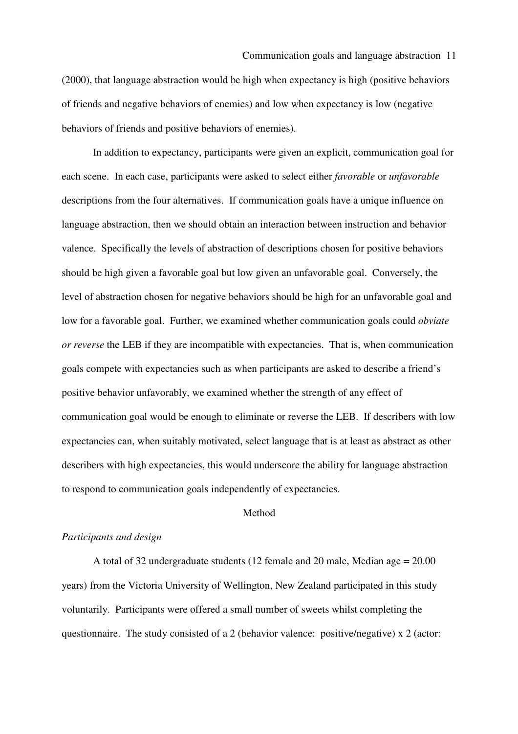(2000), that language abstraction would be high when expectancy is high (positive behaviors of friends and negative behaviors of enemies) and low when expectancy is low (negative behaviors of friends and positive behaviors of enemies).

In addition to expectancy, participants were given an explicit, communication goal for each scene. In each case, participants were asked to select either *favorable* or *unfavorable* descriptions from the four alternatives. If communication goals have a unique influence on language abstraction, then we should obtain an interaction between instruction and behavior valence. Specifically the levels of abstraction of descriptions chosen for positive behaviors should be high given a favorable goal but low given an unfavorable goal. Conversely, the level of abstraction chosen for negative behaviors should be high for an unfavorable goal and low for a favorable goal. Further, we examined whether communication goals could *obviate or reverse* the LEB if they are incompatible with expectancies. That is, when communication goals compete with expectancies such as when participants are asked to describe a friend's positive behavior unfavorably, we examined whether the strength of any effect of communication goal would be enough to eliminate or reverse the LEB. If describers with low expectancies can, when suitably motivated, select language that is at least as abstract as other describers with high expectancies, this would underscore the ability for language abstraction to respond to communication goals independently of expectancies.

## Method

### *Participants and design*

A total of 32 undergraduate students (12 female and 20 male, Median age = 20.00 years) from the Victoria University of Wellington, New Zealand participated in this study voluntarily. Participants were offered a small number of sweets whilst completing the questionnaire. The study consisted of a 2 (behavior valence: positive/negative) x 2 (actor: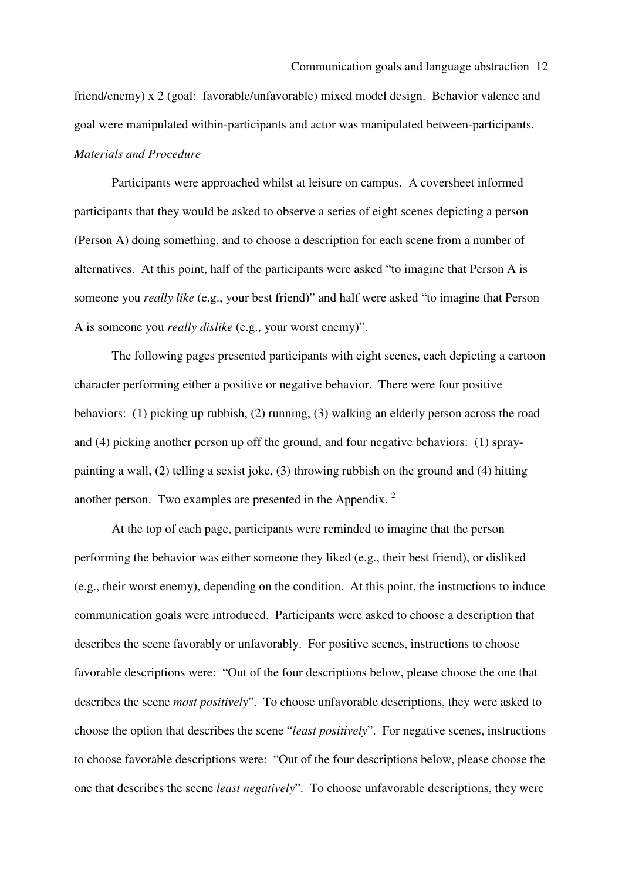friend/enemy) x 2 (goal: favorable/unfavorable) mixed model design. Behavior valence and goal were manipulated within-participants and actor was manipulated between-participants.

*Materials and Procedure*

Participants were approached whilst at leisure on campus. A coversheet informed participants that they would be asked to observe a series of eight scenes depicting a person (Person A) doing something, and to choose a description for each scene from a number of alternatives. At this point, half of the participants were asked "to imagine that Person A is someone you *really like* (e.g., your best friend)" and half were asked "to imagine that Person A is someone you *really dislike* (e.g., your worst enemy)".

The following pages presented participants with eight scenes, each depicting a cartoon character performing either a positive or negative behavior. There were four positive behaviors: (1) picking up rubbish, (2) running, (3) walking an elderly person across the road and (4) picking another person up off the ground, and four negative behaviors: (1) spray-painting a wall, (2) telling a sexist joke, (3) throwing rubbish on the ground and (4) hitting another person. Two examples are presented in the Appendix. [2]

At the top of each page, participants were reminded to imagine that the person performing the behavior was either someone they liked (e.g., their best friend), or disliked (e.g., their worst enemy), depending on the condition. At this point, the instructions to induce communication goals were introduced. Participants were asked to choose a description that describes the scene favorably or unfavorably. For positive scenes, instructions to choose favorable descriptions were: "Out of the four descriptions below, please choose the one that describes the scene *most positively*". To choose unfavorable descriptions, they were asked to choose the option that describes the scene "*least positively*". For negative scenes, instructions to choose favorable descriptions were: "Out of the four descriptions below, please choose the one that describes the scene *least negatively*". To choose unfavorable descriptions, they were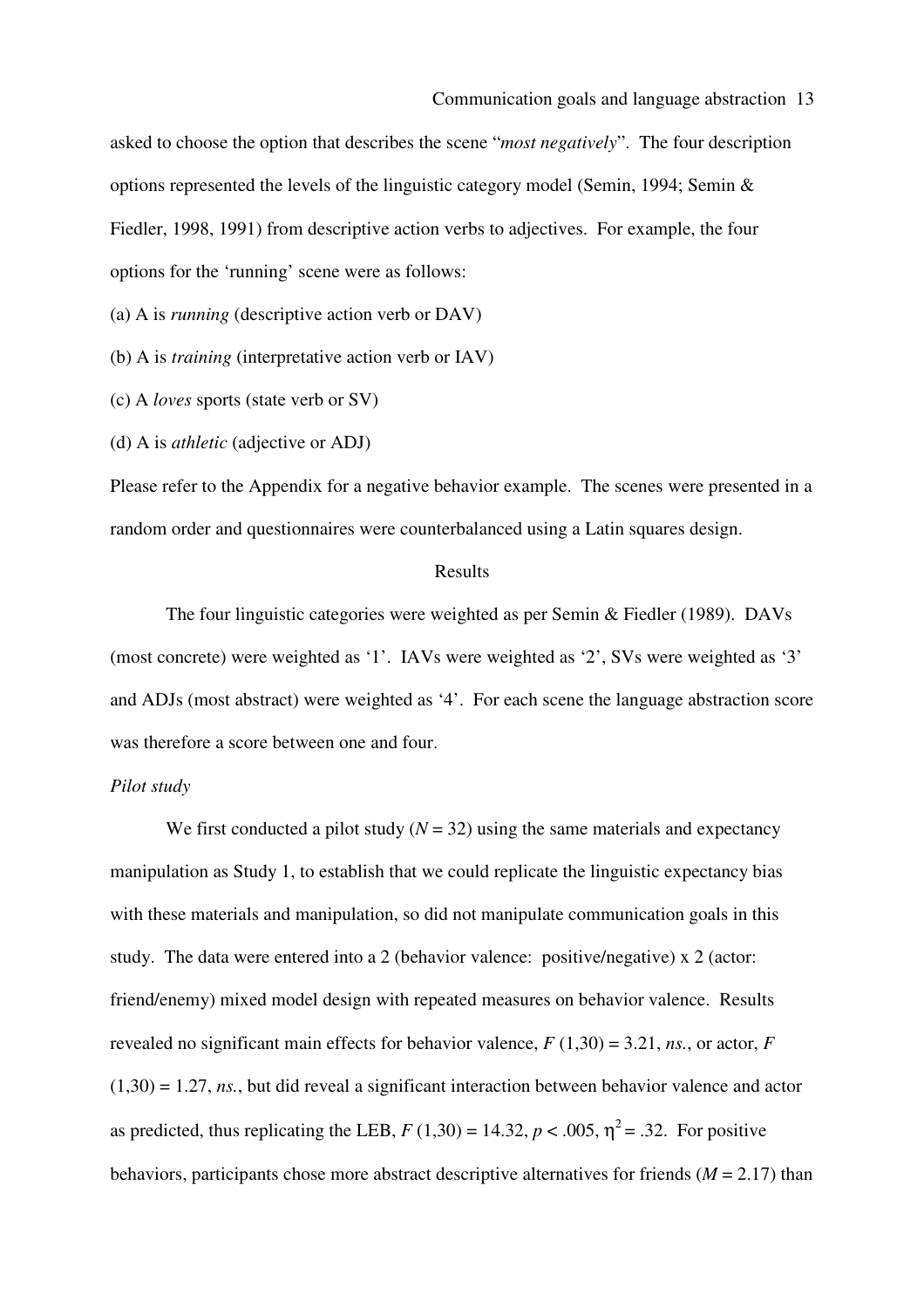asked to choose the option that describes the scene "*most negatively*". The four description options represented the levels of the linguistic category model (Semin, 1994; Semin & Fiedler, 1998, 1991) from descriptive action verbs to adjectives. For example, the four options for the 'running' scene were as follows:

(a) A is *running* (descriptive action verb or DAV)

(b) A is *training* (interpretative action verb or IAV)

(c) A *loves* sports (state verb or SV)

(d) A is *athletic* (adjective or ADJ)

Please refer to the Appendix for a negative behavior example. The scenes were presented in a random order and questionnaires were counterbalanced using a Latin squares design.

## Results

The four linguistic categories were weighted as per Semin & Fiedler (1989). DAVs (most concrete) were weighted as '1'. IAVs were weighted as '2', SVs were weighted as '3' and ADJs (most abstract) were weighted as '4'. For each scene the language abstraction score was therefore a score between one and four.

*Pilot study*

We first conducted a pilot study ($N = 32$) using the same materials and expectancy manipulation as Study 1, to establish that we could replicate the linguistic expectancy bias with these materials and manipulation, so did not manipulate communication goals in this study. The data were entered into a 2 (behavior valence: positive/negative) x 2 (actor: friend/enemy) mixed model design with repeated measures on behavior valence. Results revealed no significant main effects for behavior valence, $F\ (1,30) = 3.21$, *ns.*, or actor, $F\ (1,30) = 1.27$, *ns.*, but did reveal a significant interaction between behavior valence and actor as predicted, thus replicating the LEB, $F\ (1,30) = 14.32$, $p < .005$, $\eta^2 = .32$. For positive behaviors, participants chose more abstract descriptive alternatives for friends ($M = 2.17$) than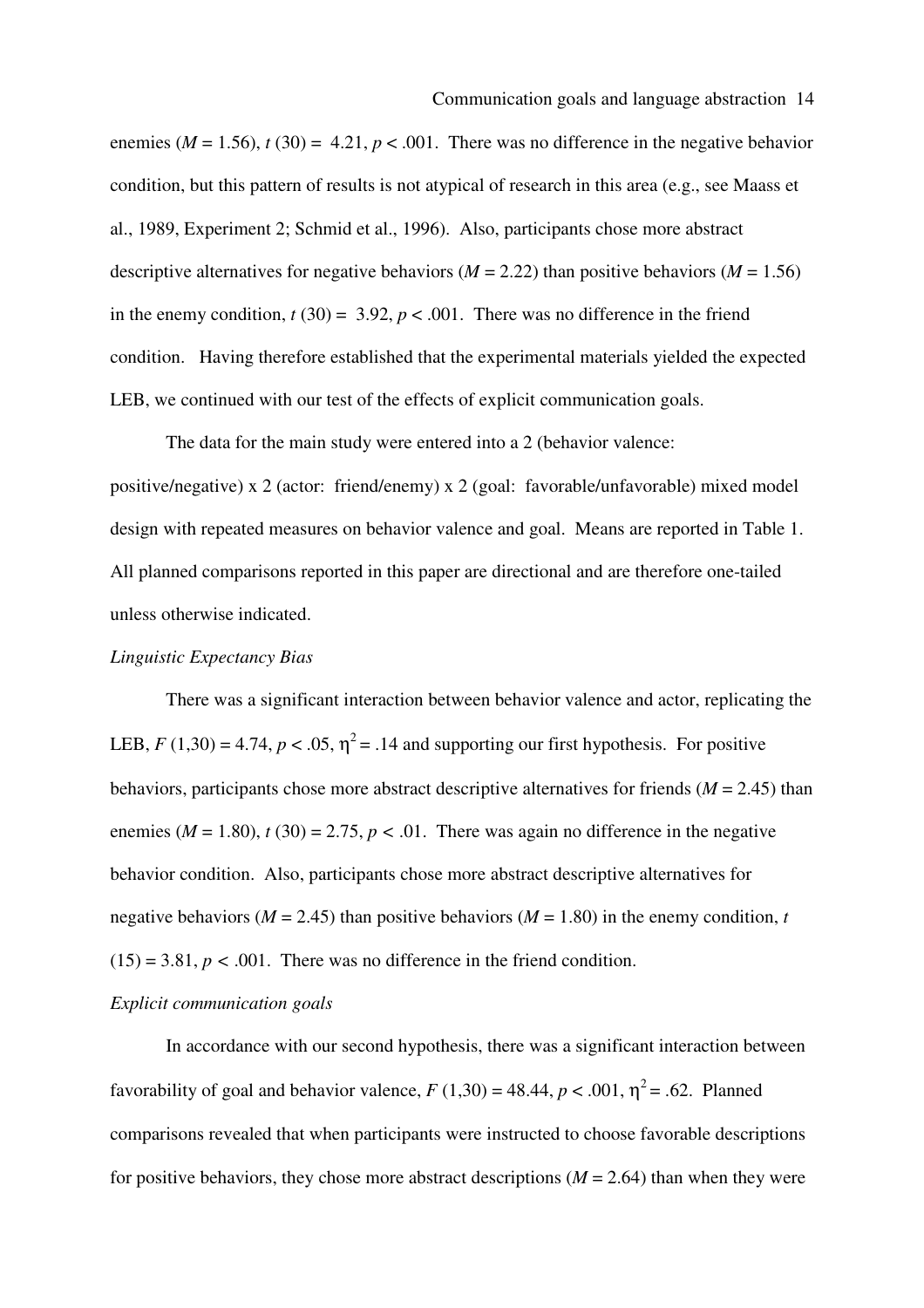enemies ($M = 1.56$), $t\ (30) = 4.21$, $p < .001$. There was no difference in the negative behavior condition, but this pattern of results is not atypical of research in this area (e.g., see Maass et al., 1989, Experiment 2; Schmid et al., 1996). Also, participants chose more abstract descriptive alternatives for negative behaviors ($M = 2.22$) than positive behaviors ($M = 1.56$) in the enemy condition, $t\ (30) = 3.92$, $p < .001$. There was no difference in the friend condition. Having therefore established that the experimental materials yielded the expected LEB, we continued with our test of the effects of explicit communication goals.

The data for the main study were entered into a 2 (behavior valence: positive/negative) x 2 (actor: friend/enemy) x 2 (goal: favorable/unfavorable) mixed model design with repeated measures on behavior valence and goal. Means are reported in Table 1. All planned comparisons reported in this paper are directional and are therefore one-tailed unless otherwise indicated.

*Linguistic Expectancy Bias*

There was a significant interaction between behavior valence and actor, replicating the LEB, $F\ (1,30) = 4.74$, $p < .05$, $\eta^2 = .14$ and supporting our first hypothesis. For positive behaviors, participants chose more abstract descriptive alternatives for friends ($M = 2.45$) than enemies ($M = 1.80$), $t\ (30) = 2.75$, $p < .01$. There was again no difference in the negative behavior condition. Also, participants chose more abstract descriptive alternatives for negative behaviors ($M = 2.45$) than positive behaviors ($M = 1.80$) in the enemy condition, $t\ (15) = 3.81$, $p < .001$. There was no difference in the friend condition.

*Explicit communication goals*

In accordance with our second hypothesis, there was a significant interaction between favorability of goal and behavior valence, $F\ (1,30) = 48.44$, $p < .001$, $\eta^2 = .62$. Planned comparisons revealed that when participants were instructed to choose favorable descriptions for positive behaviors, they chose more abstract descriptions ($M = 2.64$) than when they were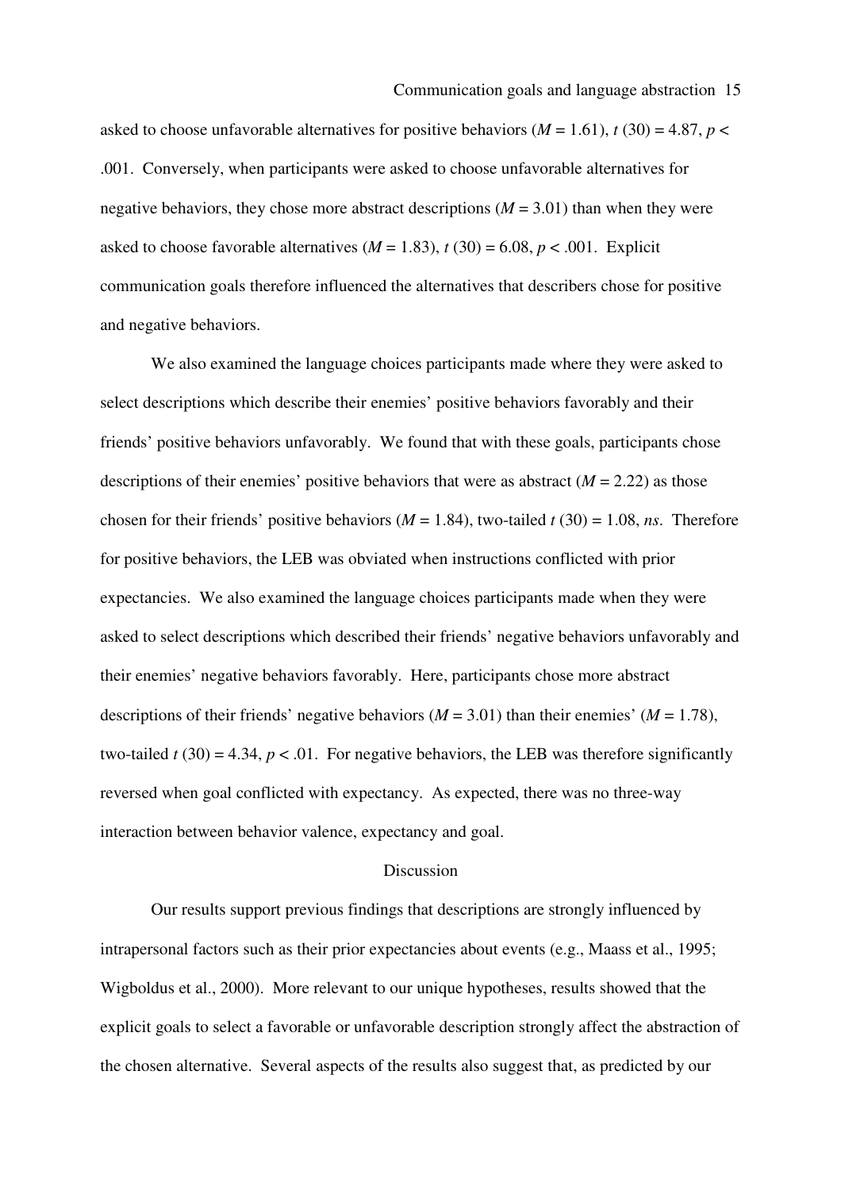asked to choose unfavorable alternatives for positive behaviors ($M = 1.61$), $t\ (30) = 4.87$, $p < .001$. Conversely, when participants were asked to choose unfavorable alternatives for negative behaviors, they chose more abstract descriptions ($M = 3.01$) than when they were asked to choose favorable alternatives ($M = 1.83$), $t\ (30) = 6.08$, $p < .001$. Explicit communication goals therefore influenced the alternatives that describers chose for positive and negative behaviors.

We also examined the language choices participants made where they were asked to select descriptions which describe their enemies' positive behaviors favorably and their friends' positive behaviors unfavorably. We found that with these goals, participants chose descriptions of their enemies' positive behaviors that were as abstract ($M = 2.22$) as those chosen for their friends' positive behaviors ($M = 1.84$), two-tailed $t\ (30) = 1.08$, *ns*. Therefore for positive behaviors, the LEB was obviated when instructions conflicted with prior expectancies. We also examined the language choices participants made when they were asked to select descriptions which described their friends' negative behaviors unfavorably and their enemies' negative behaviors favorably. Here, participants chose more abstract descriptions of their friends' negative behaviors ($M = 3.01$) than their enemies' ($M = 1.78$), two-tailed $t\ (30) = 4.34$, $p < .01$. For negative behaviors, the LEB was therefore significantly reversed when goal conflicted with expectancy. As expected, there was no three-way interaction between behavior valence, expectancy and goal.

## Discussion

Our results support previous findings that descriptions are strongly influenced by intrapersonal factors such as their prior expectancies about events (e.g., Maass et al., 1995; Wigboldus et al., 2000). More relevant to our unique hypotheses, results showed that the explicit goals to select a favorable or unfavorable description strongly affect the abstraction of the chosen alternative. Several aspects of the results also suggest that, as predicted by our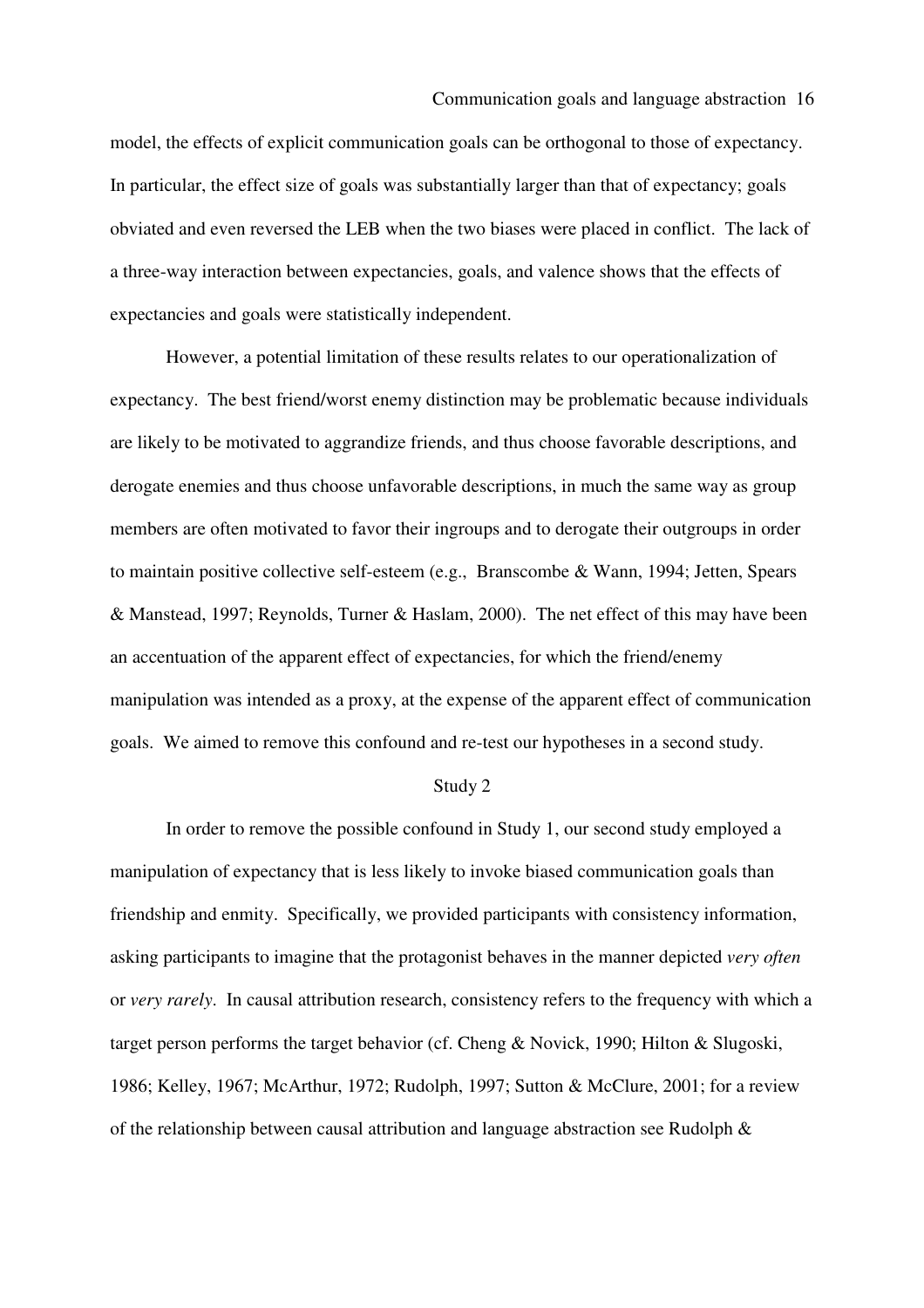model, the effects of explicit communication goals can be orthogonal to those of expectancy. In particular, the effect size of goals was substantially larger than that of expectancy; goals obviated and even reversed the LEB when the two biases were placed in conflict. The lack of a three-way interaction between expectancies, goals, and valence shows that the effects of expectancies and goals were statistically independent.

However, a potential limitation of these results relates to our operationalization of expectancy. The best friend/worst enemy distinction may be problematic because individuals are likely to be motivated to aggrandize friends, and thus choose favorable descriptions, and derogate enemies and thus choose unfavorable descriptions, in much the same way as group members are often motivated to favor their ingroups and to derogate their outgroups in order to maintain positive collective self-esteem (e.g., Branscombe & Wann, 1994; Jetten, Spears & Manstead, 1997; Reynolds, Turner & Haslam, 2000). The net effect of this may have been an accentuation of the apparent effect of expectancies, for which the friend/enemy manipulation was intended as a proxy, at the expense of the apparent effect of communication goals. We aimed to remove this confound and re-test our hypotheses in a second study.

## Study 2

In order to remove the possible confound in Study 1, our second study employed a manipulation of expectancy that is less likely to invoke biased communication goals than friendship and enmity. Specifically, we provided participants with consistency information, asking participants to imagine that the protagonist behaves in the manner depicted *very often* or *very rarely*. In causal attribution research, consistency refers to the frequency with which a target person performs the target behavior (cf. Cheng & Novick, 1990; Hilton & Slugoski, 1986; Kelley, 1967; McArthur, 1972; Rudolph, 1997; Sutton & McClure, 2001; for a review of the relationship between causal attribution and language abstraction see Rudolph &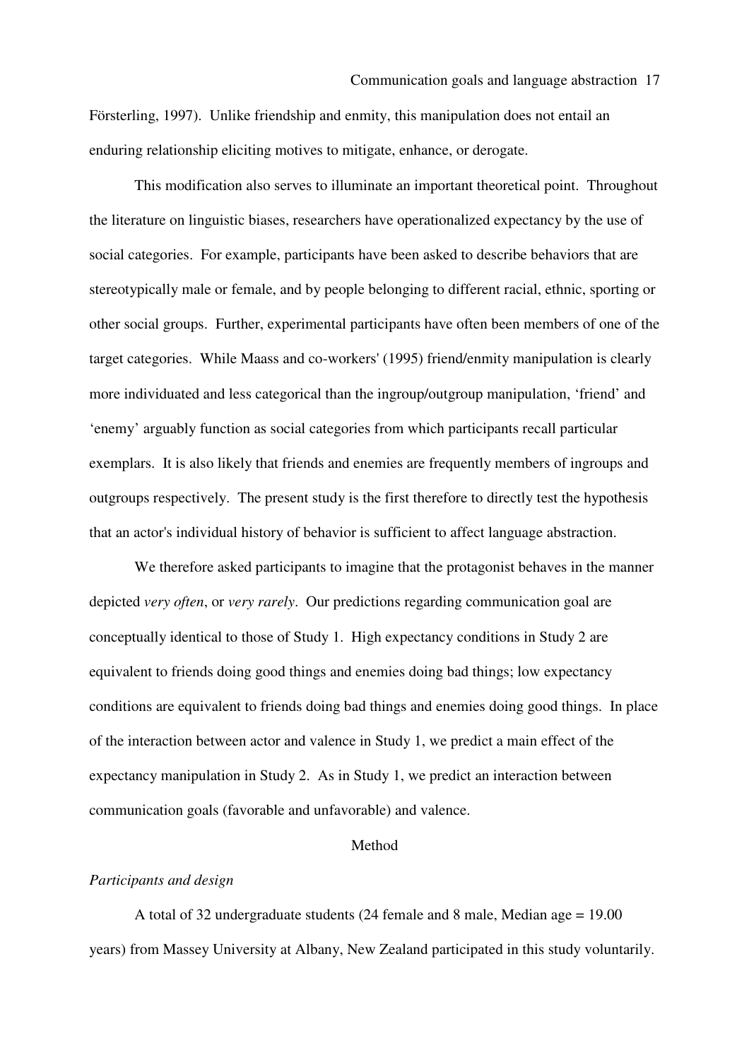Försterling, 1997). Unlike friendship and enmity, this manipulation does not entail an enduring relationship eliciting motives to mitigate, enhance, or derogate.

This modification also serves to illuminate an important theoretical point. Throughout the literature on linguistic biases, researchers have operationalized expectancy by the use of social categories. For example, participants have been asked to describe behaviors that are stereotypically male or female, and by people belonging to different racial, ethnic, sporting or other social groups. Further, experimental participants have often been members of one of the target categories. While Maass and co-workers' (1995) friend/enmity manipulation is clearly more individuated and less categorical than the ingroup/outgroup manipulation, 'friend' and 'enemy' arguably function as social categories from which participants recall particular exemplars. It is also likely that friends and enemies are frequently members of ingroups and outgroups respectively. The present study is the first therefore to directly test the hypothesis that an actor's individual history of behavior is sufficient to affect language abstraction.

We therefore asked participants to imagine that the protagonist behaves in the manner depicted *very often*, or *very rarely*. Our predictions regarding communication goal are conceptually identical to those of Study 1. High expectancy conditions in Study 2 are equivalent to friends doing good things and enemies doing bad things; low expectancy conditions are equivalent to friends doing bad things and enemies doing good things. In place of the interaction between actor and valence in Study 1, we predict a main effect of the expectancy manipulation in Study 2. As in Study 1, we predict an interaction between communication goals (favorable and unfavorable) and valence.

## Method

### *Participants and design*

A total of 32 undergraduate students (24 female and 8 male, Median age = 19.00 years) from Massey University at Albany, New Zealand participated in this study voluntarily.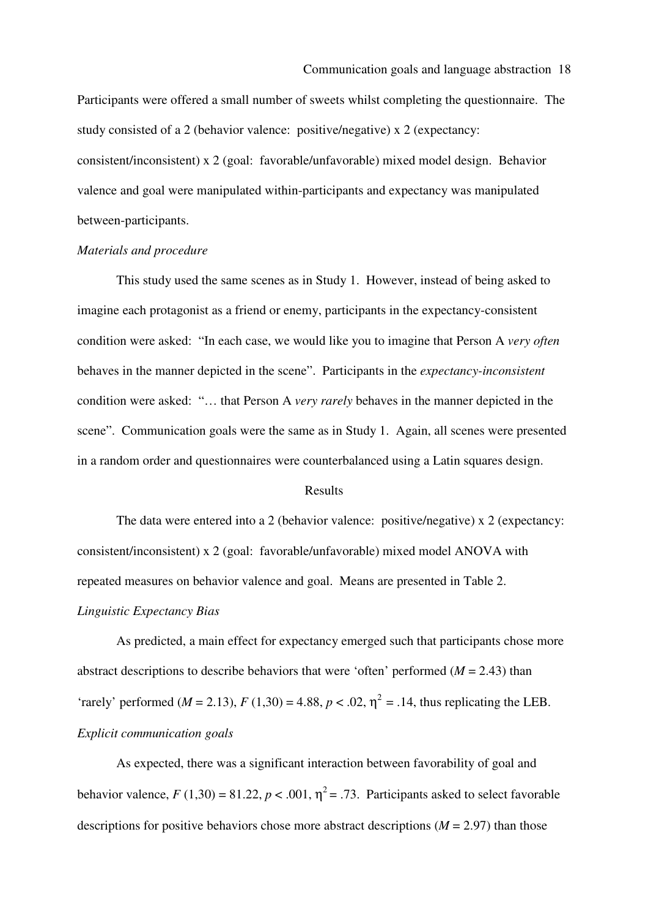Participants were offered a small number of sweets whilst completing the questionnaire. The study consisted of a 2 (behavior valence: positive/negative) x 2 (expectancy: consistent/inconsistent) x 2 (goal: favorable/unfavorable) mixed model design. Behavior valence and goal were manipulated within-participants and expectancy was manipulated between-participants.

*Materials and procedure*

This study used the same scenes as in Study 1. However, instead of being asked to imagine each protagonist as a friend or enemy, participants in the expectancy-consistent condition were asked: "In each case, we would like you to imagine that Person A *very often* behaves in the manner depicted in the scene". Participants in the *expectancy-inconsistent* condition were asked: "… that Person A *very rarely* behaves in the manner depicted in the scene". Communication goals were the same as in Study 1. Again, all scenes were presented in a random order and questionnaires were counterbalanced using a Latin squares design.

## Results

The data were entered into a 2 (behavior valence: positive/negative) x 2 (expectancy: consistent/inconsistent) x 2 (goal: favorable/unfavorable) mixed model ANOVA with repeated measures on behavior valence and goal. Means are presented in Table 2.

*Linguistic Expectancy Bias*

As predicted, a main effect for expectancy emerged such that participants chose more abstract descriptions to describe behaviors that were 'often' performed ($M = 2.43$) than 'rarely' performed ($M = 2.13$), $F(1,30) = 4.88$, $p < .02$, $\eta^2 = .14$, thus replicating the LEB.

*Explicit communication goals*

As expected, there was a significant interaction between favorability of goal and behavior valence, $F(1,30) = 81.22$, $p < .001$, $\eta^2 = .73$. Participants asked to select favorable descriptions for positive behaviors chose more abstract descriptions ($M = 2.97$) than those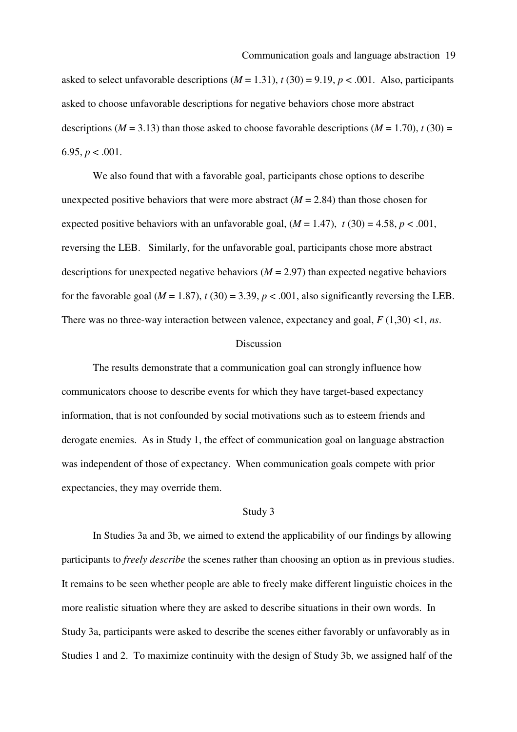asked to select unfavorable descriptions ($M = 1.31$), $t\ (30) = 9.19$, $p < .001$. Also, participants asked to choose unfavorable descriptions for negative behaviors chose more abstract descriptions ($M = 3.13$) than those asked to choose favorable descriptions ($M = 1.70$), $t\ (30) = 6.95$, $p < .001$.

We also found that with a favorable goal, participants chose options to describe unexpected positive behaviors that were more abstract ($M = 2.84$) than those chosen for expected positive behaviors with an unfavorable goal, ($M = 1.47$), $t\ (30) = 4.58$, $p < .001$, reversing the LEB. Similarly, for the unfavorable goal, participants chose more abstract descriptions for unexpected negative behaviors ($M = 2.97$) than expected negative behaviors for the favorable goal ($M = 1.87$), $t\ (30) = 3.39$, $p < .001$, also significantly reversing the LEB. There was no three-way interaction between valence, expectancy and goal, $F\ (1,30) < 1$, *ns*.

## Discussion

The results demonstrate that a communication goal can strongly influence how communicators choose to describe events for which they have target-based expectancy information, that is not confounded by social motivations such as to esteem friends and derogate enemies. As in Study 1, the effect of communication goal on language abstraction was independent of those of expectancy. When communication goals compete with prior expectancies, they may override them.

## Study 3

In Studies 3a and 3b, we aimed to extend the applicability of our findings by allowing participants to *freely describe* the scenes rather than choosing an option as in previous studies. It remains to be seen whether people are able to freely make different linguistic choices in the more realistic situation where they are asked to describe situations in their own words. In Study 3a, participants were asked to describe the scenes either favorably or unfavorably as in Studies 1 and 2. To maximize continuity with the design of Study 3b, we assigned half of the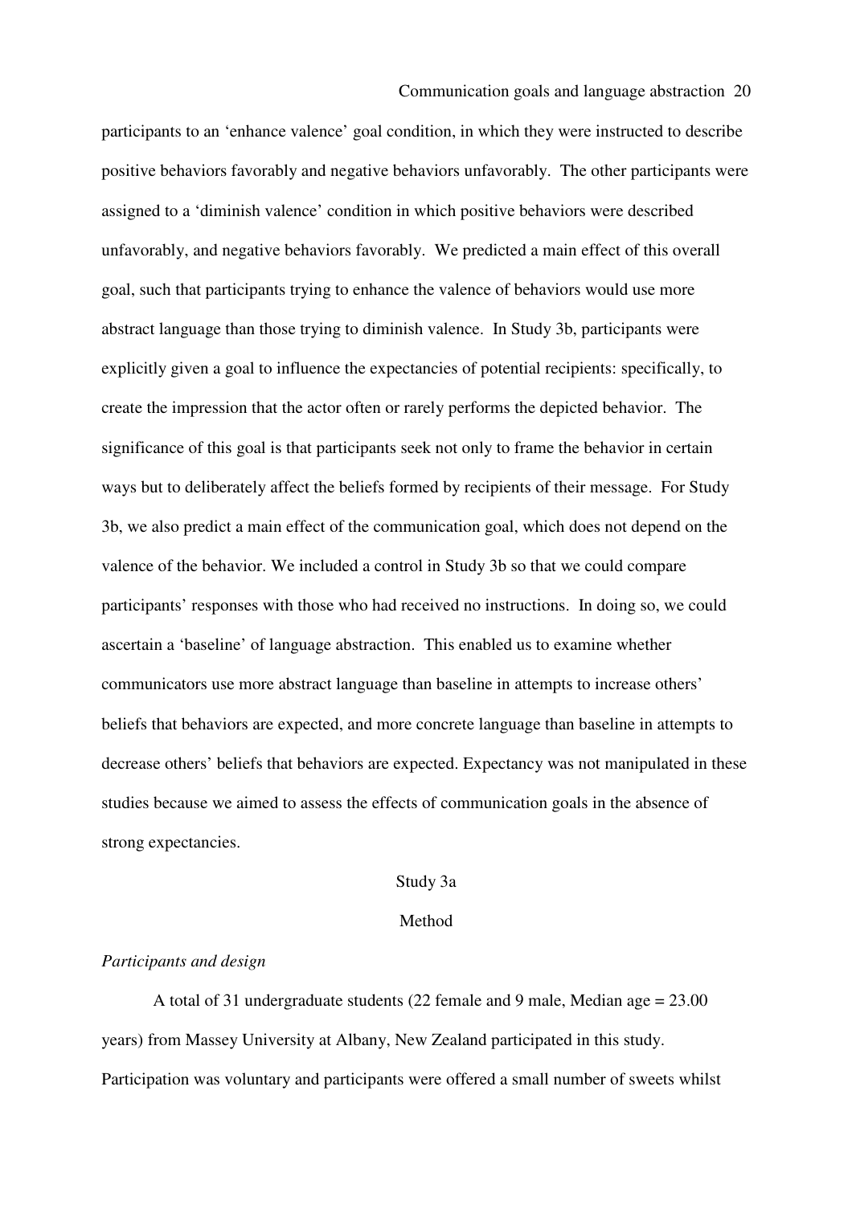participants to an 'enhance valence' goal condition, in which they were instructed to describe positive behaviors favorably and negative behaviors unfavorably. The other participants were assigned to a 'diminish valence' condition in which positive behaviors were described unfavorably, and negative behaviors favorably. We predicted a main effect of this overall goal, such that participants trying to enhance the valence of behaviors would use more abstract language than those trying to diminish valence. In Study 3b, participants were explicitly given a goal to influence the expectancies of potential recipients: specifically, to create the impression that the actor often or rarely performs the depicted behavior. The significance of this goal is that participants seek not only to frame the behavior in certain ways but to deliberately affect the beliefs formed by recipients of their message. For Study 3b, we also predict a main effect of the communication goal, which does not depend on the valence of the behavior. We included a control in Study 3b so that we could compare participants' responses with those who had received no instructions. In doing so, we could ascertain a 'baseline' of language abstraction. This enabled us to examine whether communicators use more abstract language than baseline in attempts to increase others' beliefs that behaviors are expected, and more concrete language than baseline in attempts to decrease others' beliefs that behaviors are expected. Expectancy was not manipulated in these studies because we aimed to assess the effects of communication goals in the absence of strong expectancies.

## Study 3a

### Method

*Participants and design*

A total of 31 undergraduate students (22 female and 9 male, Median age = 23.00 years) from Massey University at Albany, New Zealand participated in this study. Participation was voluntary and participants were offered a small number of sweets whilst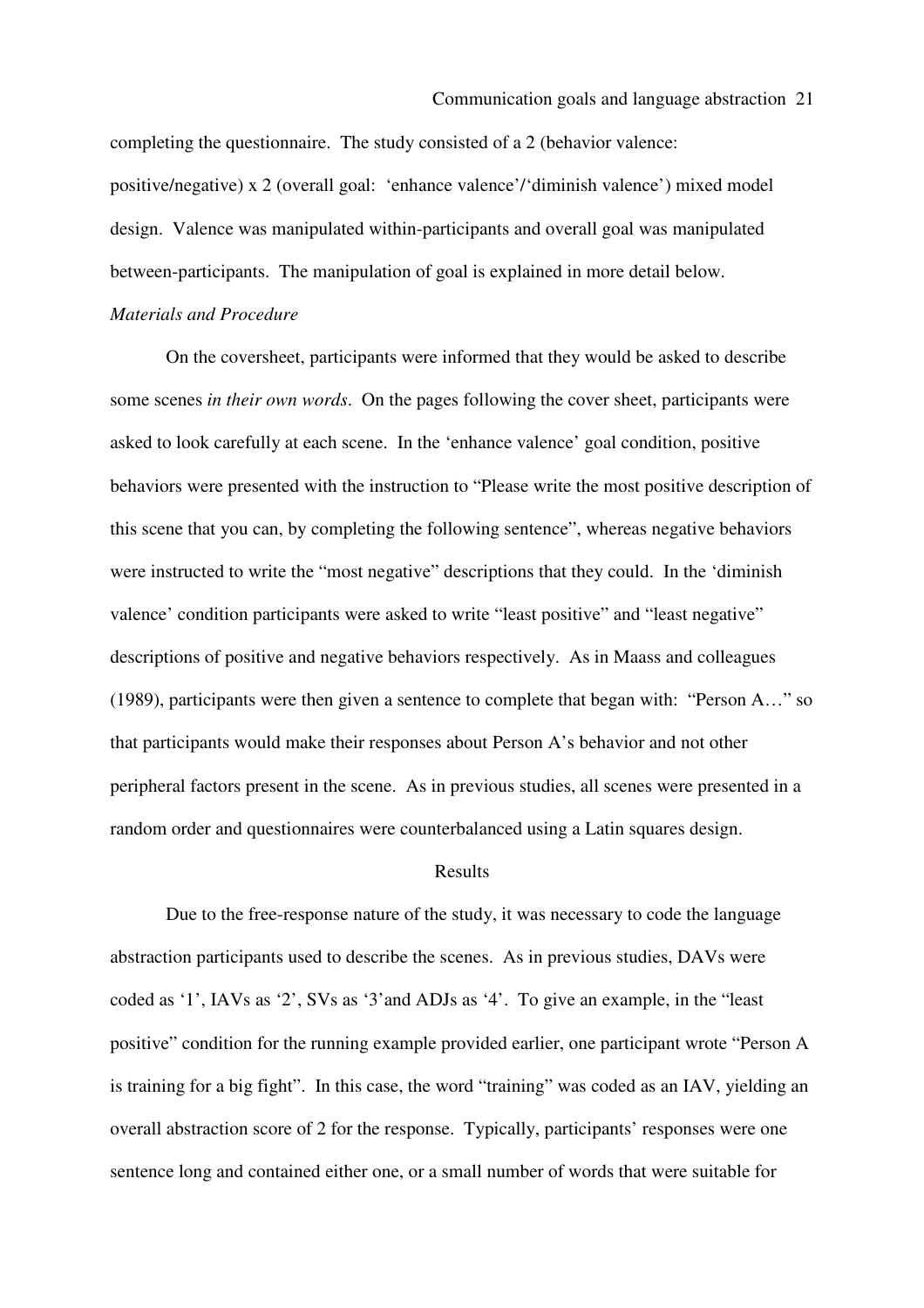completing the questionnaire. The study consisted of a 2 (behavior valence: positive/negative) x 2 (overall goal: 'enhance valence'/'diminish valence') mixed model design. Valence was manipulated within-participants and overall goal was manipulated between-participants. The manipulation of goal is explained in more detail below.

*Materials and Procedure*

On the coversheet, participants were informed that they would be asked to describe some scenes *in their own words*. On the pages following the cover sheet, participants were asked to look carefully at each scene. In the 'enhance valence' goal condition, positive behaviors were presented with the instruction to "Please write the most positive description of this scene that you can, by completing the following sentence", whereas negative behaviors were instructed to write the "most negative" descriptions that they could. In the 'diminish valence' condition participants were asked to write "least positive" and "least negative" descriptions of positive and negative behaviors respectively. As in Maass and colleagues (1989), participants were then given a sentence to complete that began with: "Person A…" so that participants would make their responses about Person A's behavior and not other peripheral factors present in the scene. As in previous studies, all scenes were presented in a random order and questionnaires were counterbalanced using a Latin squares design.

## Results

Due to the free-response nature of the study, it was necessary to code the language abstraction participants used to describe the scenes. As in previous studies, DAVs were coded as '1', IAVs as '2', SVs as '3'and ADJs as '4'. To give an example, in the "least positive" condition for the running example provided earlier, one participant wrote "Person A is training for a big fight". In this case, the word "training" was coded as an IAV, yielding an overall abstraction score of 2 for the response. Typically, participants' responses were one sentence long and contained either one, or a small number of words that were suitable for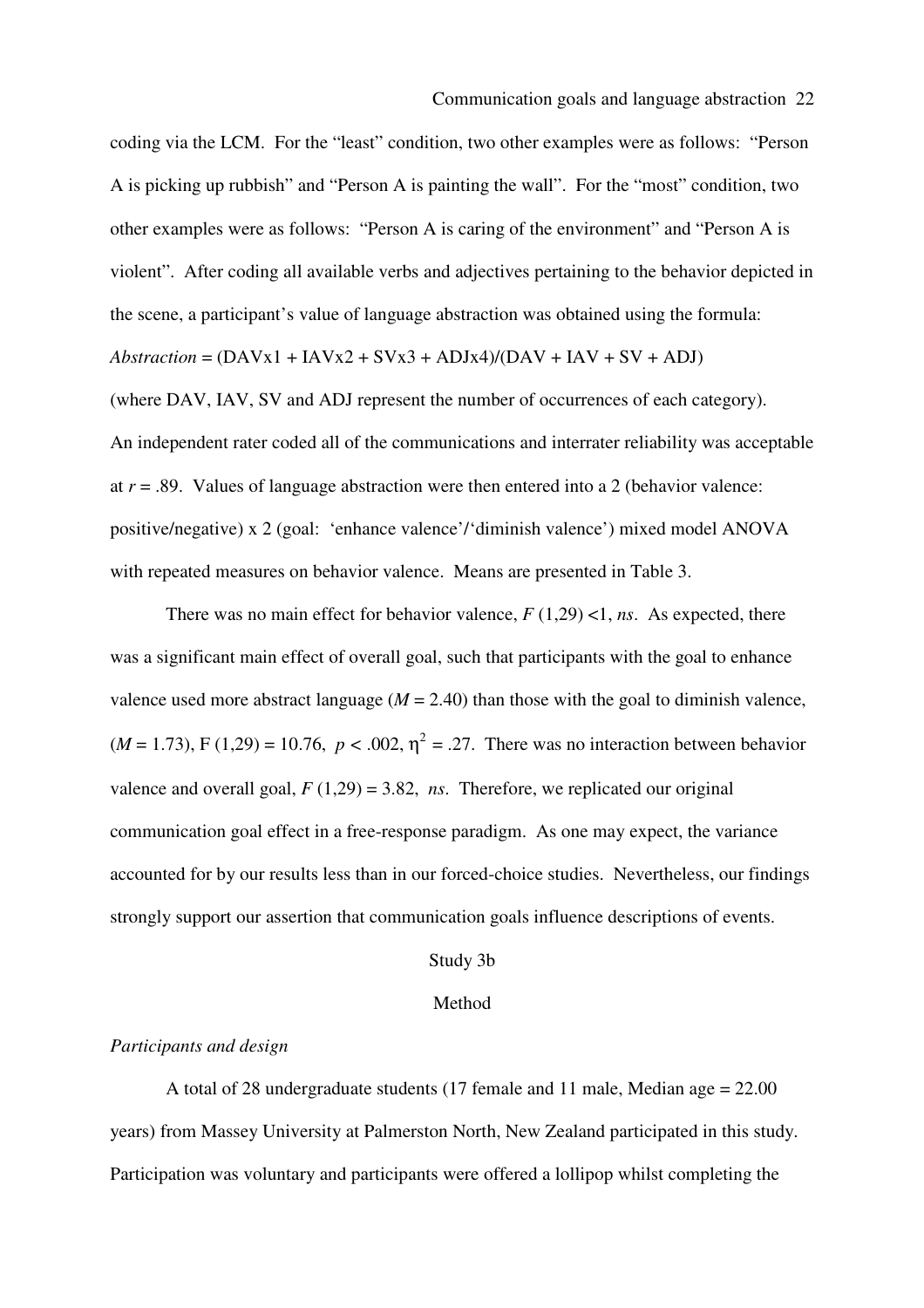coding via the LCM. For the "least" condition, two other examples were as follows: "Person A is picking up rubbish" and "Person A is painting the wall". For the "most" condition, two other examples were as follows: "Person A is caring of the environment" and "Person A is violent". After coding all available verbs and adjectives pertaining to the behavior depicted in the scene, a participant's value of language abstraction was obtained using the formula:

*Abstraction* = (DAVx1 + IAVx2 + SVx3 + ADJx4)/(DAV + IAV + SV + ADJ)

(where DAV, IAV, SV and ADJ represent the number of occurrences of each category). An independent rater coded all of the communications and interrater reliability was acceptable at $r = .89$. Values of language abstraction were then entered into a 2 (behavior valence: positive/negative) x 2 (goal: 'enhance valence'/'diminish valence') mixed model ANOVA with repeated measures on behavior valence. Means are presented in Table 3.

There was no main effect for behavior valence, $F$ (1,29) <1, *ns*. As expected, there was a significant main effect of overall goal, such that participants with the goal to enhance valence used more abstract language ($M = 2.40$) than those with the goal to diminish valence, ($M = 1.73$), F (1,29) = 10.76, $p < .002$, $\eta^2 = .27$. There was no interaction between behavior valence and overall goal, $F$ (1,29) = 3.82, *ns*. Therefore, we replicated our original communication goal effect in a free-response paradigm. As one may expect, the variance accounted for by our results less than in our forced-choice studies. Nevertheless, our findings strongly support our assertion that communication goals influence descriptions of events.

## Study 3b

### Method

*Participants and design*

A total of 28 undergraduate students (17 female and 11 male, Median age = 22.00 years) from Massey University at Palmerston North, New Zealand participated in this study. Participation was voluntary and participants were offered a lollipop whilst completing the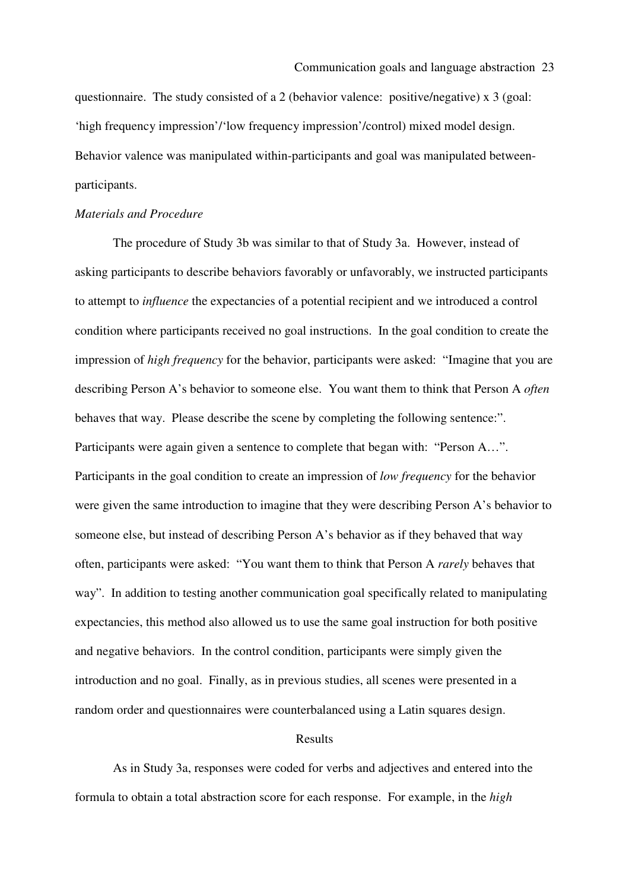questionnaire. The study consisted of a 2 (behavior valence: positive/negative) x 3 (goal: 'high frequency impression'/'low frequency impression'/control) mixed model design. Behavior valence was manipulated within-participants and goal was manipulated between-participants.

*Materials and Procedure*

The procedure of Study 3b was similar to that of Study 3a. However, instead of asking participants to describe behaviors favorably or unfavorably, we instructed participants to attempt to *influence* the expectancies of a potential recipient and we introduced a control condition where participants received no goal instructions. In the goal condition to create the impression of *high frequency* for the behavior, participants were asked: "Imagine that you are describing Person A's behavior to someone else. You want them to think that Person A *often* behaves that way. Please describe the scene by completing the following sentence:". Participants were again given a sentence to complete that began with: "Person A…". Participants in the goal condition to create an impression of *low frequency* for the behavior were given the same introduction to imagine that they were describing Person A's behavior to someone else, but instead of describing Person A's behavior as if they behaved that way often, participants were asked: "You want them to think that Person A *rarely* behaves that way". In addition to testing another communication goal specifically related to manipulating expectancies, this method also allowed us to use the same goal instruction for both positive and negative behaviors. In the control condition, participants were simply given the introduction and no goal. Finally, as in previous studies, all scenes were presented in a random order and questionnaires were counterbalanced using a Latin squares design.

## Results

As in Study 3a, responses were coded for verbs and adjectives and entered into the formula to obtain a total abstraction score for each response. For example, in the *high*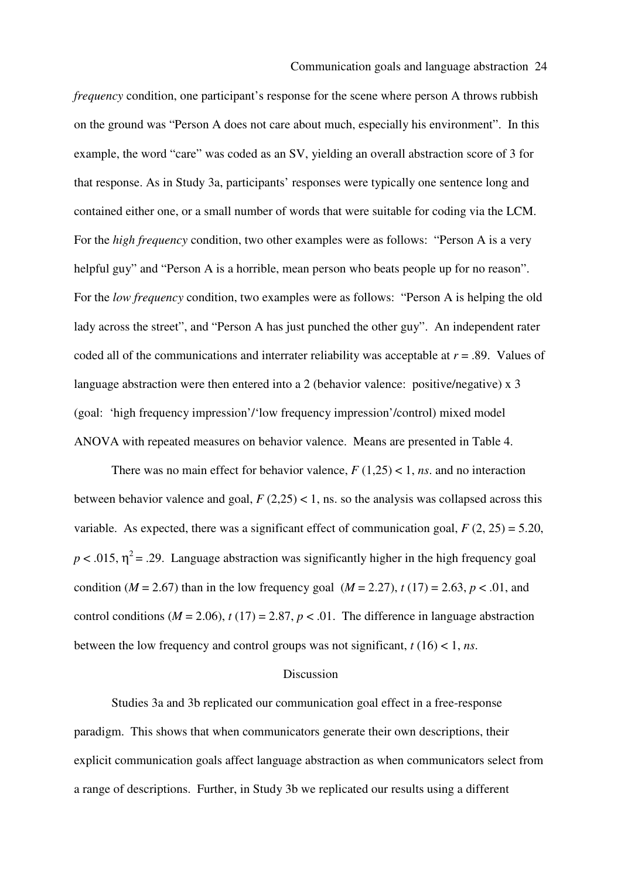*frequency* condition, one participant's response for the scene where person A throws rubbish on the ground was "Person A does not care about much, especially his environment". In this example, the word "care" was coded as an SV, yielding an overall abstraction score of 3 for that response. As in Study 3a, participants' responses were typically one sentence long and contained either one, or a small number of words that were suitable for coding via the LCM. For the *high frequency* condition, two other examples were as follows: "Person A is a very helpful guy" and "Person A is a horrible, mean person who beats people up for no reason". For the *low frequency* condition, two examples were as follows: "Person A is helping the old lady across the street", and "Person A has just punched the other guy". An independent rater coded all of the communications and interrater reliability was acceptable at $r = .89$. Values of language abstraction were then entered into a 2 (behavior valence: positive/negative) x 3 (goal: 'high frequency impression'/'low frequency impression'/control) mixed model ANOVA with repeated measures on behavior valence. Means are presented in Table 4.

There was no main effect for behavior valence, $F(1,25) < 1$, *ns*. and no interaction between behavior valence and goal, $F(2,25) < 1$, ns. so the analysis was collapsed across this variable. As expected, there was a significant effect of communication goal, $F(2, 25) = 5.20$, $p < .015$, $\eta^2 = .29$. Language abstraction was significantly higher in the high frequency goal condition ($M = 2.67$) than in the low frequency goal ($M = 2.27$), $t(17) = 2.63$, $p < .01$, and control conditions ($M = 2.06$), $t(17) = 2.87$, $p < .01$. The difference in language abstraction between the low frequency and control groups was not significant, $t(16) < 1$, *ns*.

## Discussion

Studies 3a and 3b replicated our communication goal effect in a free-response paradigm. This shows that when communicators generate their own descriptions, their explicit communication goals affect language abstraction as when communicators select from a range of descriptions. Further, in Study 3b we replicated our results using a different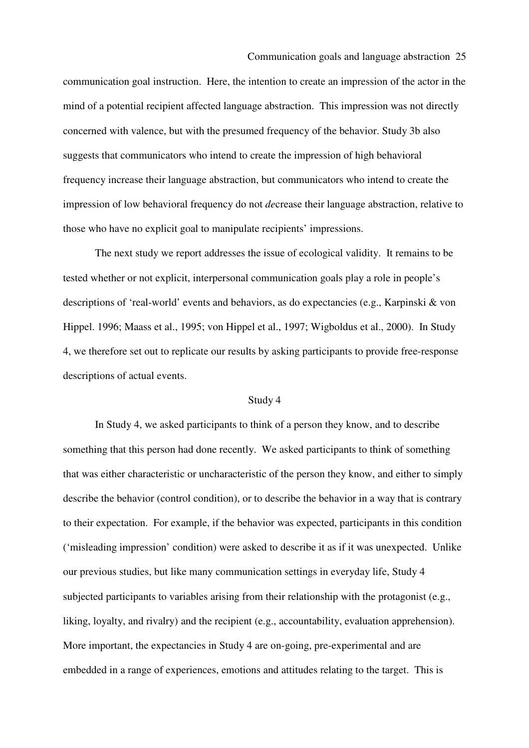communication goal instruction. Here, the intention to create an impression of the actor in the mind of a potential recipient affected language abstraction. This impression was not directly concerned with valence, but with the presumed frequency of the behavior. Study 3b also suggests that communicators who intend to create the impression of high behavioral frequency increase their language abstraction, but communicators who intend to create the impression of low behavioral frequency do not *de*crease their language abstraction, relative to those who have no explicit goal to manipulate recipients' impressions.

The next study we report addresses the issue of ecological validity. It remains to be tested whether or not explicit, interpersonal communication goals play a role in people's descriptions of 'real-world' events and behaviors, as do expectancies (e.g., Karpinski & von Hippel. 1996; Maass et al., 1995; von Hippel et al., 1997; Wigboldus et al., 2000). In Study 4, we therefore set out to replicate our results by asking participants to provide free-response descriptions of actual events.

## Study 4

In Study 4, we asked participants to think of a person they know, and to describe something that this person had done recently. We asked participants to think of something that was either characteristic or uncharacteristic of the person they know, and either to simply describe the behavior (control condition), or to describe the behavior in a way that is contrary to their expectation. For example, if the behavior was expected, participants in this condition ('misleading impression' condition) were asked to describe it as if it was unexpected. Unlike our previous studies, but like many communication settings in everyday life, Study 4 subjected participants to variables arising from their relationship with the protagonist (e.g., liking, loyalty, and rivalry) and the recipient (e.g., accountability, evaluation apprehension). More important, the expectancies in Study 4 are on-going, pre-experimental and are embedded in a range of experiences, emotions and attitudes relating to the target. This is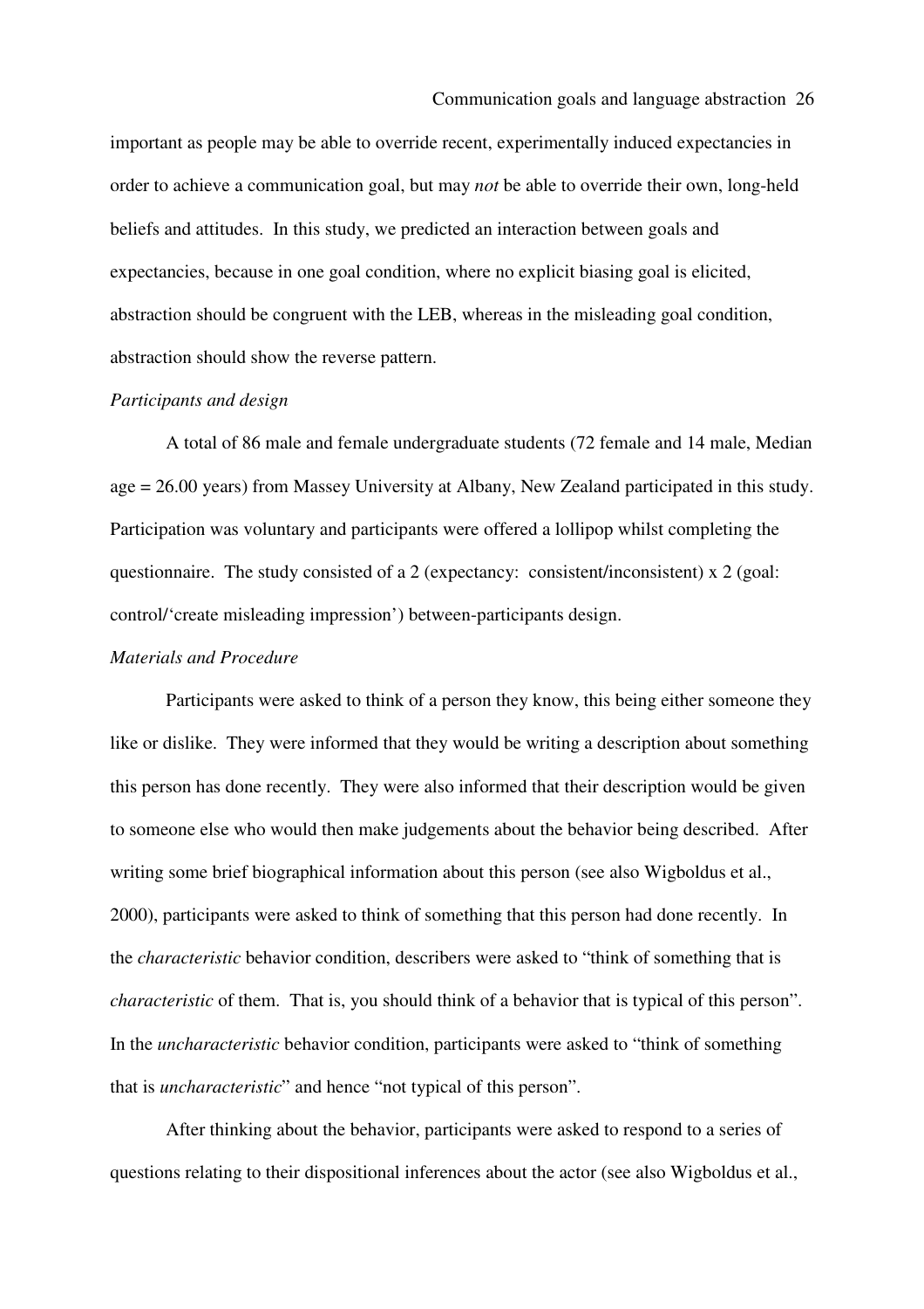important as people may be able to override recent, experimentally induced expectancies in order to achieve a communication goal, but may *not* be able to override their own, long-held beliefs and attitudes. In this study, we predicted an interaction between goals and expectancies, because in one goal condition, where no explicit biasing goal is elicited, abstraction should be congruent with the LEB, whereas in the misleading goal condition, abstraction should show the reverse pattern.

*Participants and design*

A total of 86 male and female undergraduate students (72 female and 14 male, Median age = 26.00 years) from Massey University at Albany, New Zealand participated in this study. Participation was voluntary and participants were offered a lollipop whilst completing the questionnaire. The study consisted of a 2 (expectancy: consistent/inconsistent) x 2 (goal: control/'create misleading impression') between-participants design.

*Materials and Procedure*

Participants were asked to think of a person they know, this being either someone they like or dislike. They were informed that they would be writing a description about something this person has done recently. They were also informed that their description would be given to someone else who would then make judgements about the behavior being described. After writing some brief biographical information about this person (see also Wigboldus et al., 2000), participants were asked to think of something that this person had done recently. In the *characteristic* behavior condition, describers were asked to "think of something that is *characteristic* of them. That is, you should think of a behavior that is typical of this person". In the *uncharacteristic* behavior condition, participants were asked to "think of something that is *uncharacteristic*" and hence "not typical of this person".

After thinking about the behavior, participants were asked to respond to a series of questions relating to their dispositional inferences about the actor (see also Wigboldus et al.,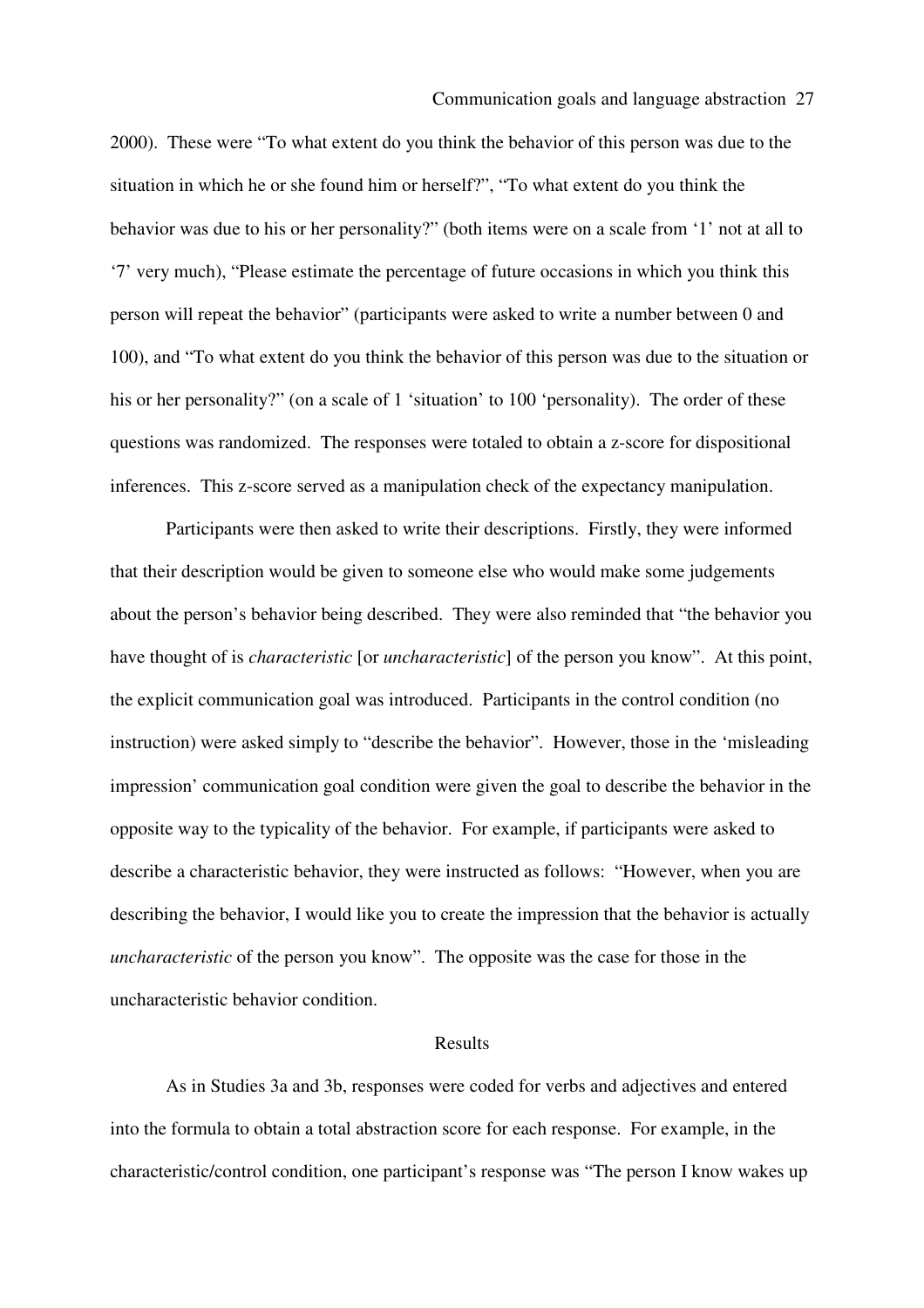2000). These were "To what extent do you think the behavior of this person was due to the situation in which he or she found him or herself?", "To what extent do you think the behavior was due to his or her personality?" (both items were on a scale from '1' not at all to '7' very much), "Please estimate the percentage of future occasions in which you think this person will repeat the behavior" (participants were asked to write a number between 0 and 100), and "To what extent do you think the behavior of this person was due to the situation or his or her personality?" (on a scale of 1 'situation' to 100 'personality). The order of these questions was randomized. The responses were totaled to obtain a z-score for dispositional inferences. This z-score served as a manipulation check of the expectancy manipulation.

Participants were then asked to write their descriptions. Firstly, they were informed that their description would be given to someone else who would make some judgements about the person's behavior being described. They were also reminded that "the behavior you have thought of is *characteristic* [or *uncharacteristic*] of the person you know". At this point, the explicit communication goal was introduced. Participants in the control condition (no instruction) were asked simply to "describe the behavior". However, those in the 'misleading impression' communication goal condition were given the goal to describe the behavior in the opposite way to the typicality of the behavior. For example, if participants were asked to describe a characteristic behavior, they were instructed as follows: "However, when you are describing the behavior, I would like you to create the impression that the behavior is actually *uncharacteristic* of the person you know". The opposite was the case for those in the uncharacteristic behavior condition.

## Results

As in Studies 3a and 3b, responses were coded for verbs and adjectives and entered into the formula to obtain a total abstraction score for each response. For example, in the characteristic/control condition, one participant's response was "The person I know wakes up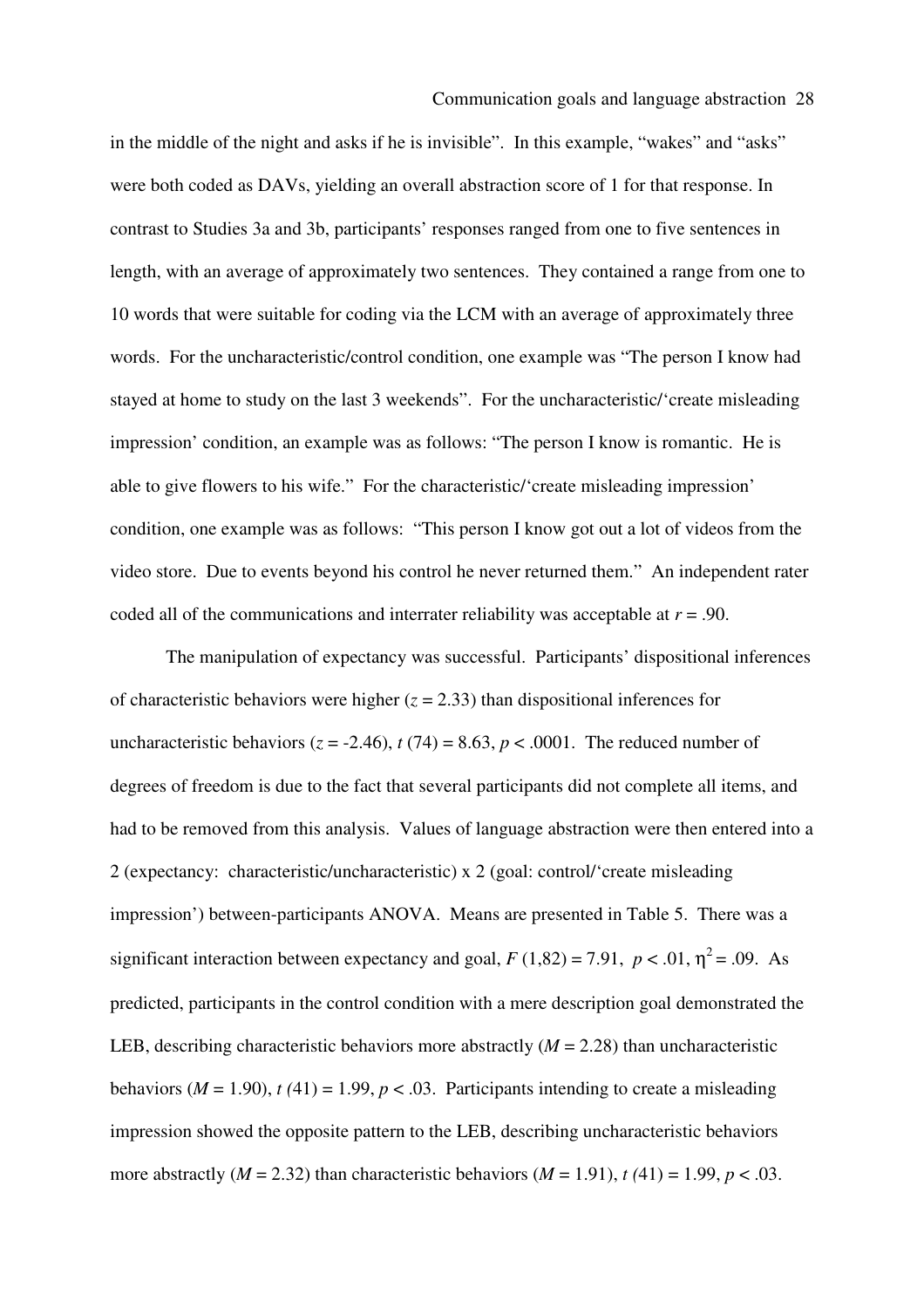in the middle of the night and asks if he is invisible". In this example, "wakes" and "asks" were both coded as DAVs, yielding an overall abstraction score of 1 for that response. In contrast to Studies 3a and 3b, participants' responses ranged from one to five sentences in length, with an average of approximately two sentences. They contained a range from one to 10 words that were suitable for coding via the LCM with an average of approximately three words. For the uncharacteristic/control condition, one example was "The person I know had stayed at home to study on the last 3 weekends". For the uncharacteristic/'create misleading impression' condition, an example was as follows: "The person I know is romantic. He is able to give flowers to his wife." For the characteristic/'create misleading impression' condition, one example was as follows: "This person I know got out a lot of videos from the video store. Due to events beyond his control he never returned them." An independent rater coded all of the communications and interrater reliability was acceptable at $r = .90$.

The manipulation of expectancy was successful. Participants' dispositional inferences of characteristic behaviors were higher ($z = 2.33$) than dispositional inferences for uncharacteristic behaviors ($z = -2.46$), $t$ (74) = 8.63, $p < .0001$. The reduced number of degrees of freedom is due to the fact that several participants did not complete all items, and had to be removed from this analysis. Values of language abstraction were then entered into a 2 (expectancy: characteristic/uncharacteristic) x 2 (goal: control/'create misleading impression') between-participants ANOVA. Means are presented in Table 5. There was a significant interaction between expectancy and goal, $F$ (1,82) = 7.91, $p < .01$, $\eta^2 = .09$. As predicted, participants in the control condition with a mere description goal demonstrated the LEB, describing characteristic behaviors more abstractly ($M = 2.28$) than uncharacteristic behaviors ($M = 1.90$), $t$ (41) = 1.99, $p < .03$. Participants intending to create a misleading impression showed the opposite pattern to the LEB, describing uncharacteristic behaviors more abstractly ($M = 2.32$) than characteristic behaviors ($M = 1.91$), $t$ (41) = 1.99, $p < .03$.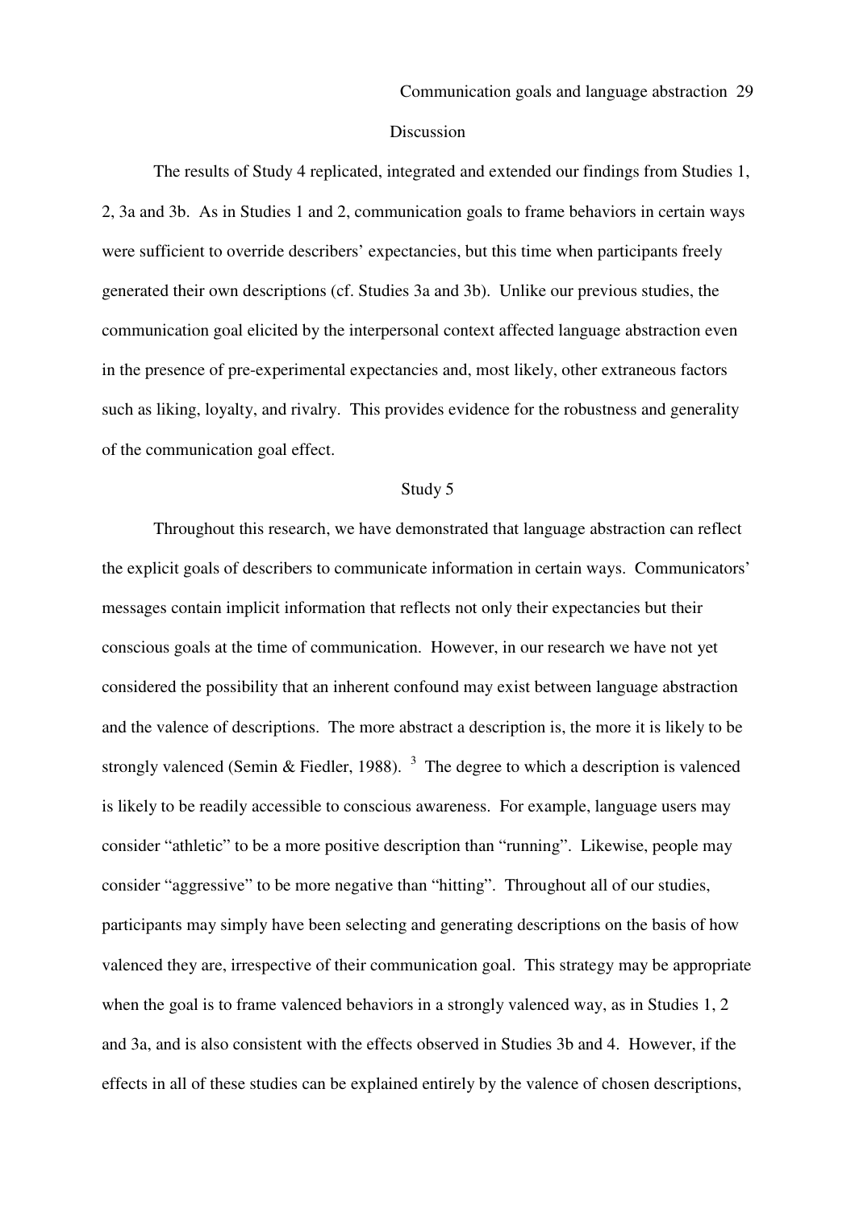## Discussion

The results of Study 4 replicated, integrated and extended our findings from Studies 1, 2, 3a and 3b. As in Studies 1 and 2, communication goals to frame behaviors in certain ways were sufficient to override describers' expectancies, but this time when participants freely generated their own descriptions (cf. Studies 3a and 3b). Unlike our previous studies, the communication goal elicited by the interpersonal context affected language abstraction even in the presence of pre-experimental expectancies and, most likely, other extraneous factors such as liking, loyalty, and rivalry. This provides evidence for the robustness and generality of the communication goal effect.

## Study 5

Throughout this research, we have demonstrated that language abstraction can reflect the explicit goals of describers to communicate information in certain ways. Communicators' messages contain implicit information that reflects not only their expectancies but their conscious goals at the time of communication. However, in our research we have not yet considered the possibility that an inherent confound may exist between language abstraction and the valence of descriptions. The more abstract a description is, the more it is likely to be strongly valenced (Semin & Fiedler, 1988). [3] The degree to which a description is valenced is likely to be readily accessible to conscious awareness. For example, language users may consider "athletic" to be a more positive description than "running". Likewise, people may consider "aggressive" to be more negative than "hitting". Throughout all of our studies, participants may simply have been selecting and generating descriptions on the basis of how valenced they are, irrespective of their communication goal. This strategy may be appropriate when the goal is to frame valenced behaviors in a strongly valenced way, as in Studies 1, 2 and 3a, and is also consistent with the effects observed in Studies 3b and 4. However, if the effects in all of these studies can be explained entirely by the valence of chosen descriptions,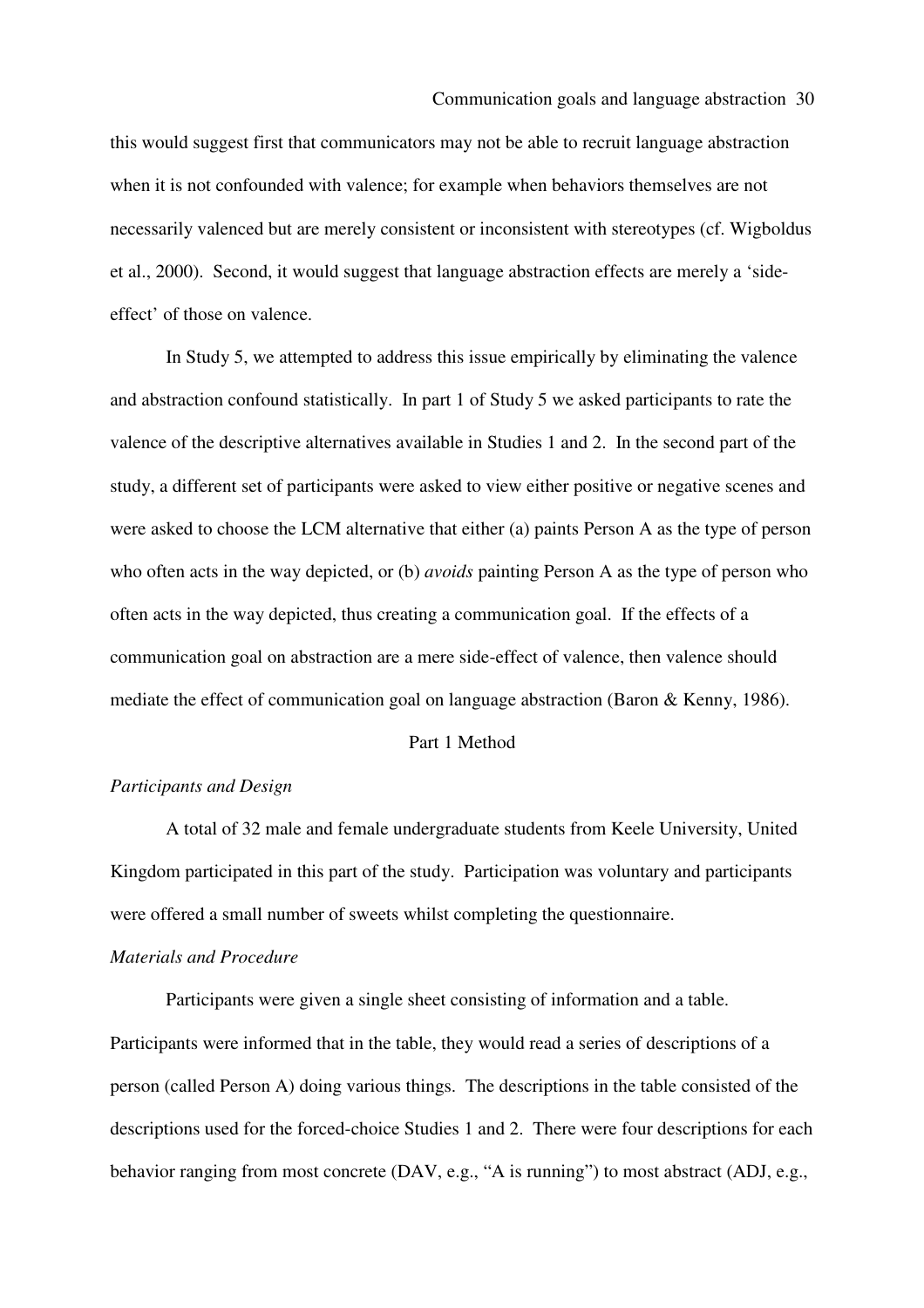this would suggest first that communicators may not be able to recruit language abstraction when it is not confounded with valence; for example when behaviors themselves are not necessarily valenced but are merely consistent or inconsistent with stereotypes (cf. Wigboldus et al., 2000). Second, it would suggest that language abstraction effects are merely a 'side-effect' of those on valence.

In Study 5, we attempted to address this issue empirically by eliminating the valence and abstraction confound statistically. In part 1 of Study 5 we asked participants to rate the valence of the descriptive alternatives available in Studies 1 and 2. In the second part of the study, a different set of participants were asked to view either positive or negative scenes and were asked to choose the LCM alternative that either (a) paints Person A as the type of person who often acts in the way depicted, or (b) *avoids* painting Person A as the type of person who often acts in the way depicted, thus creating a communication goal. If the effects of a communication goal on abstraction are a mere side-effect of valence, then valence should mediate the effect of communication goal on language abstraction (Baron & Kenny, 1986).

## Part 1 Method

### *Participants and Design*

A total of 32 male and female undergraduate students from Keele University, United Kingdom participated in this part of the study. Participation was voluntary and participants were offered a small number of sweets whilst completing the questionnaire.

### *Materials and Procedure*

Participants were given a single sheet consisting of information and a table. Participants were informed that in the table, they would read a series of descriptions of a person (called Person A) doing various things. The descriptions in the table consisted of the descriptions used for the forced-choice Studies 1 and 2. There were four descriptions for each behavior ranging from most concrete (DAV, e.g., "A is running") to most abstract (ADJ, e.g.,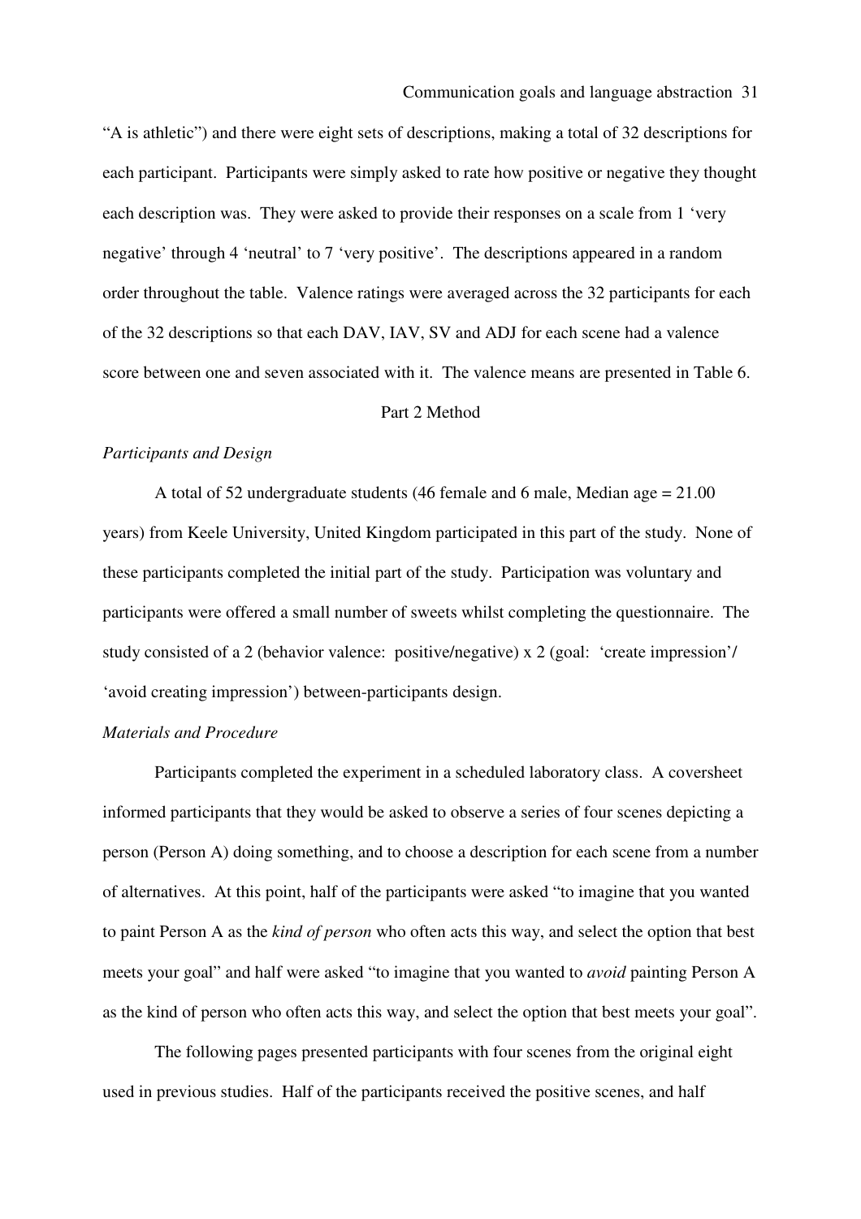“A is athletic”) and there were eight sets of descriptions, making a total of 32 descriptions for each participant. Participants were simply asked to rate how positive or negative they thought each description was. They were asked to provide their responses on a scale from 1 ‘very negative’ through 4 ‘neutral’ to 7 ‘very positive’. The descriptions appeared in a random order throughout the table. Valence ratings were averaged across the 32 participants for each of the 32 descriptions so that each DAV, IAV, SV and ADJ for each scene had a valence score between one and seven associated with it. The valence means are presented in Table 6.

## Part 2 Method

### *Participants and Design*

A total of 52 undergraduate students (46 female and 6 male, Median age = 21.00 years) from Keele University, United Kingdom participated in this part of the study. None of these participants completed the initial part of the study. Participation was voluntary and participants were offered a small number of sweets whilst completing the questionnaire. The study consisted of a 2 (behavior valence: positive/negative) x 2 (goal: ‘create impression’/ ‘avoid creating impression’) between-participants design.

### *Materials and Procedure*

Participants completed the experiment in a scheduled laboratory class. A coversheet informed participants that they would be asked to observe a series of four scenes depicting a person (Person A) doing something, and to choose a description for each scene from a number of alternatives. At this point, half of the participants were asked “to imagine that you wanted to paint Person A as the *kind of person* who often acts this way, and select the option that best meets your goal” and half were asked “to imagine that you wanted to *avoid* painting Person A as the kind of person who often acts this way, and select the option that best meets your goal”.

The following pages presented participants with four scenes from the original eight used in previous studies. Half of the participants received the positive scenes, and half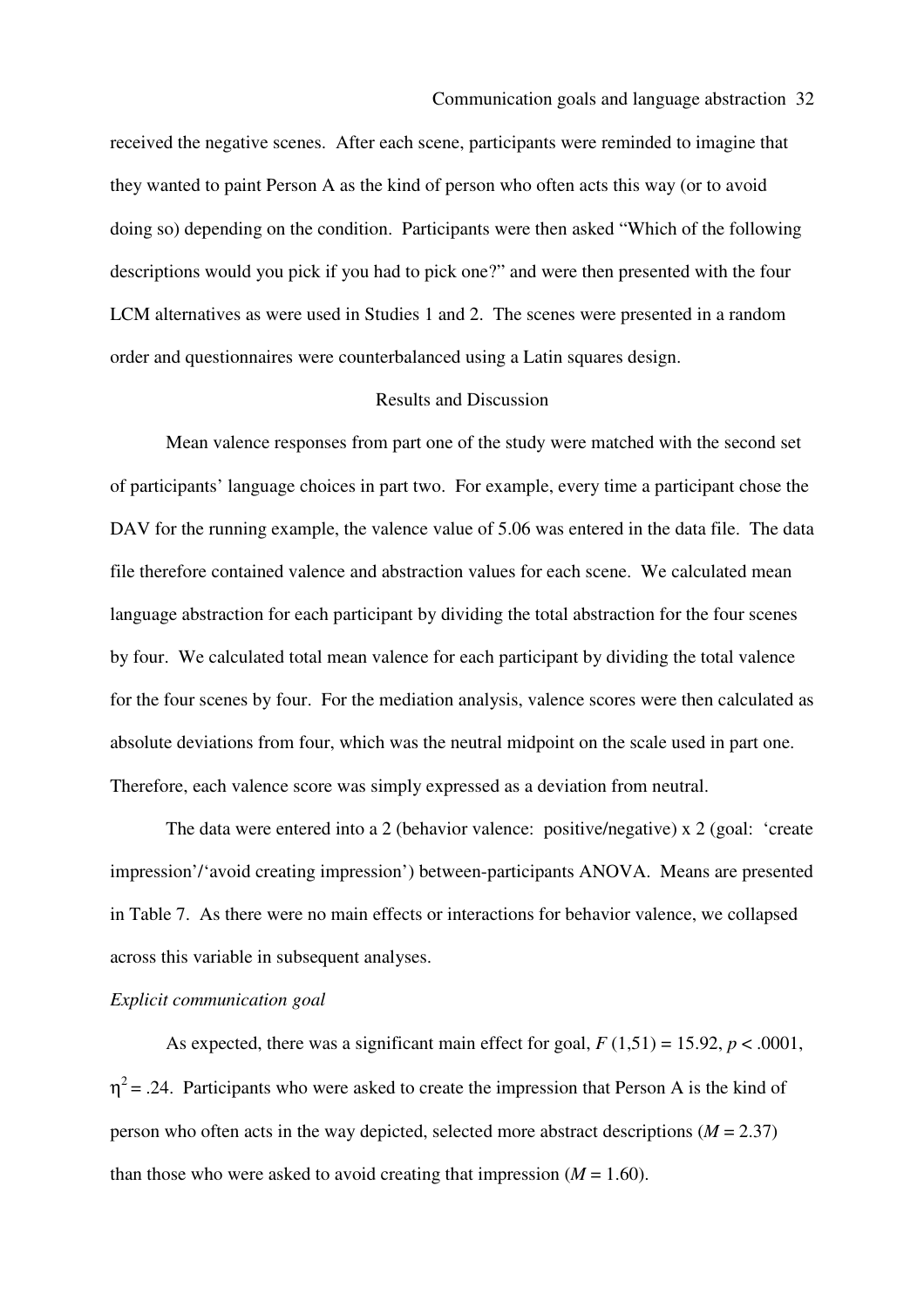received the negative scenes. After each scene, participants were reminded to imagine that they wanted to paint Person A as the kind of person who often acts this way (or to avoid doing so) depending on the condition. Participants were then asked "Which of the following descriptions would you pick if you had to pick one?" and were then presented with the four LCM alternatives as were used in Studies 1 and 2. The scenes were presented in a random order and questionnaires were counterbalanced using a Latin squares design.

## Results and Discussion

Mean valence responses from part one of the study were matched with the second set of participants' language choices in part two. For example, every time a participant chose the DAV for the running example, the valence value of 5.06 was entered in the data file. The data file therefore contained valence and abstraction values for each scene. We calculated mean language abstraction for each participant by dividing the total abstraction for the four scenes by four. We calculated total mean valence for each participant by dividing the total valence for the four scenes by four. For the mediation analysis, valence scores were then calculated as absolute deviations from four, which was the neutral midpoint on the scale used in part one. Therefore, each valence score was simply expressed as a deviation from neutral.

The data were entered into a 2 (behavior valence: positive/negative) x 2 (goal: 'create impression'/'avoid creating impression') between-participants ANOVA. Means are presented in Table 7. As there were no main effects or interactions for behavior valence, we collapsed across this variable in subsequent analyses.

*Explicit communication goal*

As expected, there was a significant main effect for goal, $F(1,51) = 15.92$, $p < .0001$, $\eta^2 = .24$. Participants who were asked to create the impression that Person A is the kind of person who often acts in the way depicted, selected more abstract descriptions ($M = 2.37$) than those who were asked to avoid creating that impression ($M = 1.60$).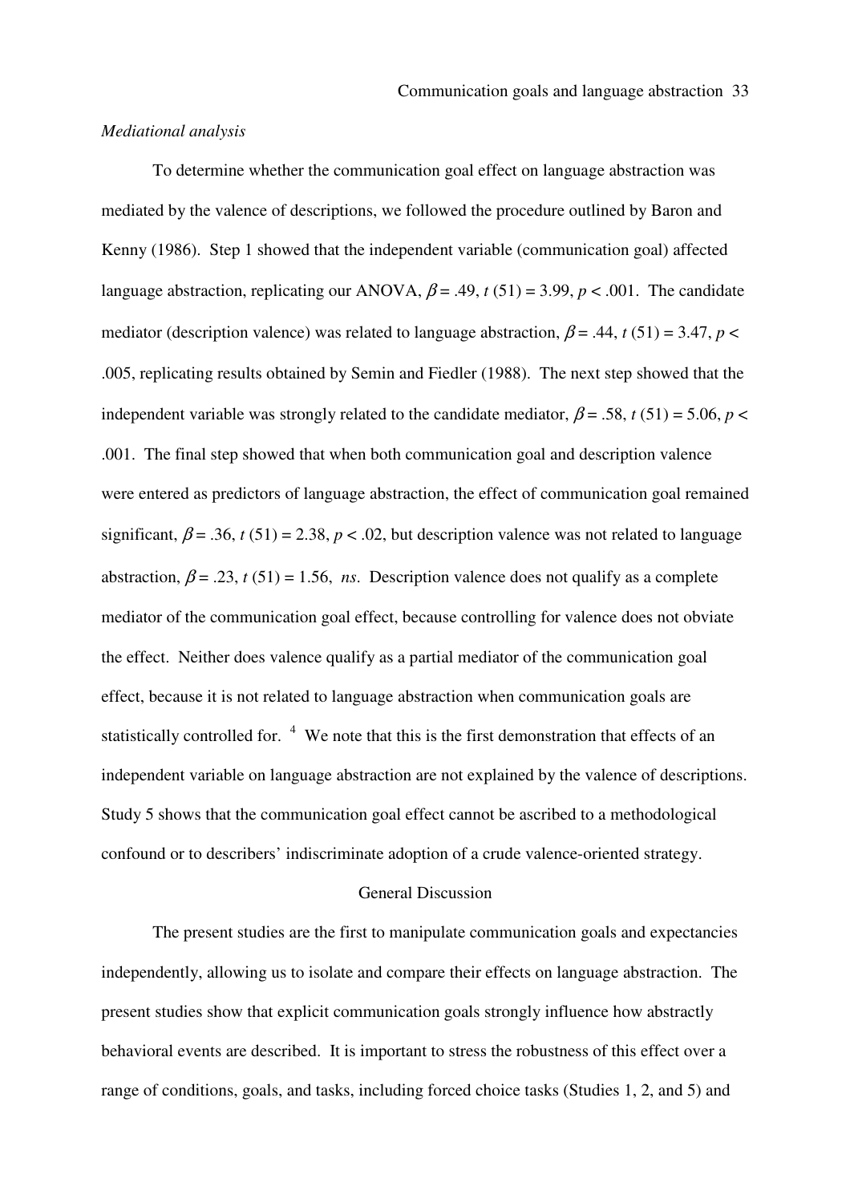*Mediational analysis*

To determine whether the communication goal effect on language abstraction was mediated by the valence of descriptions, we followed the procedure outlined by Baron and Kenny (1986). Step 1 showed that the independent variable (communication goal) affected language abstraction, replicating our ANOVA, $\beta = .49$, $t\,(51) = 3.99$, $p < .001$. The candidate mediator (description valence) was related to language abstraction, $\beta = .44$, $t\,(51) = 3.47$, $p < .005$, replicating results obtained by Semin and Fiedler (1988). The next step showed that the independent variable was strongly related to the candidate mediator, $\beta = .58$, $t\,(51) = 5.06$, $p < .001$. The final step showed that when both communication goal and description valence were entered as predictors of language abstraction, the effect of communication goal remained significant, $\beta = .36$, $t\,(51) = 2.38$, $p < .02$, but description valence was not related to language abstraction, $\beta = .23$, $t\,(51) = 1.56$, *ns*. Description valence does not qualify as a complete mediator of the communication goal effect, because controlling for valence does not obviate the effect. Neither does valence qualify as a partial mediator of the communication goal effect, because it is not related to language abstraction when communication goals are statistically controlled for. [4] We note that this is the first demonstration that effects of an independent variable on language abstraction are not explained by the valence of descriptions. Study 5 shows that the communication goal effect cannot be ascribed to a methodological confound or to describers' indiscriminate adoption of a crude valence-oriented strategy.

## General Discussion

The present studies are the first to manipulate communication goals and expectancies independently, allowing us to isolate and compare their effects on language abstraction. The present studies show that explicit communication goals strongly influence how abstractly behavioral events are described. It is important to stress the robustness of this effect over a range of conditions, goals, and tasks, including forced choice tasks (Studies 1, 2, and 5) and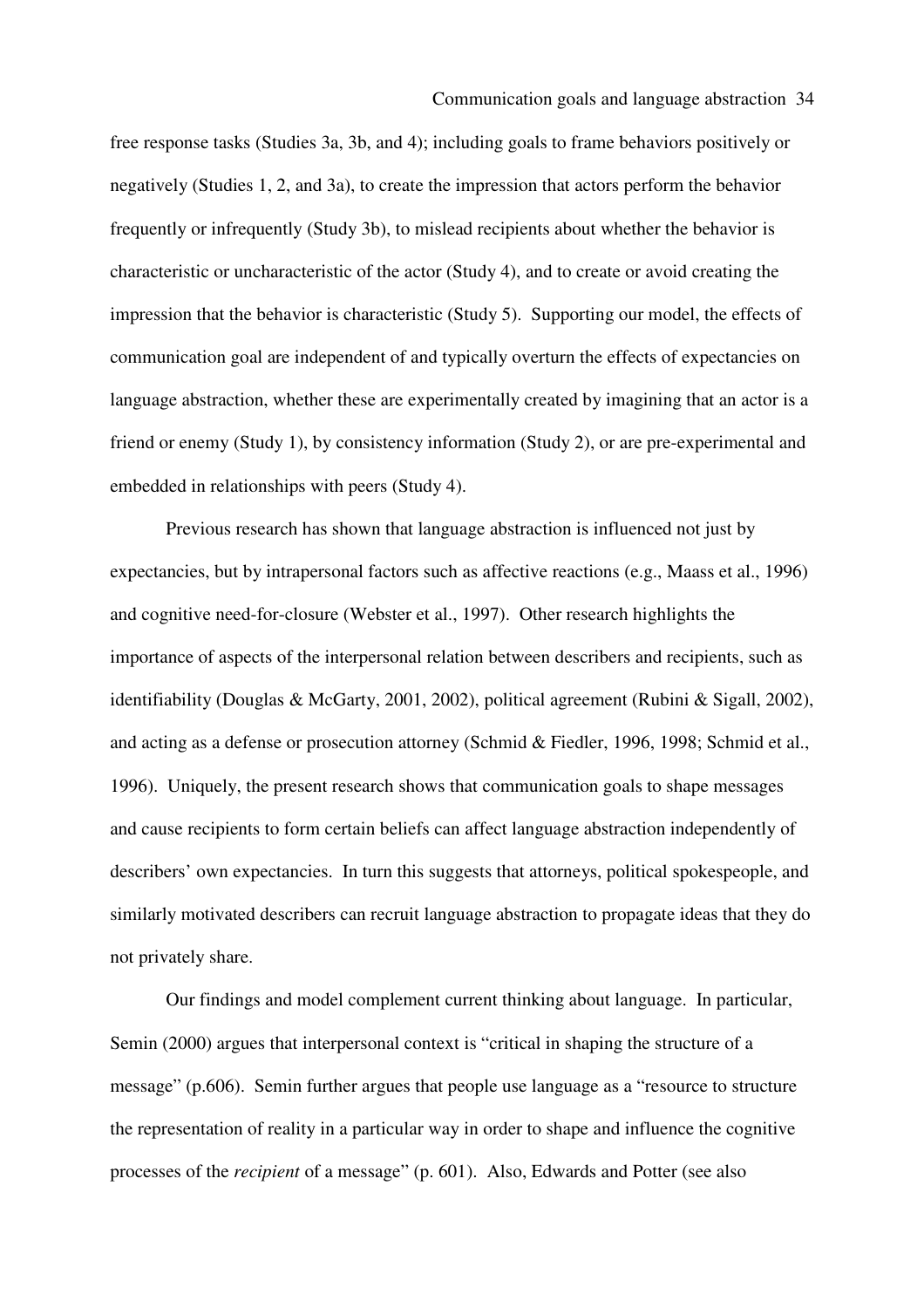free response tasks (Studies 3a, 3b, and 4); including goals to frame behaviors positively or negatively (Studies 1, 2, and 3a), to create the impression that actors perform the behavior frequently or infrequently (Study 3b), to mislead recipients about whether the behavior is characteristic or uncharacteristic of the actor (Study 4), and to create or avoid creating the impression that the behavior is characteristic (Study 5). Supporting our model, the effects of communication goal are independent of and typically overturn the effects of expectancies on language abstraction, whether these are experimentally created by imagining that an actor is a friend or enemy (Study 1), by consistency information (Study 2), or are pre-experimental and embedded in relationships with peers (Study 4).

Previous research has shown that language abstraction is influenced not just by expectancies, but by intrapersonal factors such as affective reactions (e.g., Maass et al., 1996) and cognitive need-for-closure (Webster et al., 1997). Other research highlights the importance of aspects of the interpersonal relation between describers and recipients, such as identifiability (Douglas & McGarty, 2001, 2002), political agreement (Rubini & Sigall, 2002), and acting as a defense or prosecution attorney (Schmid & Fiedler, 1996, 1998; Schmid et al., 1996). Uniquely, the present research shows that communication goals to shape messages and cause recipients to form certain beliefs can affect language abstraction independently of describers' own expectancies. In turn this suggests that attorneys, political spokespeople, and similarly motivated describers can recruit language abstraction to propagate ideas that they do not privately share.

Our findings and model complement current thinking about language. In particular, Semin (2000) argues that interpersonal context is "critical in shaping the structure of a message" (p.606). Semin further argues that people use language as a "resource to structure the representation of reality in a particular way in order to shape and influence the cognitive processes of the *recipient* of a message" (p. 601). Also, Edwards and Potter (see also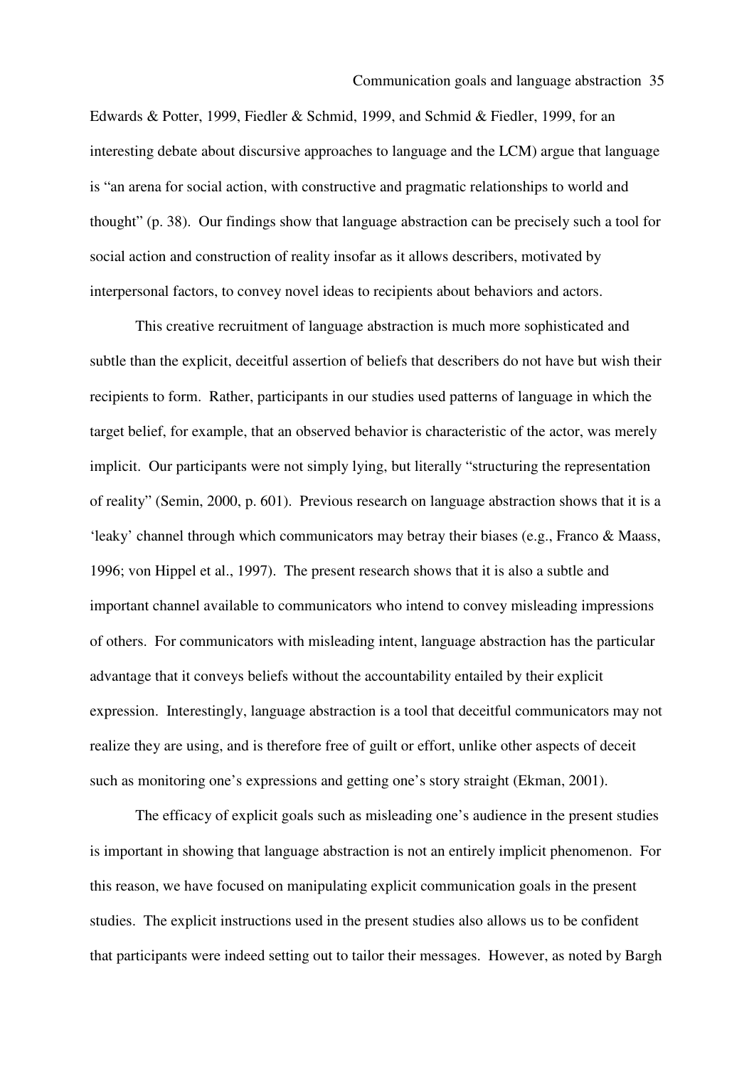Edwards & Potter, 1999, Fiedler & Schmid, 1999, and Schmid & Fiedler, 1999, for an interesting debate about discursive approaches to language and the LCM) argue that language is "an arena for social action, with constructive and pragmatic relationships to world and thought" (p. 38). Our findings show that language abstraction can be precisely such a tool for social action and construction of reality insofar as it allows describers, motivated by interpersonal factors, to convey novel ideas to recipients about behaviors and actors.

This creative recruitment of language abstraction is much more sophisticated and subtle than the explicit, deceitful assertion of beliefs that describers do not have but wish their recipients to form. Rather, participants in our studies used patterns of language in which the target belief, for example, that an observed behavior is characteristic of the actor, was merely implicit. Our participants were not simply lying, but literally "structuring the representation of reality" (Semin, 2000, p. 601). Previous research on language abstraction shows that it is a 'leaky' channel through which communicators may betray their biases (e.g., Franco & Maass, 1996; von Hippel et al., 1997). The present research shows that it is also a subtle and important channel available to communicators who intend to convey misleading impressions of others. For communicators with misleading intent, language abstraction has the particular advantage that it conveys beliefs without the accountability entailed by their explicit expression. Interestingly, language abstraction is a tool that deceitful communicators may not realize they are using, and is therefore free of guilt or effort, unlike other aspects of deceit such as monitoring one's expressions and getting one's story straight (Ekman, 2001).

The efficacy of explicit goals such as misleading one's audience in the present studies is important in showing that language abstraction is not an entirely implicit phenomenon. For this reason, we have focused on manipulating explicit communication goals in the present studies. The explicit instructions used in the present studies also allows us to be confident that participants were indeed setting out to tailor their messages. However, as noted by Bargh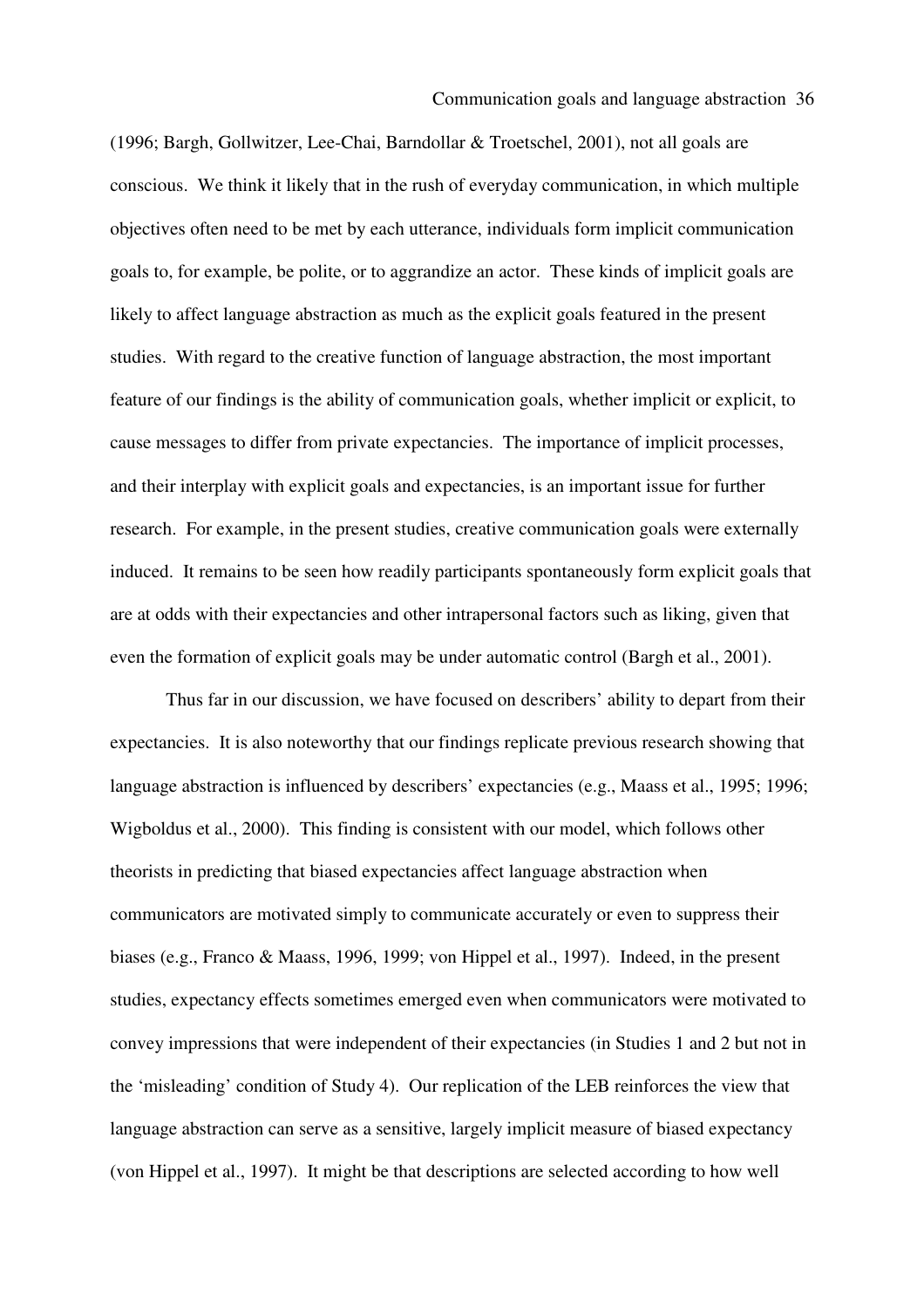(1996; Bargh, Gollwitzer, Lee-Chai, Barndollar & Troetschel, 2001), not all goals are conscious. We think it likely that in the rush of everyday communication, in which multiple objectives often need to be met by each utterance, individuals form implicit communication goals to, for example, be polite, or to aggrandize an actor. These kinds of implicit goals are likely to affect language abstraction as much as the explicit goals featured in the present studies. With regard to the creative function of language abstraction, the most important feature of our findings is the ability of communication goals, whether implicit or explicit, to cause messages to differ from private expectancies. The importance of implicit processes, and their interplay with explicit goals and expectancies, is an important issue for further research. For example, in the present studies, creative communication goals were externally induced. It remains to be seen how readily participants spontaneously form explicit goals that are at odds with their expectancies and other intrapersonal factors such as liking, given that even the formation of explicit goals may be under automatic control (Bargh et al., 2001).

Thus far in our discussion, we have focused on describers' ability to depart from their expectancies. It is also noteworthy that our findings replicate previous research showing that language abstraction is influenced by describers' expectancies (e.g., Maass et al., 1995; 1996; Wigboldus et al., 2000). This finding is consistent with our model, which follows other theorists in predicting that biased expectancies affect language abstraction when communicators are motivated simply to communicate accurately or even to suppress their biases (e.g., Franco & Maass, 1996, 1999; von Hippel et al., 1997). Indeed, in the present studies, expectancy effects sometimes emerged even when communicators were motivated to convey impressions that were independent of their expectancies (in Studies 1 and 2 but not in the 'misleading' condition of Study 4). Our replication of the LEB reinforces the view that language abstraction can serve as a sensitive, largely implicit measure of biased expectancy (von Hippel et al., 1997). It might be that descriptions are selected according to how well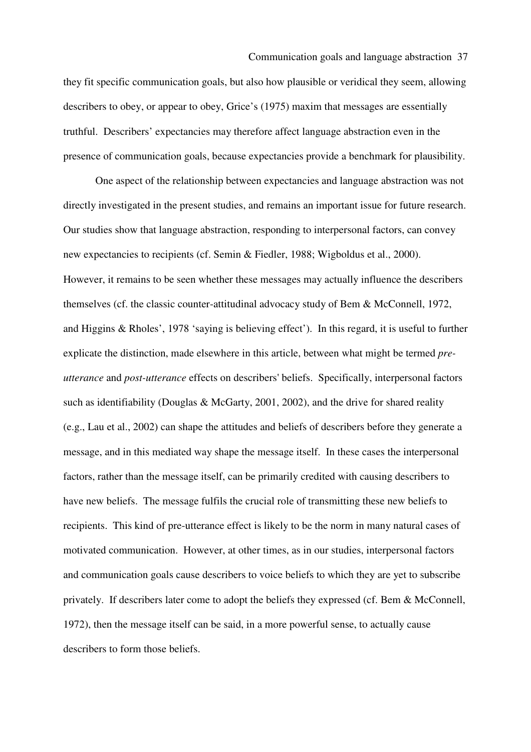they fit specific communication goals, but also how plausible or veridical they seem, allowing describers to obey, or appear to obey, Grice's (1975) maxim that messages are essentially truthful. Describers' expectancies may therefore affect language abstraction even in the presence of communication goals, because expectancies provide a benchmark for plausibility.

One aspect of the relationship between expectancies and language abstraction was not directly investigated in the present studies, and remains an important issue for future research. Our studies show that language abstraction, responding to interpersonal factors, can convey new expectancies to recipients (cf. Semin & Fiedler, 1988; Wigboldus et al., 2000). However, it remains to be seen whether these messages may actually influence the describers themselves (cf. the classic counter-attitudinal advocacy study of Bem & McConnell, 1972, and Higgins & Rholes', 1978 'saying is believing effect'). In this regard, it is useful to further explicate the distinction, made elsewhere in this article, between what might be termed *pre-utterance* and *post-utterance* effects on describers' beliefs. Specifically, interpersonal factors such as identifiability (Douglas & McGarty, 2001, 2002), and the drive for shared reality (e.g., Lau et al., 2002) can shape the attitudes and beliefs of describers before they generate a message, and in this mediated way shape the message itself. In these cases the interpersonal factors, rather than the message itself, can be primarily credited with causing describers to have new beliefs. The message fulfils the crucial role of transmitting these new beliefs to recipients. This kind of pre-utterance effect is likely to be the norm in many natural cases of motivated communication. However, at other times, as in our studies, interpersonal factors and communication goals cause describers to voice beliefs to which they are yet to subscribe privately. If describers later come to adopt the beliefs they expressed (cf. Bem & McConnell, 1972), then the message itself can be said, in a more powerful sense, to actually cause describers to form those beliefs.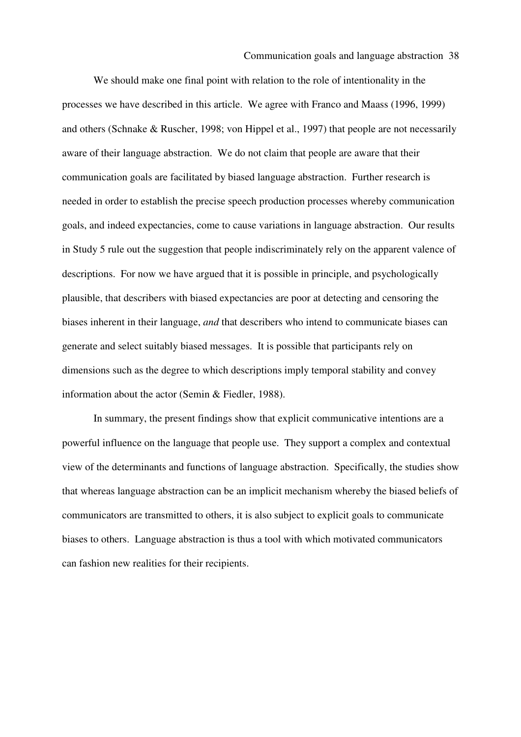We should make one final point with relation to the role of intentionality in the processes we have described in this article. We agree with Franco and Maass (1996, 1999) and others (Schnake & Ruscher, 1998; von Hippel et al., 1997) that people are not necessarily aware of their language abstraction. We do not claim that people are aware that their communication goals are facilitated by biased language abstraction. Further research is needed in order to establish the precise speech production processes whereby communication goals, and indeed expectancies, come to cause variations in language abstraction. Our results in Study 5 rule out the suggestion that people indiscriminately rely on the apparent valence of descriptions. For now we have argued that it is possible in principle, and psychologically plausible, that describers with biased expectancies are poor at detecting and censoring the biases inherent in their language, *and* that describers who intend to communicate biases can generate and select suitably biased messages. It is possible that participants rely on dimensions such as the degree to which descriptions imply temporal stability and convey information about the actor (Semin & Fiedler, 1988).

In summary, the present findings show that explicit communicative intentions are a powerful influence on the language that people use. They support a complex and contextual view of the determinants and functions of language abstraction. Specifically, the studies show that whereas language abstraction can be an implicit mechanism whereby the biased beliefs of communicators are transmitted to others, it is also subject to explicit goals to communicate biases to others. Language abstraction is thus a tool with which motivated communicators can fashion new realities for their recipients.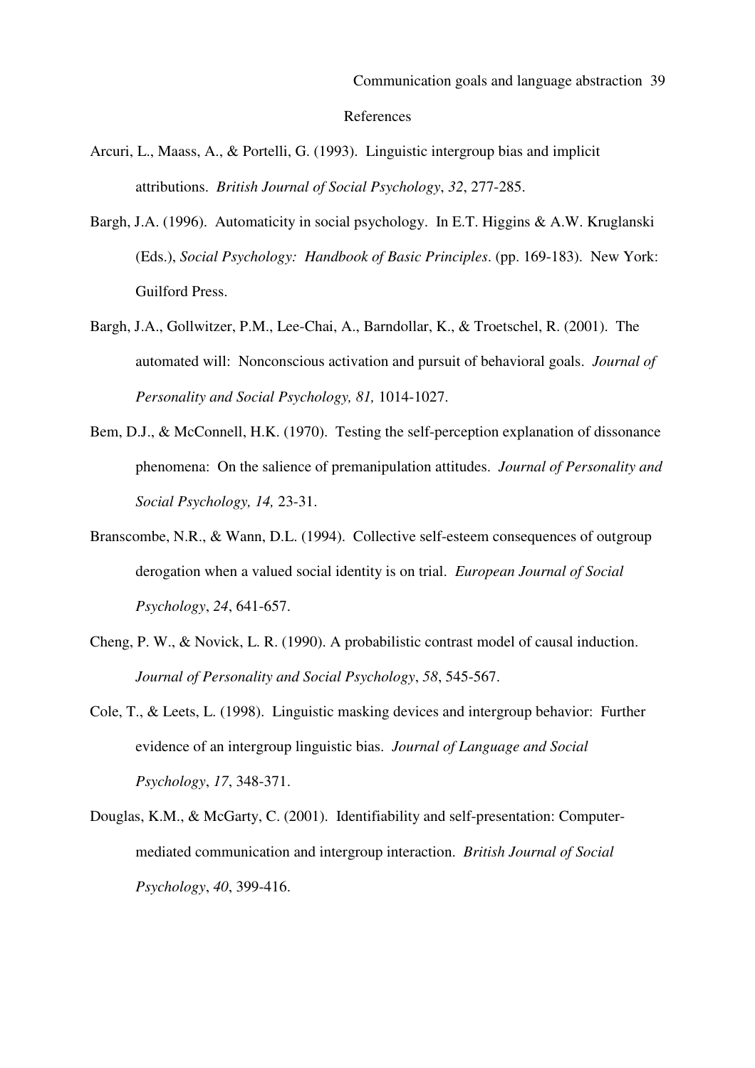## References

Arcuri, L., Maass, A., & Portelli, G. (1993). Linguistic intergroup bias and implicit attributions. *British Journal of Social Psychology*, *32*, 277-285.

Bargh, J.A. (1996). Automaticity in social psychology. In E.T. Higgins & A.W. Kruglanski (Eds.), *Social Psychology: Handbook of Basic Principles*. (pp. 169-183). New York: Guilford Press.

Bargh, J.A., Gollwitzer, P.M., Lee-Chai, A., Barndollar, K., & Troetschel, R. (2001). The automated will: Nonconscious activation and pursuit of behavioral goals. *Journal of Personality and Social Psychology, 81,* 1014-1027.

Bem, D.J., & McConnell, H.K. (1970). Testing the self-perception explanation of dissonance phenomena: On the salience of premanipulation attitudes. *Journal of Personality and Social Psychology, 14,* 23-31.

Branscombe, N.R., & Wann, D.L. (1994). Collective self-esteem consequences of outgroup derogation when a valued social identity is on trial. *European Journal of Social Psychology*, *24*, 641-657.

Cheng, P. W., & Novick, L. R. (1990). A probabilistic contrast model of causal induction. *Journal of Personality and Social Psychology*, *58*, 545-567.

Cole, T., & Leets, L. (1998). Linguistic masking devices and intergroup behavior: Further evidence of an intergroup linguistic bias. *Journal of Language and Social Psychology*, *17*, 348-371.

Douglas, K.M., & McGarty, C. (2001). Identifiability and self-presentation: Computer-mediated communication and intergroup interaction. *British Journal of Social Psychology*, *40*, 399-416.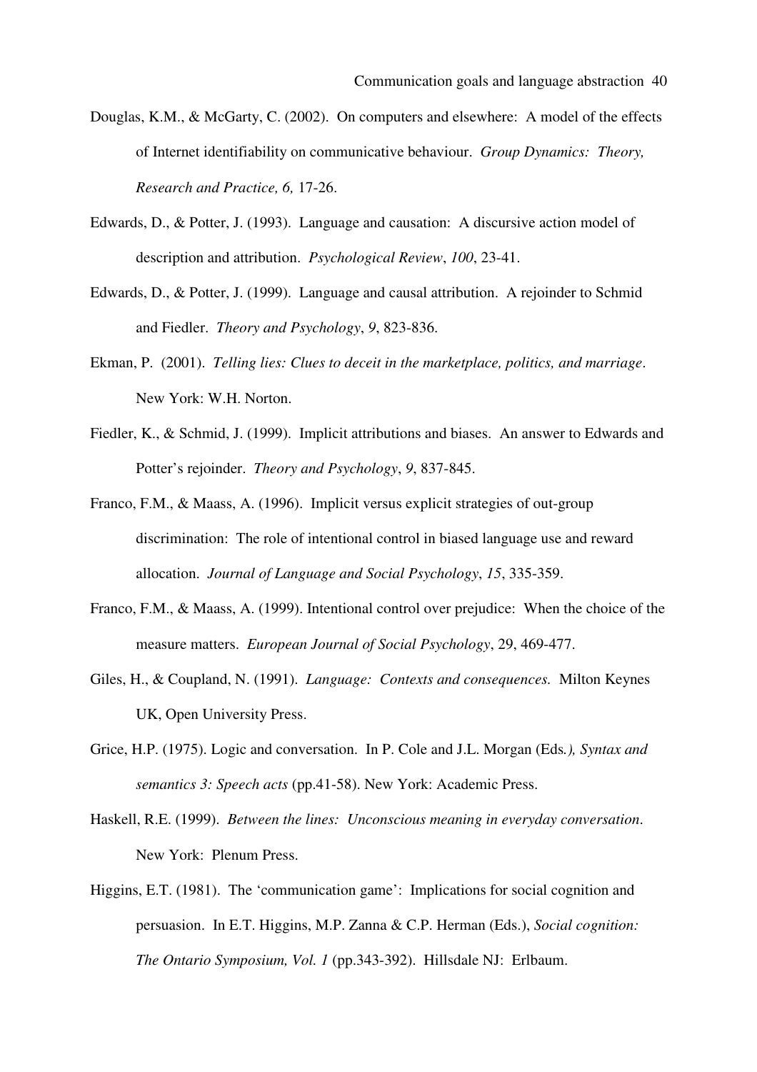Douglas, K.M., & McGarty, C. (2002). On computers and elsewhere: A model of the effects of Internet identifiability on communicative behaviour. *Group Dynamics: Theory, Research and Practice, 6,* 17-26.

Edwards, D., & Potter, J. (1993). Language and causation: A discursive action model of description and attribution. *Psychological Review*, *100*, 23-41.

Edwards, D., & Potter, J. (1999). Language and causal attribution. A rejoinder to Schmid and Fiedler. *Theory and Psychology*, *9*, 823-836.

Ekman, P. (2001). *Telling lies: Clues to deceit in the marketplace, politics, and marriage*. New York: W.H. Norton.

Fiedler, K., & Schmid, J. (1999). Implicit attributions and biases. An answer to Edwards and Potter's rejoinder. *Theory and Psychology*, *9*, 837-845.

Franco, F.M., & Maass, A. (1996). Implicit versus explicit strategies of out-group discrimination: The role of intentional control in biased language use and reward allocation. *Journal of Language and Social Psychology*, *15*, 335-359.

Franco, F.M., & Maass, A. (1999). Intentional control over prejudice: When the choice of the measure matters. *European Journal of Social Psychology*, 29, 469-477.

Giles, H., & Coupland, N. (1991). *Language: Contexts and consequences.* Milton Keynes UK, Open University Press.

Grice, H.P. (1975). Logic and conversation. In P. Cole and J.L. Morgan (Eds*.), Syntax and semantics 3: Speech acts* (pp.41-58). New York: Academic Press.

Haskell, R.E. (1999). *Between the lines: Unconscious meaning in everyday conversation*. New York: Plenum Press.

Higgins, E.T. (1981). The 'communication game': Implications for social cognition and persuasion. In E.T. Higgins, M.P. Zanna & C.P. Herman (Eds.), *Social cognition: The Ontario Symposium, Vol. 1* (pp.343-392). Hillsdale NJ: Erlbaum.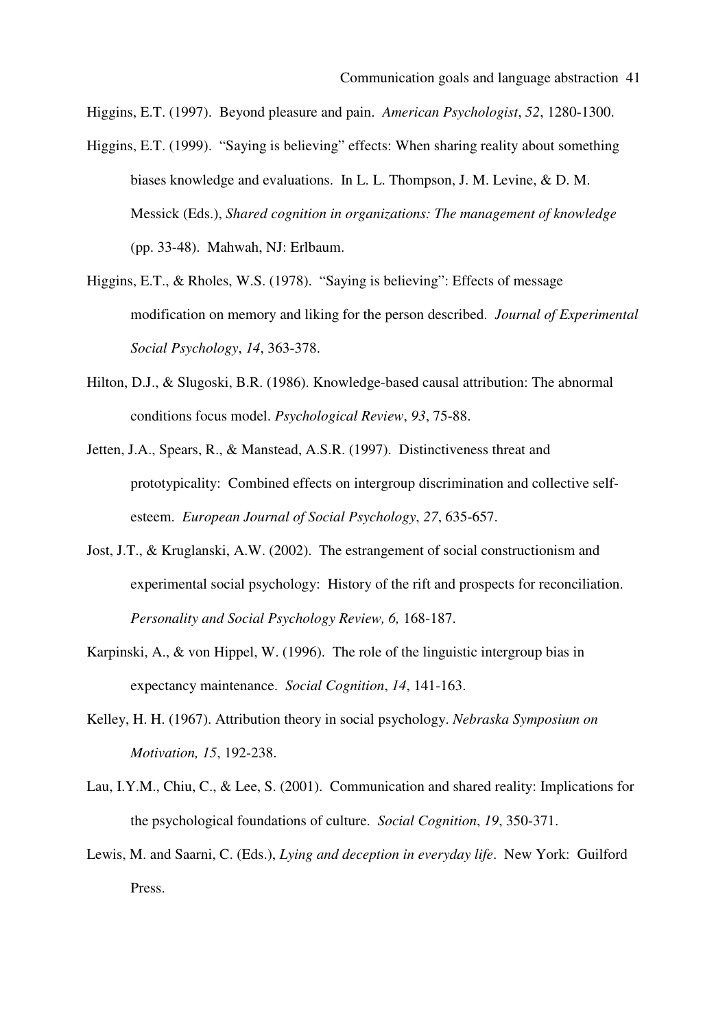Higgins, E.T. (1997). Beyond pleasure and pain. *American Psychologist*, *52*, 1280-1300.

Higgins, E.T. (1999). "Saying is believing" effects: When sharing reality about something biases knowledge and evaluations. In L. L. Thompson, J. M. Levine, & D. M. Messick (Eds.), *Shared cognition in organizations: The management of knowledge* (pp. 33-48). Mahwah, NJ: Erlbaum.

Higgins, E.T., & Rholes, W.S. (1978). "Saying is believing": Effects of message modification on memory and liking for the person described. *Journal of Experimental Social Psychology*, *14*, 363-378.

Hilton, D.J., & Slugoski, B.R. (1986). Knowledge-based causal attribution: The abnormal conditions focus model. *Psychological Review*, *93*, 75-88.

Jetten, J.A., Spears, R., & Manstead, A.S.R. (1997). Distinctiveness threat and prototypicality: Combined effects on intergroup discrimination and collective self-esteem. *European Journal of Social Psychology*, *27*, 635-657.

Jost, J.T., & Kruglanski, A.W. (2002). The estrangement of social constructionism and experimental social psychology: History of the rift and prospects for reconciliation. *Personality and Social Psychology Review, 6,* 168-187.

Karpinski, A., & von Hippel, W. (1996). The role of the linguistic intergroup bias in expectancy maintenance. *Social Cognition*, *14*, 141-163.

Kelley, H. H. (1967). Attribution theory in social psychology. *Nebraska Symposium on Motivation, 15*, 192-238.

Lau, I.Y.M., Chiu, C., & Lee, S. (2001). Communication and shared reality: Implications for the psychological foundations of culture. *Social Cognition*, *19*, 350-371.

Lewis, M. and Saarni, C. (Eds.), *Lying and deception in everyday life*. New York: Guilford Press.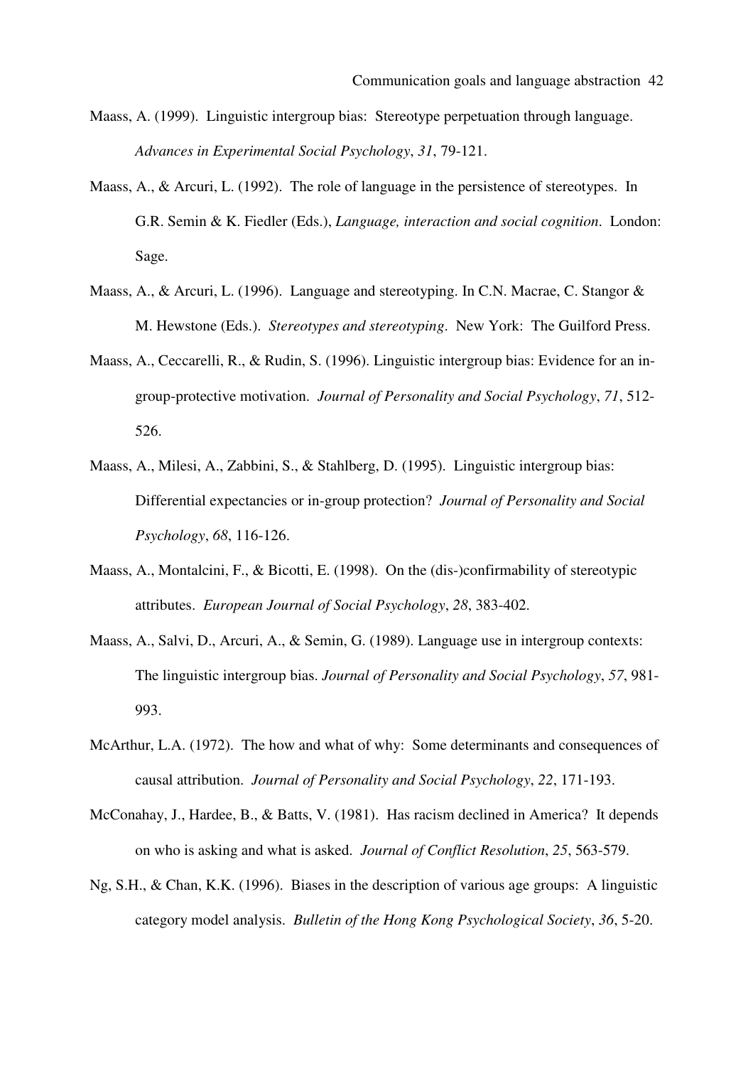Maass, A. (1999). Linguistic intergroup bias: Stereotype perpetuation through language. *Advances in Experimental Social Psychology*, *31*, 79-121.

Maass, A., & Arcuri, L. (1992). The role of language in the persistence of stereotypes. In G.R. Semin & K. Fiedler (Eds.), *Language, interaction and social cognition*. London: Sage.

Maass, A., & Arcuri, L. (1996). Language and stereotyping. In C.N. Macrae, C. Stangor & M. Hewstone (Eds.). *Stereotypes and stereotyping*. New York: The Guilford Press.

Maass, A., Ceccarelli, R., & Rudin, S. (1996). Linguistic intergroup bias: Evidence for an in-group-protective motivation. *Journal of Personality and Social Psychology*, *71*, 512-526.

Maass, A., Milesi, A., Zabbini, S., & Stahlberg, D. (1995). Linguistic intergroup bias: Differential expectancies or in-group protection? *Journal of Personality and Social Psychology*, *68*, 116-126.

Maass, A., Montalcini, F., & Bicotti, E. (1998). On the (dis-)confirmability of stereotypic attributes. *European Journal of Social Psychology*, *28*, 383-402.

Maass, A., Salvi, D., Arcuri, A., & Semin, G. (1989). Language use in intergroup contexts: The linguistic intergroup bias. *Journal of Personality and Social Psychology*, *57*, 981-993.

McArthur, L.A. (1972). The how and what of why: Some determinants and consequences of causal attribution. *Journal of Personality and Social Psychology*, *22*, 171-193.

McConahay, J., Hardee, B., & Batts, V. (1981). Has racism declined in America? It depends on who is asking and what is asked. *Journal of Conflict Resolution*, *25*, 563-579.

Ng, S.H., & Chan, K.K. (1996). Biases in the description of various age groups: A linguistic category model analysis. *Bulletin of the Hong Kong Psychological Society*, *36*, 5-20.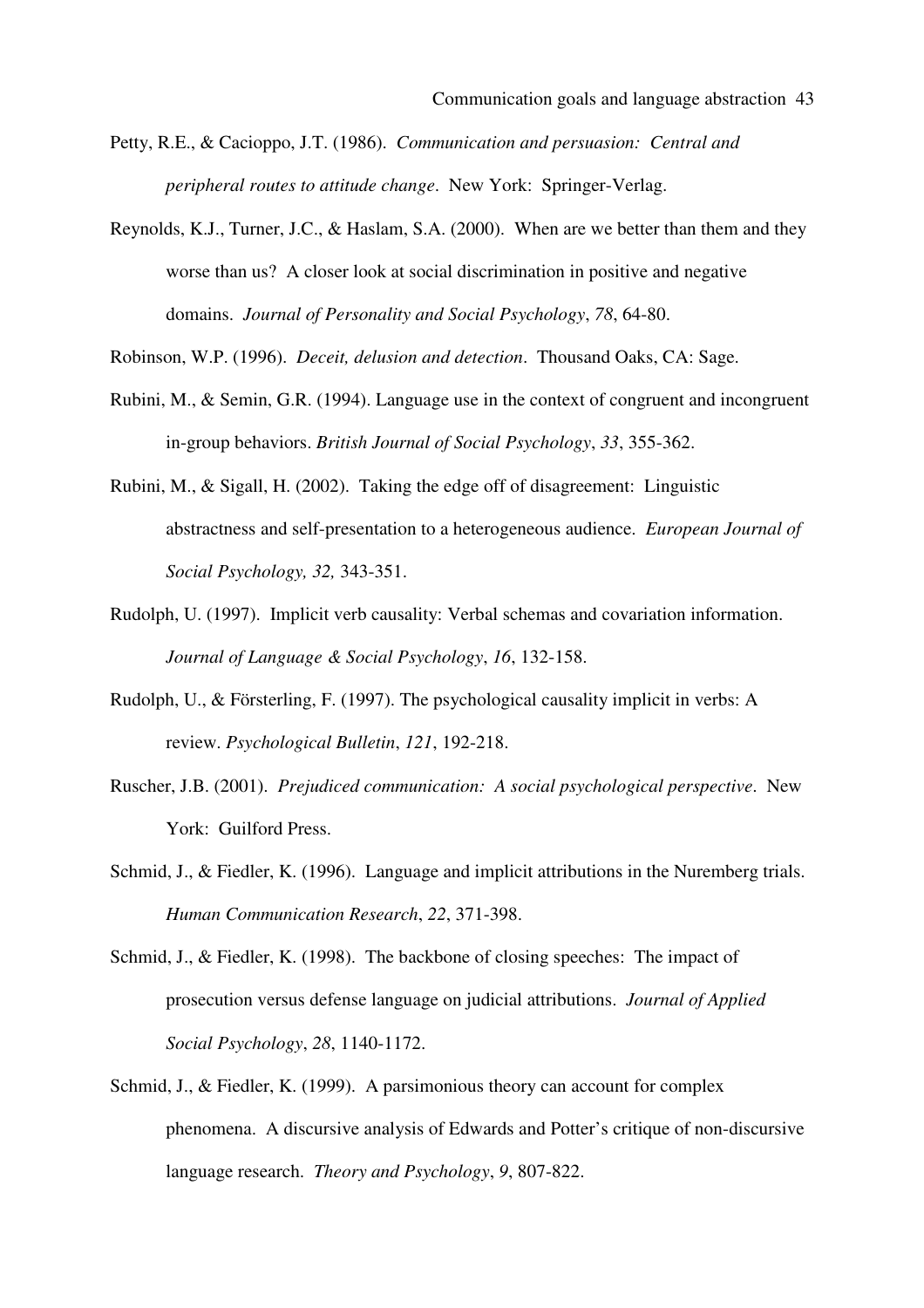Petty, R.E., & Cacioppo, J.T. (1986). *Communication and persuasion: Central and peripheral routes to attitude change*. New York: Springer-Verlag.

Reynolds, K.J., Turner, J.C., & Haslam, S.A. (2000). When are we better than them and they worse than us? A closer look at social discrimination in positive and negative domains. *Journal of Personality and Social Psychology*, *78*, 64-80.

Robinson, W.P. (1996). *Deceit, delusion and detection*. Thousand Oaks, CA: Sage.

Rubini, M., & Semin, G.R. (1994). Language use in the context of congruent and incongruent in-group behaviors. *British Journal of Social Psychology*, *33*, 355-362.

Rubini, M., & Sigall, H. (2002). Taking the edge off of disagreement: Linguistic abstractness and self-presentation to a heterogeneous audience. *European Journal of Social Psychology, 32,* 343-351.

Rudolph, U. (1997). Implicit verb causality: Verbal schemas and covariation information. *Journal of Language & Social Psychology*, *16*, 132-158.

Rudolph, U., & Försterling, F. (1997). The psychological causality implicit in verbs: A review. *Psychological Bulletin*, *121*, 192-218.

Ruscher, J.B. (2001). *Prejudiced communication: A social psychological perspective*. New York: Guilford Press.

Schmid, J., & Fiedler, K. (1996). Language and implicit attributions in the Nuremberg trials. *Human Communication Research*, *22*, 371-398.

Schmid, J., & Fiedler, K. (1998). The backbone of closing speeches: The impact of prosecution versus defense language on judicial attributions. *Journal of Applied Social Psychology*, *28*, 1140-1172.

Schmid, J., & Fiedler, K. (1999). A parsimonious theory can account for complex phenomena. A discursive analysis of Edwards and Potter's critique of non-discursive language research. *Theory and Psychology*, *9*, 807-822.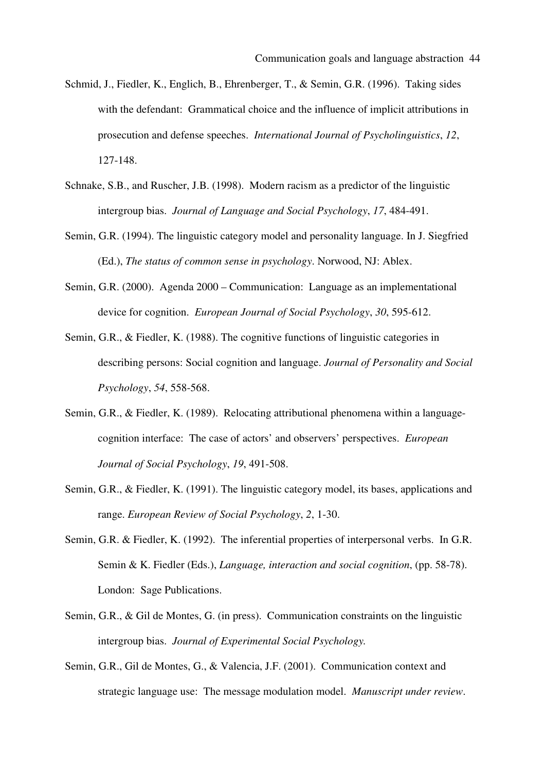Schmid, J., Fiedler, K., Englich, B., Ehrenberger, T., & Semin, G.R. (1996). Taking sides with the defendant: Grammatical choice and the influence of implicit attributions in prosecution and defense speeches. *International Journal of Psycholinguistics*, *12*, 127-148.

Schnake, S.B., and Ruscher, J.B. (1998). Modern racism as a predictor of the linguistic intergroup bias. *Journal of Language and Social Psychology*, *17*, 484-491.

Semin, G.R. (1994). The linguistic category model and personality language. In J. Siegfried (Ed.), *The status of common sense in psychology*. Norwood, NJ: Ablex.

Semin, G.R. (2000). Agenda 2000 – Communication: Language as an implementational device for cognition. *European Journal of Social Psychology*, *30*, 595-612.

Semin, G.R., & Fiedler, K. (1988). The cognitive functions of linguistic categories in describing persons: Social cognition and language. *Journal of Personality and Social Psychology*, *54*, 558-568.

Semin, G.R., & Fiedler, K. (1989). Relocating attributional phenomena within a language-cognition interface: The case of actors' and observers' perspectives. *European Journal of Social Psychology*, *19*, 491-508.

Semin, G.R., & Fiedler, K. (1991). The linguistic category model, its bases, applications and range. *European Review of Social Psychology*, *2*, 1-30.

Semin, G.R. & Fiedler, K. (1992). The inferential properties of interpersonal verbs. In G.R. Semin & K. Fiedler (Eds.), *Language, interaction and social cognition*, (pp. 58-78). London: Sage Publications.

Semin, G.R., & Gil de Montes, G. (in press). Communication constraints on the linguistic intergroup bias. *Journal of Experimental Social Psychology.*

Semin, G.R., Gil de Montes, G., & Valencia, J.F. (2001). Communication context and strategic language use: The message modulation model. *Manuscript under review*.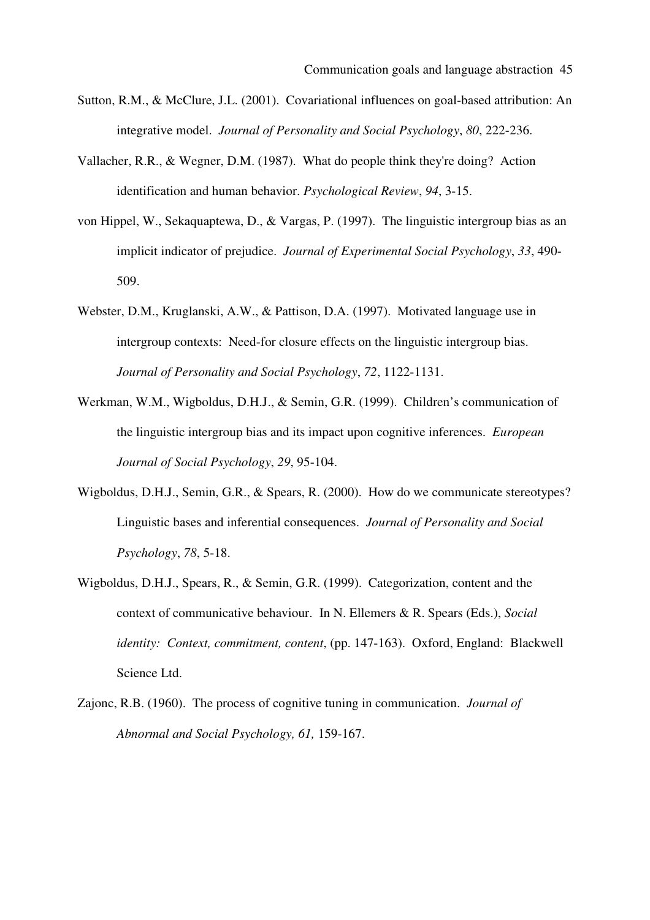Sutton, R.M., & McClure, J.L. (2001). Covariational influences on goal-based attribution: An integrative model. *Journal of Personality and Social Psychology*, *80*, 222-236.

Vallacher, R.R., & Wegner, D.M. (1987). What do people think they're doing? Action identification and human behavior. *Psychological Review*, *94*, 3-15.

von Hippel, W., Sekaquaptewa, D., & Vargas, P. (1997). The linguistic intergroup bias as an implicit indicator of prejudice. *Journal of Experimental Social Psychology*, *33*, 490-509.

Webster, D.M., Kruglanski, A.W., & Pattison, D.A. (1997). Motivated language use in intergroup contexts: Need-for closure effects on the linguistic intergroup bias. *Journal of Personality and Social Psychology*, *72*, 1122-1131.

Werkman, W.M., Wigboldus, D.H.J., & Semin, G.R. (1999). Children's communication of the linguistic intergroup bias and its impact upon cognitive inferences. *European Journal of Social Psychology*, *29*, 95-104.

Wigboldus, D.H.J., Semin, G.R., & Spears, R. (2000). How do we communicate stereotypes? Linguistic bases and inferential consequences. *Journal of Personality and Social Psychology*, *78*, 5-18.

Wigboldus, D.H.J., Spears, R., & Semin, G.R. (1999). Categorization, content and the context of communicative behaviour. In N. Ellemers & R. Spears (Eds.), *Social identity: Context, commitment, content*, (pp. 147-163). Oxford, England: Blackwell Science Ltd.

Zajonc, R.B. (1960). The process of cognitive tuning in communication. *Journal of Abnormal and Social Psychology, 61,* 159-167.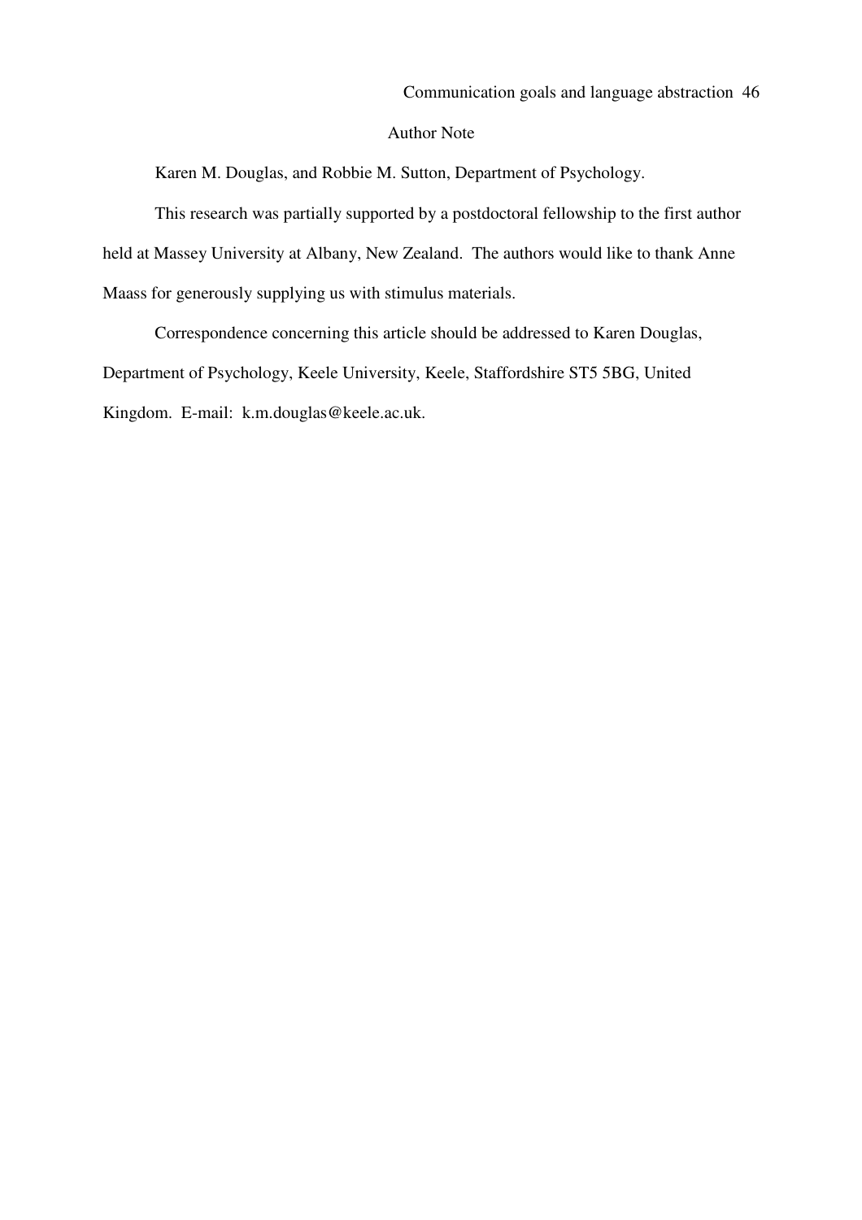## Author Note

Karen M. Douglas, and Robbie M. Sutton, Department of Psychology.

This research was partially supported by a postdoctoral fellowship to the first author held at Massey University at Albany, New Zealand. The authors would like to thank Anne Maass for generously supplying us with stimulus materials.

Correspondence concerning this article should be addressed to Karen Douglas, Department of Psychology, Keele University, Keele, Staffordshire ST5 5BG, United Kingdom. E-mail: k.m.douglas@keele.ac.uk.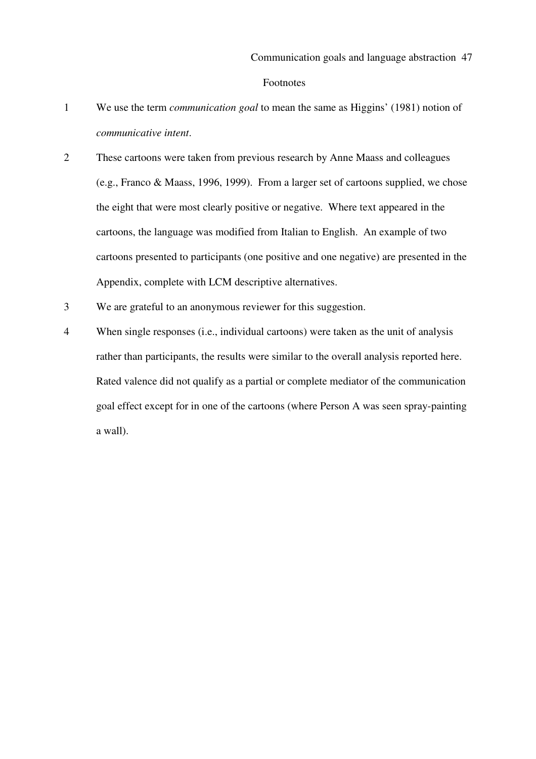# Footnotes

1. We use the term *communication goal* to mean the same as Higgins' (1981) notion of *communicative intent*.

2. These cartoons were taken from previous research by Anne Maass and colleagues (e.g., Franco & Maass, 1996, 1999). From a larger set of cartoons supplied, we chose the eight that were most clearly positive or negative. Where text appeared in the cartoons, the language was modified from Italian to English. An example of two cartoons presented to participants (one positive and one negative) are presented in the Appendix, complete with LCM descriptive alternatives.

3. We are grateful to an anonymous reviewer for this suggestion.

4. When single responses (i.e., individual cartoons) were taken as the unit of analysis rather than participants, the results were similar to the overall analysis reported here. Rated valence did not qualify as a partial or complete mediator of the communication goal effect except for in one of the cartoons (where Person A was seen spray-painting a wall).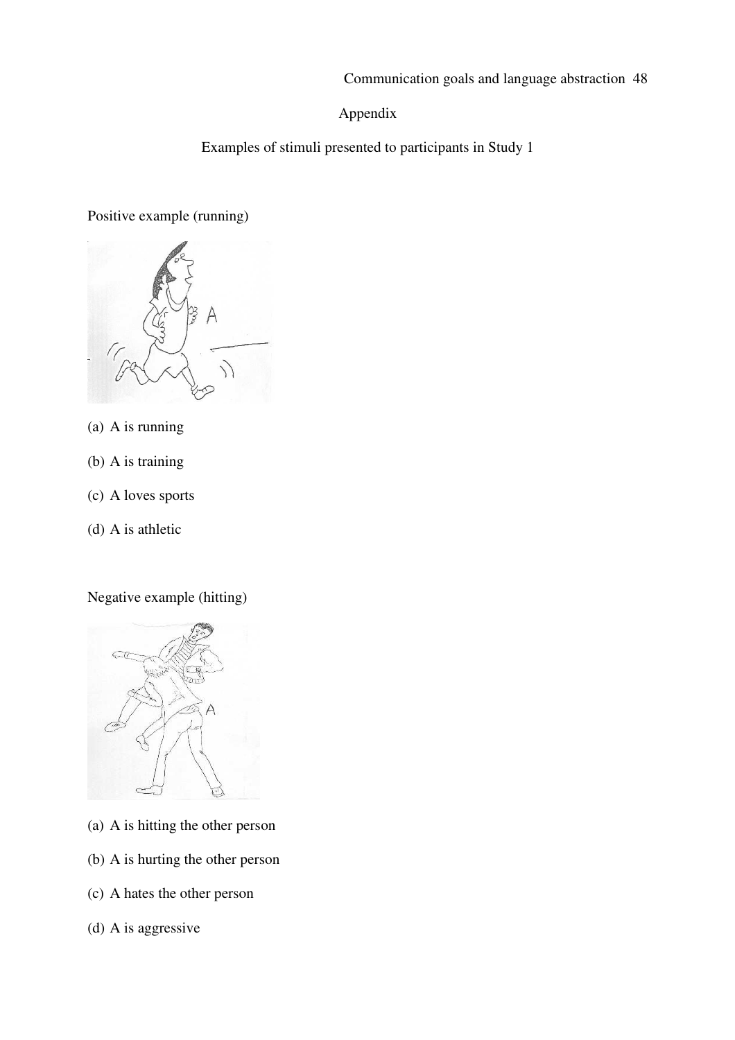# Appendix

## Examples of stimuli presented to participants in Study 1

Positive example (running)

(a) A is running

(b) A is training

(c) A loves sports

(d) A is athletic

Negative example (hitting)

(a) A is hitting the other person

(b) A is hurting the other person

(c) A hates the other person

(d) A is aggressive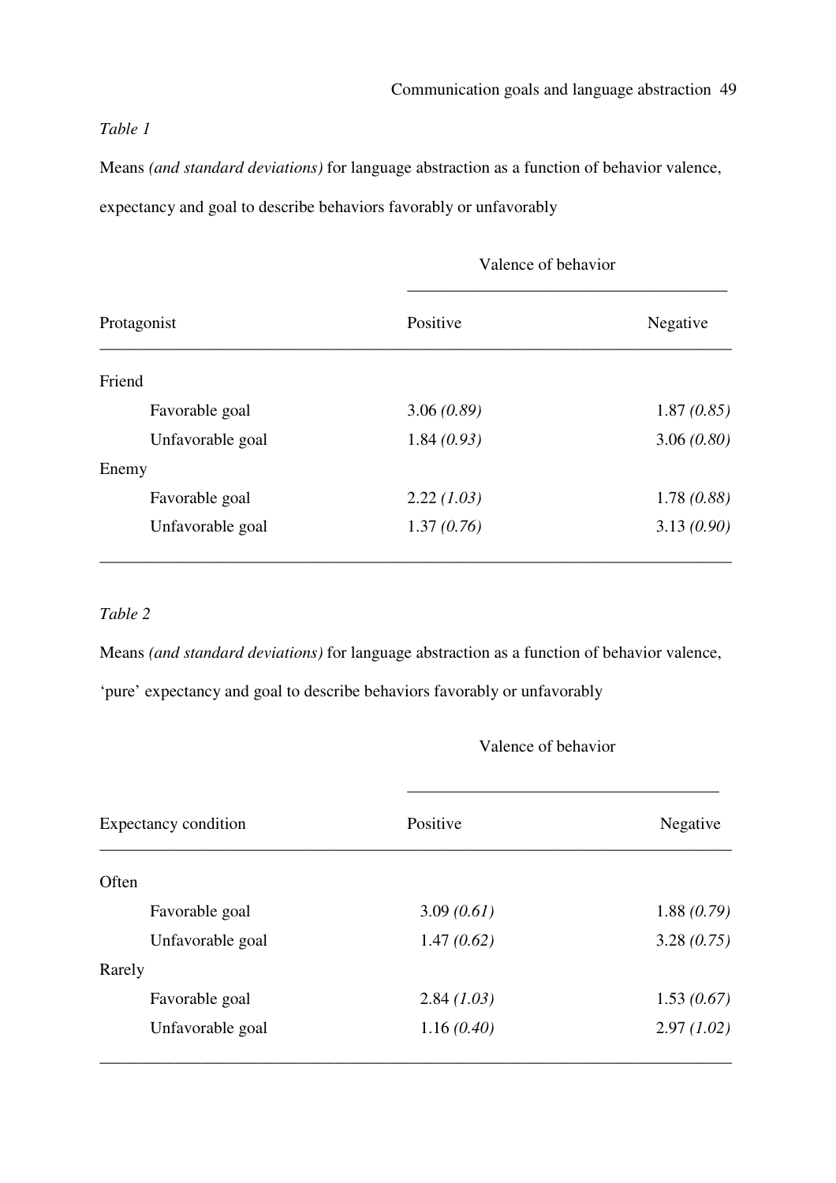*Table 1*

Means *(and standard deviations)* for language abstraction as a function of behavior valence, expectancy and goal to describe behaviors favorably or unfavorably

| | Valence of behavior | |
|---|---|---|
| Protagonist | Positive | Negative |
| Friend | | |
| Favorable goal | 3.06 *(0.89)* | 1.87 *(0.85)* |
| Unfavorable goal | 1.84 *(0.93)* | 3.06 *(0.80)* |
| Enemy | | |
| Favorable goal | 2.22 *(1.03)* | 1.78 *(0.88)* |
| Unfavorable goal | 1.37 *(0.76)* | 3.13 *(0.90)* |

*Table 2*

Means *(and standard deviations)* for language abstraction as a function of behavior valence, 'pure' expectancy and goal to describe behaviors favorably or unfavorably

| | Valence of behavior | |
|---|---|---|
| Expectancy condition | Positive | Negative |
| Often | | |
| Favorable goal | 3.09 *(0.61)* | 1.88 *(0.79)* |
| Unfavorable goal | 1.47 *(0.62)* | 3.28 *(0.75)* |
| Rarely | | |
| Favorable goal | 2.84 *(1.03)* | 1.53 *(0.67)* |
| Unfavorable goal | 1.16 *(0.40)* | 2.97 *(1.02)* |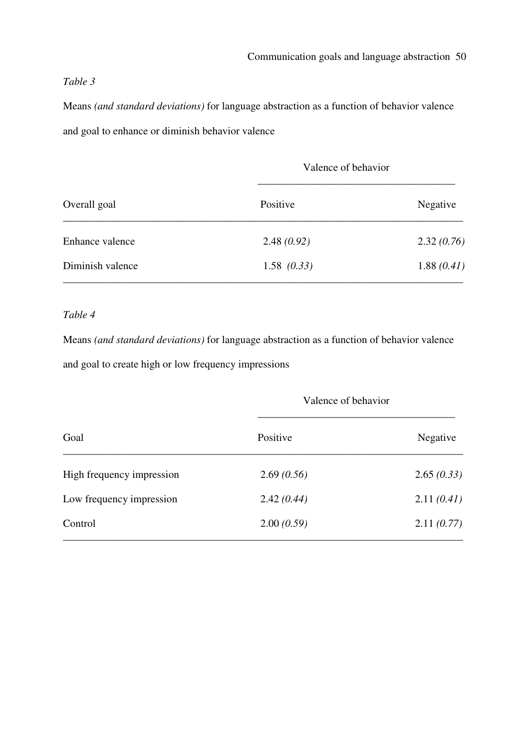*Table 3*

Means *(and standard deviations)* for language abstraction as a function of behavior valence and goal to enhance or diminish behavior valence

| | Valence of behavior | |
|---|---|---|
| Overall goal | Positive | Negative |
| Enhance valence | 2.48 *(0.92)* | 2.32 *(0.76)* |
| Diminish valence | 1.58 *(0.33)* | 1.88 *(0.41)* |

*Table 4*

Means *(and standard deviations)* for language abstraction as a function of behavior valence and goal to create high or low frequency impressions

| | Valence of behavior | |
|---|---|---|
| Goal | Positive | Negative |
| High frequency impression | 2.69 *(0.56)* | 2.65 *(0.33)* |
| Low frequency impression | 2.42 *(0.44)* | 2.11 *(0.41)* |
| Control | 2.00 *(0.59)* | 2.11 *(0.77)* |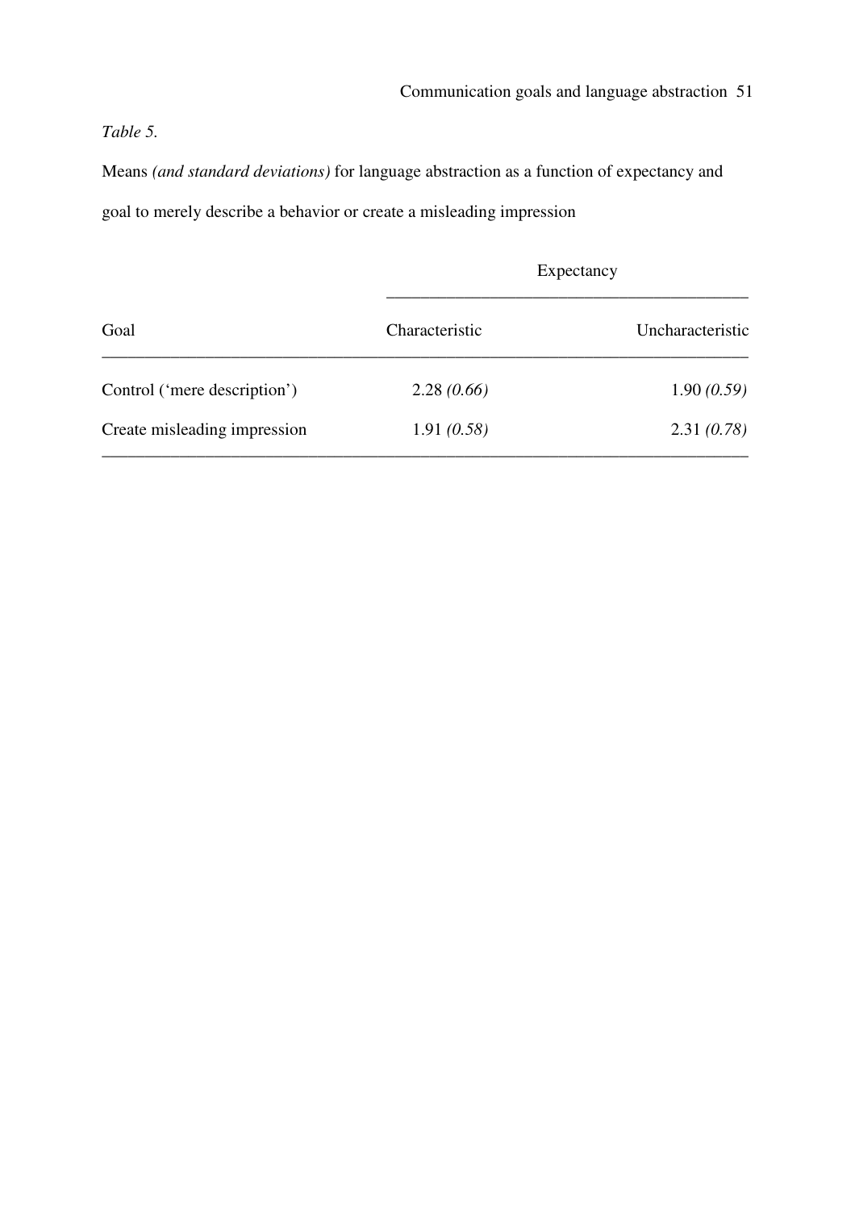*Table 5.*

Means *(and standard deviations)* for language abstraction as a function of expectancy and goal to merely describe a behavior or create a misleading impression

| | Expectancy | |
|---|---|---|
| Goal | Characteristic | Uncharacteristic |
| Control ('mere description') | 2.28 *(0.66)* | 1.90 *(0.59)* |
| Create misleading impression | 1.91 *(0.58)* | 2.31 *(0.78)* |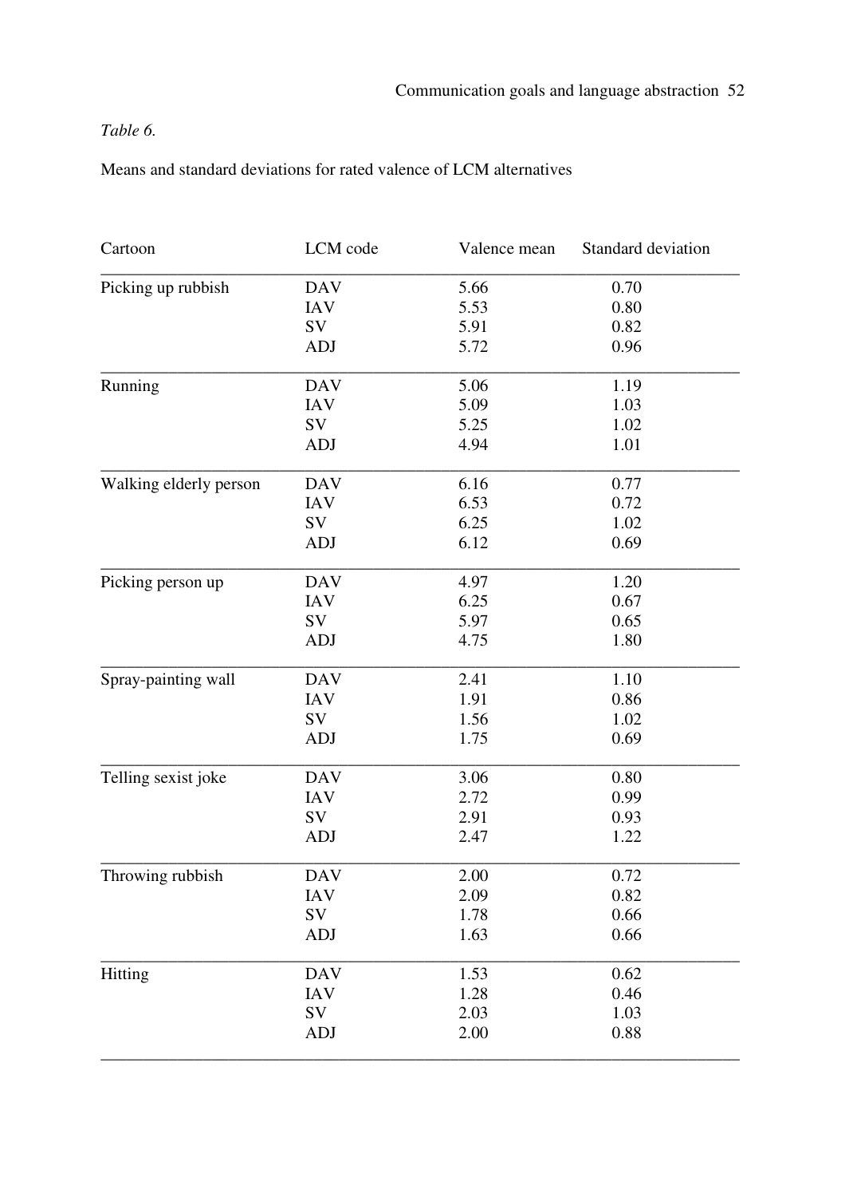*Table 6.*

Means and standard deviations for rated valence of LCM alternatives

| Cartoon | LCM code | Valence mean | Standard deviation |
|---|---|---|---|
| Picking up rubbish | DAV | 5.66 | 0.70 |
| | IAV | 5.53 | 0.80 |
| | SV | 5.91 | 0.82 |
| | ADJ | 5.72 | 0.96 |
| Running | DAV | 5.06 | 1.19 |
| | IAV | 5.09 | 1.03 |
| | SV | 5.25 | 1.02 |
| | ADJ | 4.94 | 1.01 |
| Walking elderly person | DAV | 6.16 | 0.77 |
| | IAV | 6.53 | 0.72 |
| | SV | 6.25 | 1.02 |
| | ADJ | 6.12 | 0.69 |
| Picking person up | DAV | 4.97 | 1.20 |
| | IAV | 6.25 | 0.67 |
| | SV | 5.97 | 0.65 |
| | ADJ | 4.75 | 1.80 |
| Spray-painting wall | DAV | 2.41 | 1.10 |
| | IAV | 1.91 | 0.86 |
| | SV | 1.56 | 1.02 |
| | ADJ | 1.75 | 0.69 |
| Telling sexist joke | DAV | 3.06 | 0.80 |
| | IAV | 2.72 | 0.99 |
| | SV | 2.91 | 0.93 |
| | ADJ | 2.47 | 1.22 |
| Throwing rubbish | DAV | 2.00 | 0.72 |
| | IAV | 2.09 | 0.82 |
| | SV | 1.78 | 0.66 |
| | ADJ | 1.63 | 0.66 |
| Hitting | DAV | 1.53 | 0.62 |
| | IAV | 1.28 | 0.46 |
| | SV | 2.03 | 1.03 |
| | ADJ | 2.00 | 0.88 |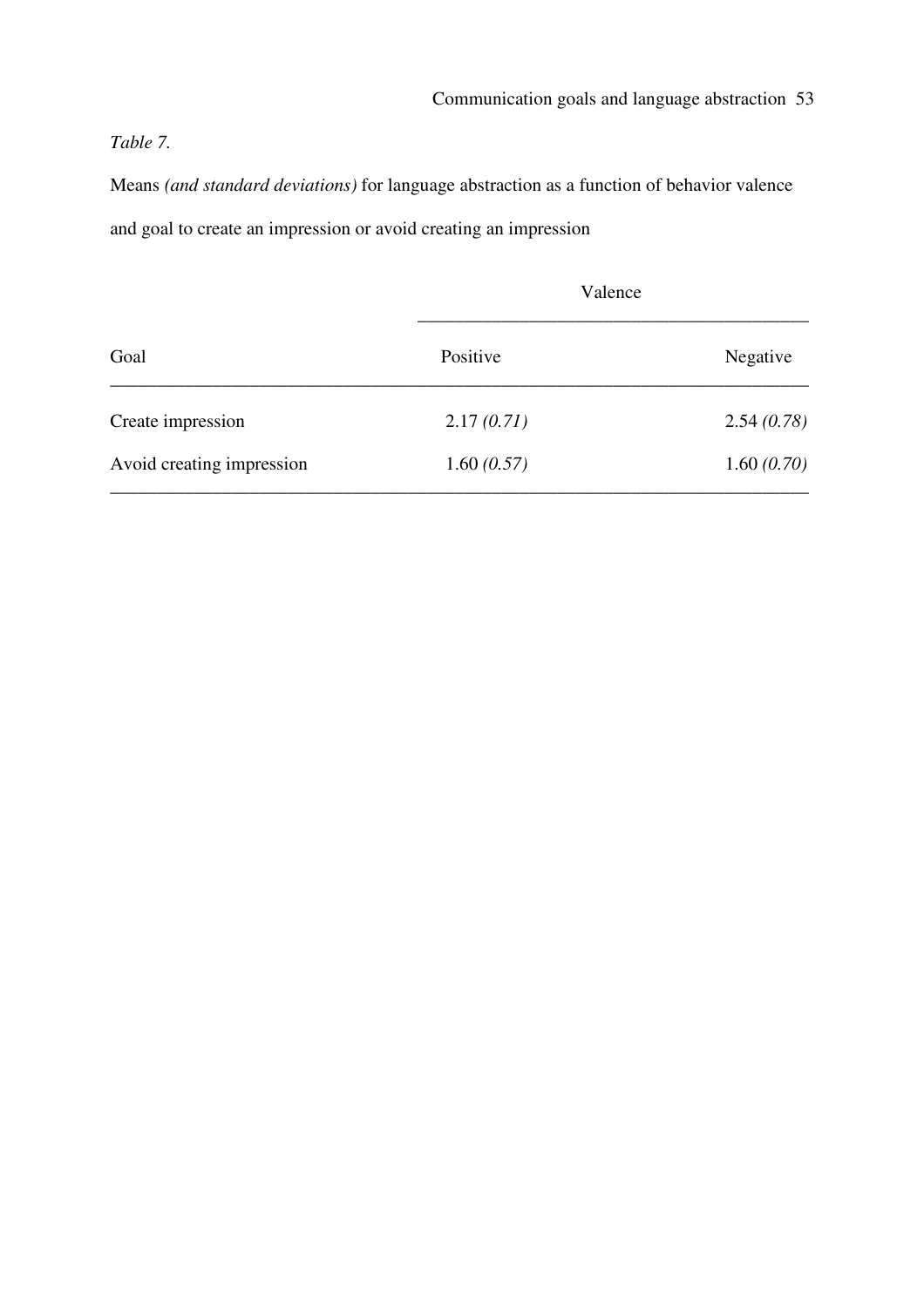*Table 7.*

Means *(and standard deviations)* for language abstraction as a function of behavior valence and goal to create an impression or avoid creating an impression

| | Valence | |
|---|---|---|
| Goal | Positive | Negative |
| Create impression | 2.17 *(0.71)* | 2.54 *(0.78)* |
| Avoid creating impression | 1.60 *(0.57)* | 1.60 *(0.70)* |